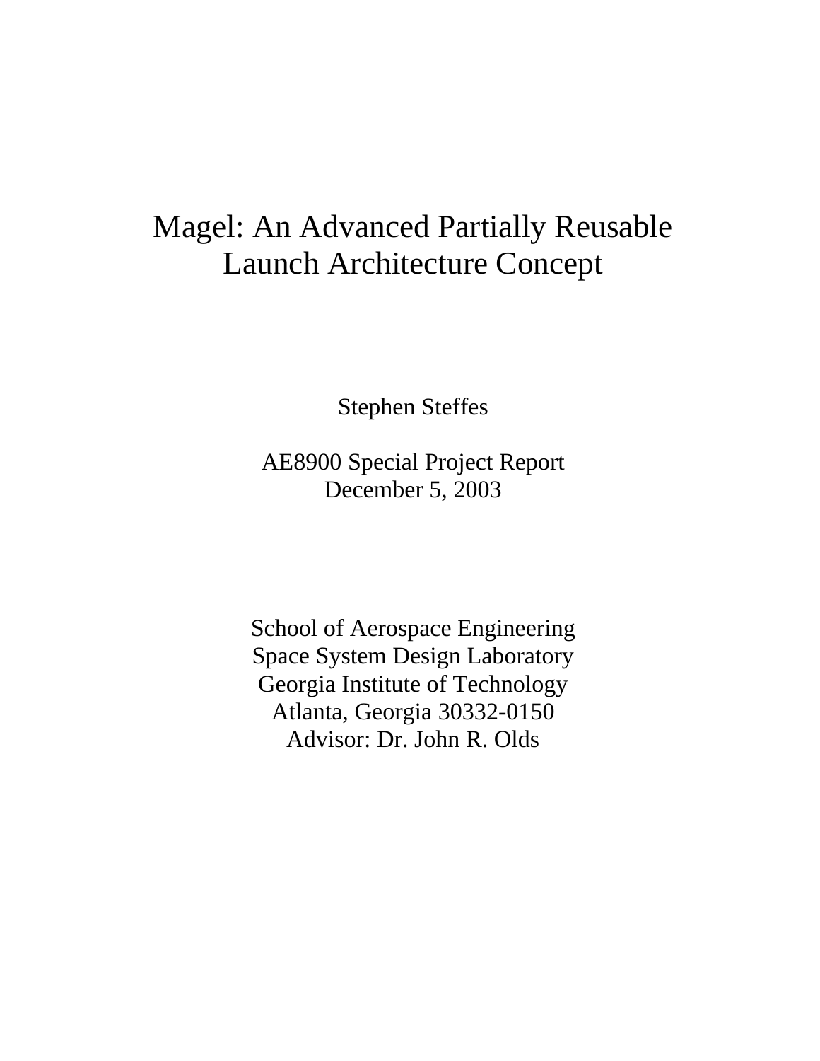# Magel: An Advanced Partially Reusable Launch Architecture Concept

Stephen Steffes

AE8900 Special Project Report
December 5, 2003

School of Aerospace Engineering
Space System Design Laboratory
Georgia Institute of Technology
Atlanta, Georgia 30332-0150
Advisor: Dr. John R. Olds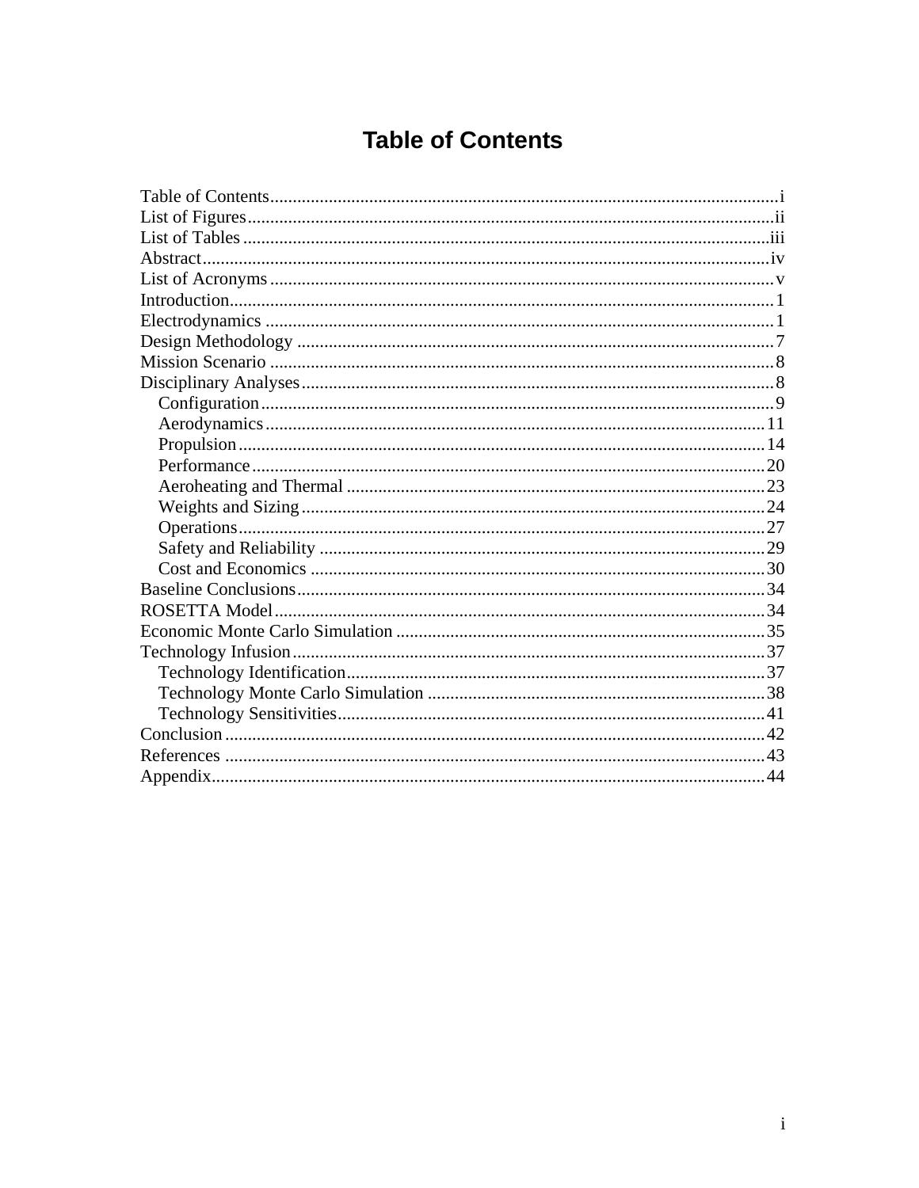# Table of Contents

Table of Contents ........................................................................................................ i
List of Figures ............................................................................................................ ii
List of Tables ............................................................................................................. iii
Abstract ....................................................................................................................... iv
List of Acronyms ....................................................................................................... v
Introduction ................................................................................................................ 1
Electrodynamics ........................................................................................................ 1
Design Methodology ................................................................................................. 7
Mission Scenario ....................................................................................................... 8
Disciplinary Analyses ................................................................................................ 8
  Configuration ........................................................................................................ 9
  Aerodynamics ...................................................................................................... 11
  Propulsion ............................................................................................................ 14
  Performance ......................................................................................................... 20
  Aeroheating and Thermal .................................................................................... 23
  Weights and Sizing .............................................................................................. 24
  Operations ............................................................................................................ 27
  Safety and Reliability .......................................................................................... 29
  Cost and Economics ............................................................................................ 30
Baseline Conclusions ............................................................................................... 34
ROSETTA Model ...................................................................................................... 34
Economic Monte Carlo Simulation ......................................................................... 35
Technology Infusion ................................................................................................ 37
  Technology Identification .................................................................................... 37
  Technology Monte Carlo Simulation .................................................................. 38
  Technology Sensitivities ...................................................................................... 41
Conclusion ................................................................................................................ 42
References ................................................................................................................ 43
Appendix ................................................................................................................... 44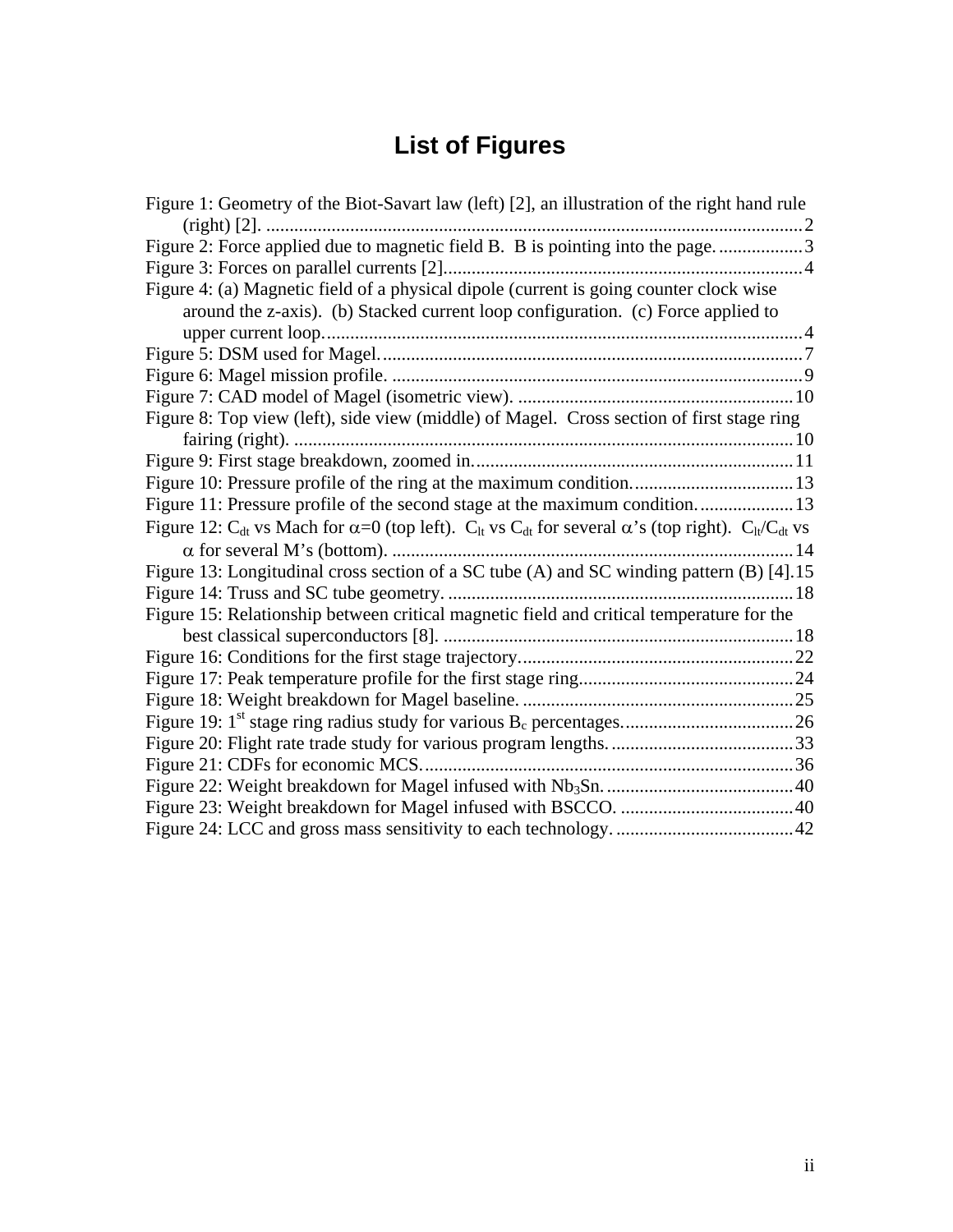# List of Figures

Figure 1: Geometry of the Biot-Savart law (left) [2], an illustration of the right hand rule (right) [2]. ..... 2
Figure 2: Force applied due to magnetic field B. B is pointing into the page. ..... 3
Figure 3: Forces on parallel currents [2]. ..... 4
Figure 4: (a) Magnetic field of a physical dipole (current is going counter clock wise around the z-axis). (b) Stacked current loop configuration. (c) Force applied to upper current loop. ..... 4
Figure 5: DSM used for Magel. ..... 7
Figure 6: Magel mission profile. ..... 9
Figure 7: CAD model of Magel (isometric view). ..... 10
Figure 8: Top view (left), side view (middle) of Magel. Cross section of first stage ring fairing (right). ..... 10
Figure 9: First stage breakdown, zoomed in. ..... 11
Figure 10: Pressure profile of the ring at the maximum condition. ..... 13
Figure 11: Pressure profile of the second stage at the maximum condition. ..... 13
Figure 12: $C_{dt}$ vs Mach for $\alpha$=0 (top left). $C_{lt}$ vs $C_{dt}$ for several $\alpha$'s (top right). $C_{lt}/C_{dt}$ vs $\alpha$ for several M's (bottom). ..... 14
Figure 13: Longitudinal cross section of a SC tube (A) and SC winding pattern (B) [4]. ..... 15
Figure 14: Truss and SC tube geometry. ..... 18
Figure 15: Relationship between critical magnetic field and critical temperature for the best classical superconductors [8]. ..... 18
Figure 16: Conditions for the first stage trajectory. ..... 22
Figure 17: Peak temperature profile for the first stage ring. ..... 24
Figure 18: Weight breakdown for Magel baseline. ..... 25
Figure 19: 1st stage ring radius study for various $B_c$ percentages. ..... 26
Figure 20: Flight rate trade study for various program lengths. ..... 33
Figure 21: CDFs for economic MCS. ..... 36
Figure 22: Weight breakdown for Magel infused with $Nb_3Sn$. ..... 40
Figure 23: Weight breakdown for Magel infused with BSCCO. ..... 40
Figure 24: LCC and gross mass sensitivity to each technology. ..... 42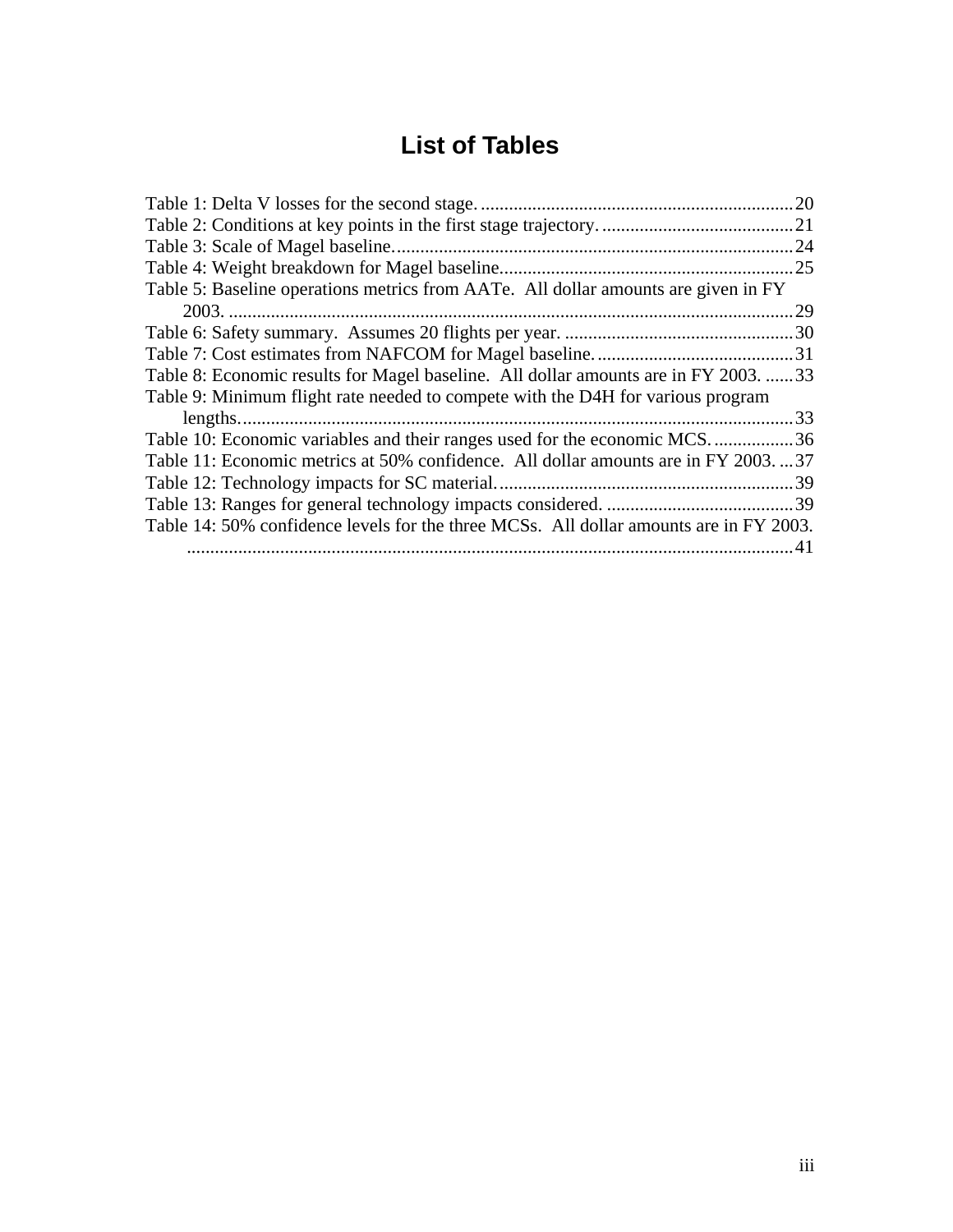# List of Tables

Table 1: Delta V losses for the second stage. ................................................................... 20
Table 2: Conditions at key points in the first stage trajectory. ......................................... 21
Table 3: Scale of Magel baseline. ..................................................................................... 24
Table 4: Weight breakdown for Magel baseline. .............................................................. 25
Table 5: Baseline operations metrics from AATe. All dollar amounts are given in FY 2003. ......................................................................................................................... 29
Table 6: Safety summary. Assumes 20 flights per year. ................................................. 30
Table 7: Cost estimates from NAFCOM for Magel baseline. .......................................... 31
Table 8: Economic results for Magel baseline. All dollar amounts are in FY 2003. ...... 33
Table 9: Minimum flight rate needed to compete with the D4H for various program lengths. ....................................................................................................................... 33
Table 10: Economic variables and their ranges used for the economic MCS. ................. 36
Table 11: Economic metrics at 50% confidence. All dollar amounts are in FY 2003. ... 37
Table 12: Technology impacts for SC material. ............................................................... 39
Table 13: Ranges for general technology impacts considered. ........................................ 39
Table 14: 50% confidence levels for the three MCSs. All dollar amounts are in FY 2003. .................................................................................................................................. 41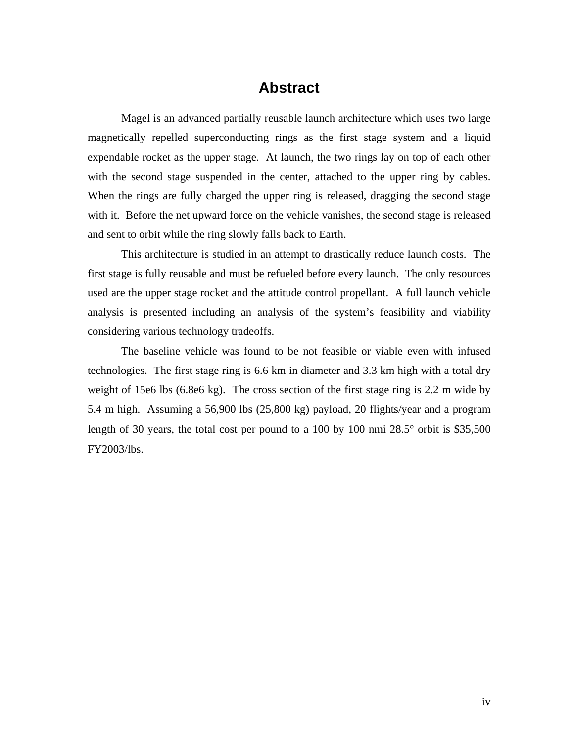# Abstract

Magel is an advanced partially reusable launch architecture which uses two large magnetically repelled superconducting rings as the first stage system and a liquid expendable rocket as the upper stage. At launch, the two rings lay on top of each other with the second stage suspended in the center, attached to the upper ring by cables. When the rings are fully charged the upper ring is released, dragging the second stage with it. Before the net upward force on the vehicle vanishes, the second stage is released and sent to orbit while the ring slowly falls back to Earth.

This architecture is studied in an attempt to drastically reduce launch costs. The first stage is fully reusable and must be refueled before every launch. The only resources used are the upper stage rocket and the attitude control propellant. A full launch vehicle analysis is presented including an analysis of the system's feasibility and viability considering various technology tradeoffs.

The baseline vehicle was found to be not feasible or viable even with infused technologies. The first stage ring is 6.6 km in diameter and 3.3 km high with a total dry weight of 15e6 lbs (6.8e6 kg). The cross section of the first stage ring is 2.2 m wide by 5.4 m high. Assuming a 56,900 lbs (25,800 kg) payload, 20 flights/year and a program length of 30 years, the total cost per pound to a 100 by 100 nmi 28.5° orbit is $35,500 FY2003/lbs.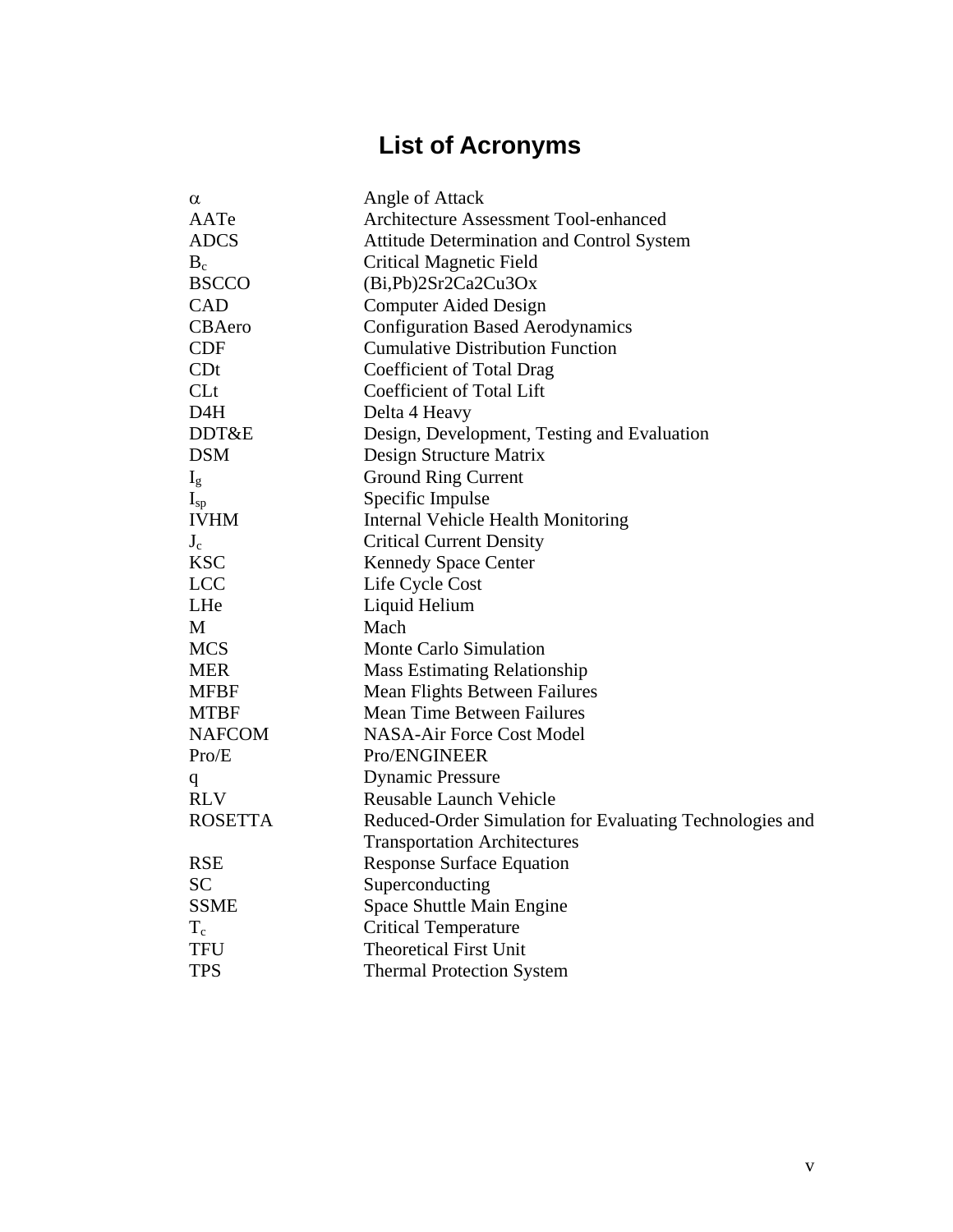# List of Acronyms

| | |
|---|---|
| $\alpha$ | Angle of Attack |
| AATe | Architecture Assessment Tool-enhanced |
| ADCS | Attitude Determination and Control System |
| $B_c$ | Critical Magnetic Field |
| BSCCO | (Bi,Pb)2Sr2Ca2Cu3Ox |
| CAD | Computer Aided Design |
| CBAero | Configuration Based Aerodynamics |
| CDF | Cumulative Distribution Function |
| CDt | Coefficient of Total Drag |
| CLt | Coefficient of Total Lift |
| D4H | Delta 4 Heavy |
| DDT&E | Design, Development, Testing and Evaluation |
| DSM | Design Structure Matrix |
| $I_g$ | Ground Ring Current |
| $I_{sp}$ | Specific Impulse |
| IVHM | Internal Vehicle Health Monitoring |
| $J_c$ | Critical Current Density |
| KSC | Kennedy Space Center |
| LCC | Life Cycle Cost |
| LHe | Liquid Helium |
| M | Mach |
| MCS | Monte Carlo Simulation |
| MER | Mass Estimating Relationship |
| MFBF | Mean Flights Between Failures |
| MTBF | Mean Time Between Failures |
| NAFCOM | NASA-Air Force Cost Model |
| Pro/E | Pro/ENGINEER |
| q | Dynamic Pressure |
| RLV | Reusable Launch Vehicle |
| ROSETTA | Reduced-Order Simulation for Evaluating Technologies and Transportation Architectures |
| RSE | Response Surface Equation |
| SC | Superconducting |
| SSME | Space Shuttle Main Engine |
| $T_c$ | Critical Temperature |
| TFU | Theoretical First Unit |
| TPS | Thermal Protection System |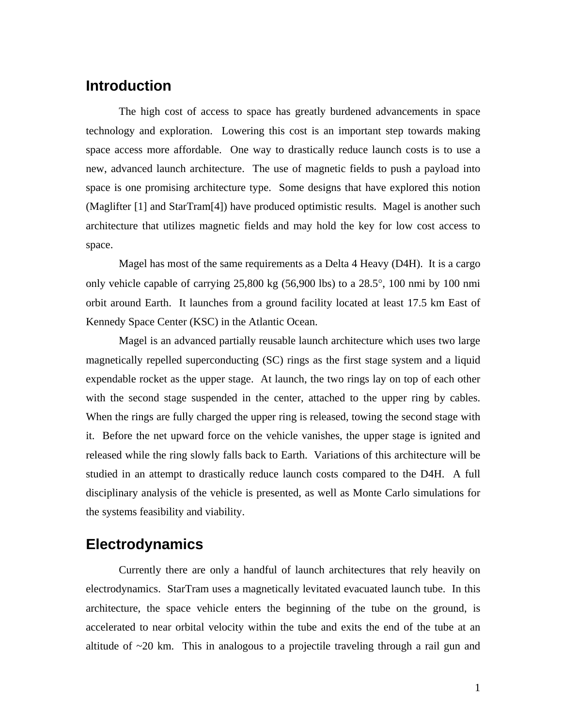## Introduction

The high cost of access to space has greatly burdened advancements in space technology and exploration. Lowering this cost is an important step towards making space access more affordable. One way to drastically reduce launch costs is to use a new, advanced launch architecture. The use of magnetic fields to push a payload into space is one promising architecture type. Some designs that have explored this notion (Maglifter [1] and StarTram[4]) have produced optimistic results. Magel is another such architecture that utilizes magnetic fields and may hold the key for low cost access to space.

Magel has most of the same requirements as a Delta 4 Heavy (D4H). It is a cargo only vehicle capable of carrying 25,800 kg (56,900 lbs) to a 28.5°, 100 nmi by 100 nmi orbit around Earth. It launches from a ground facility located at least 17.5 km East of Kennedy Space Center (KSC) in the Atlantic Ocean.

Magel is an advanced partially reusable launch architecture which uses two large magnetically repelled superconducting (SC) rings as the first stage system and a liquid expendable rocket as the upper stage. At launch, the two rings lay on top of each other with the second stage suspended in the center, attached to the upper ring by cables. When the rings are fully charged the upper ring is released, towing the second stage with it. Before the net upward force on the vehicle vanishes, the upper stage is ignited and released while the ring slowly falls back to Earth. Variations of this architecture will be studied in an attempt to drastically reduce launch costs compared to the D4H. A full disciplinary analysis of the vehicle is presented, as well as Monte Carlo simulations for the systems feasibility and viability.

## Electrodynamics

Currently there are only a handful of launch architectures that rely heavily on electrodynamics. StarTram uses a magnetically levitated evacuated launch tube. In this architecture, the space vehicle enters the beginning of the tube on the ground, is accelerated to near orbital velocity within the tube and exits the end of the tube at an altitude of ~20 km. This in analogous to a projectile traveling through a rail gun and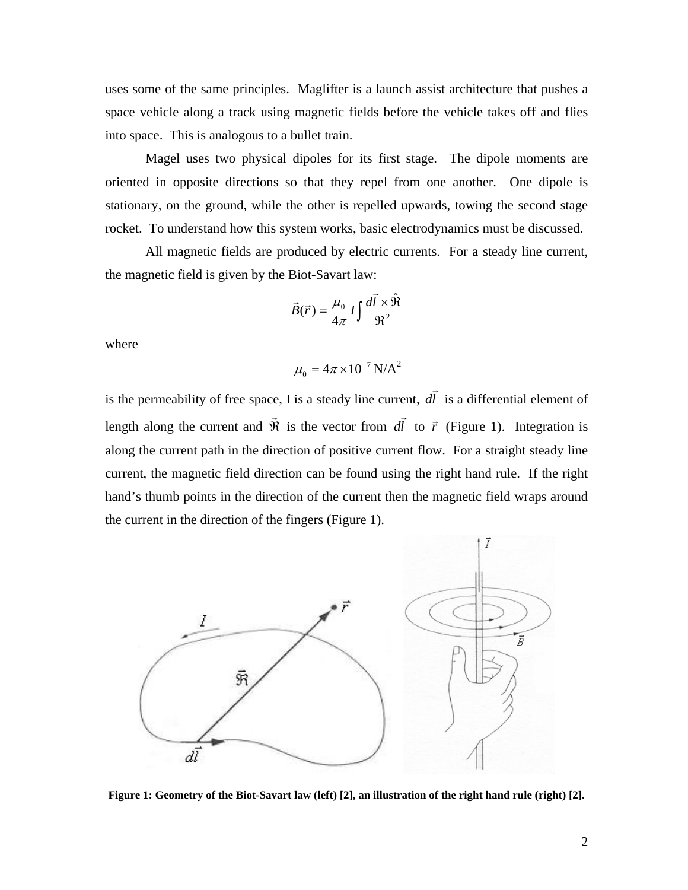uses some of the same principles. Maglifter is a launch assist architecture that pushes a space vehicle along a track using magnetic fields before the vehicle takes off and flies into space. This is analogous to a bullet train.

Magel uses two physical dipoles for its first stage. The dipole moments are oriented in opposite directions so that they repel from one another. One dipole is stationary, on the ground, while the other is repelled upwards, towing the second stage rocket. To understand how this system works, basic electrodynamics must be discussed.

All magnetic fields are produced by electric currents. For a steady line current, the magnetic field is given by the Biot-Savart law:

$$\vec{B}(\vec{r}) = \frac{\mu_0}{4\pi} I \int \frac{d\vec{l} \times \hat{\Re}}{\Re^2}$$

where

$$\mu_0 = 4\pi \times 10^{-7} \text{ N/A}^2$$

is the permeability of free space, I is a steady line current, $d\vec{l}$ is a differential element of length along the current and $\vec{\Re}$ is the vector from $d\vec{l}$ to $\vec{r}$ (Figure 1). Integration is along the current path in the direction of positive current flow. For a straight steady line current, the magnetic field direction can be found using the right hand rule. If the right hand's thumb points in the direction of the current then the magnetic field wraps around the current in the direction of the fingers (Figure 1).

**Figure 1: Geometry of the Biot-Savart law (left) [2], an illustration of the right hand rule (right) [2].**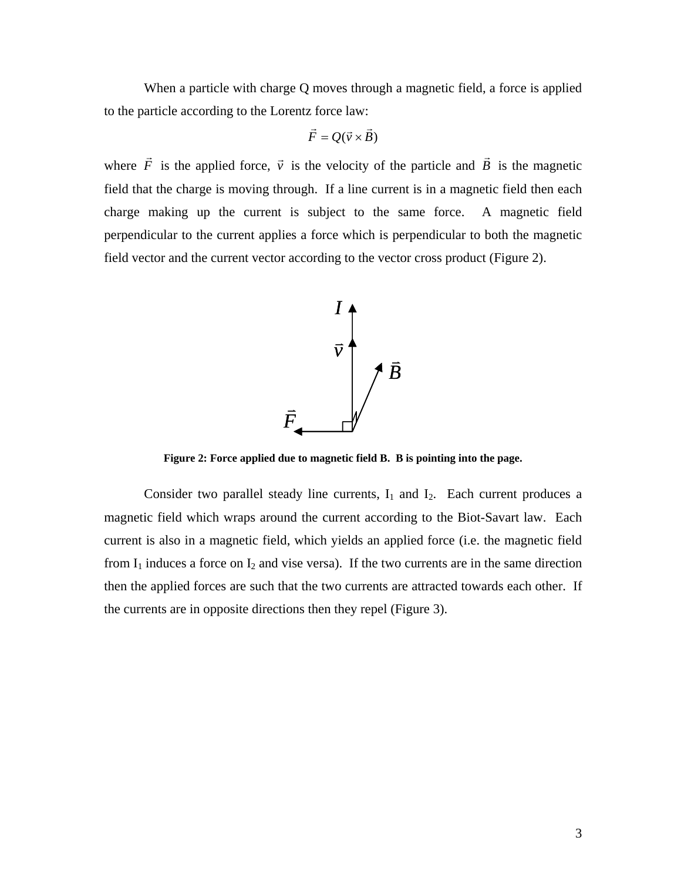When a particle with charge Q moves through a magnetic field, a force is applied to the particle according to the Lorentz force law:

$$\vec{F} = Q(\vec{v} \times \vec{B})$$

where $\vec{F}$ is the applied force, $\vec{v}$ is the velocity of the particle and $\vec{B}$ is the magnetic field that the charge is moving through. If a line current is in a magnetic field then each charge making up the current is subject to the same force. A magnetic field perpendicular to the current applies a force which is perpendicular to both the magnetic field vector and the current vector according to the vector cross product (Figure 2).

**Figure 2: Force applied due to magnetic field B. B is pointing into the page.**

Consider two parallel steady line currents, $I_1$ and $I_2$. Each current produces a magnetic field which wraps around the current according to the Biot-Savart law. Each current is also in a magnetic field, which yields an applied force (i.e. the magnetic field from $I_1$ induces a force on $I_2$ and vise versa). If the two currents are in the same direction then the applied forces are such that the two currents are attracted towards each other. If the currents are in opposite directions then they repel (Figure 3).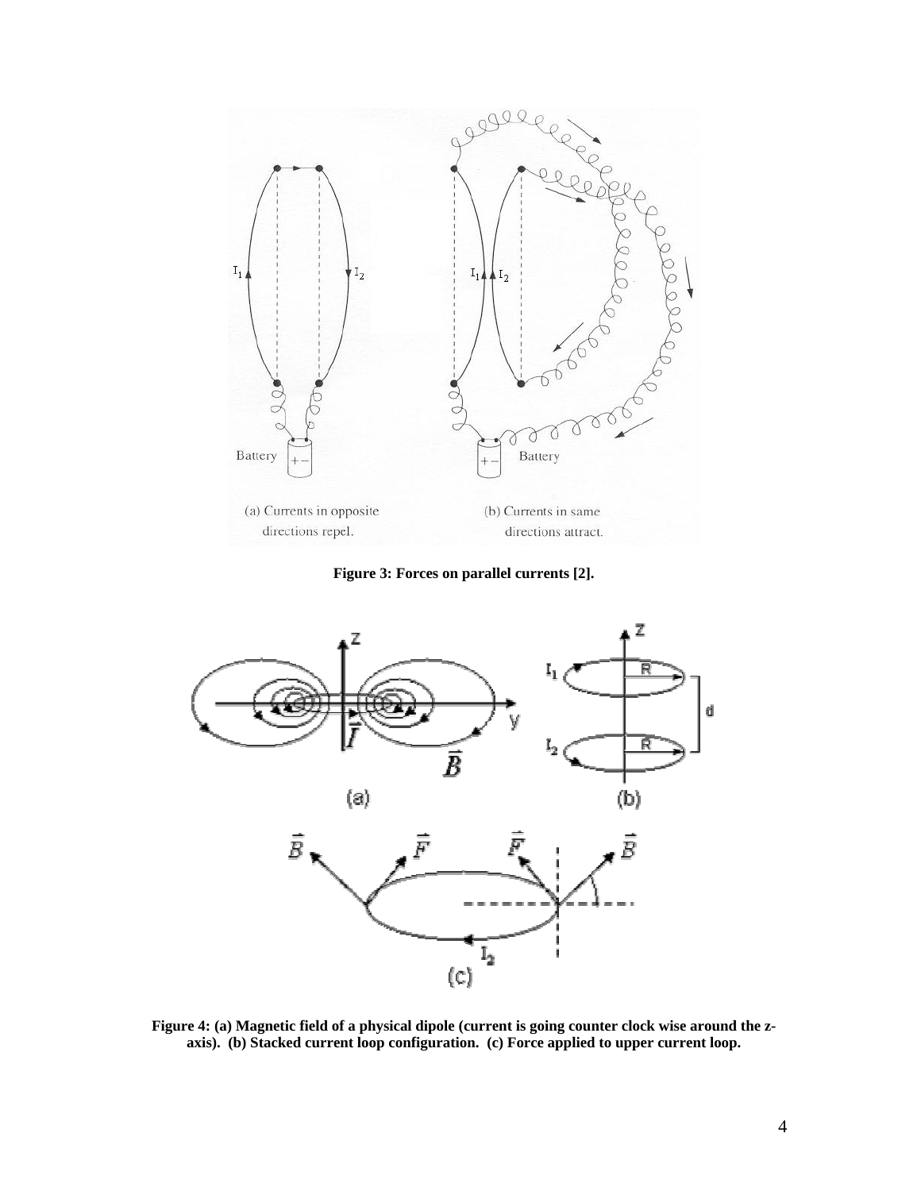**Figure 3: Forces on parallel currents [2].**

**Figure 4: (a) Magnetic field of a physical dipole (current is going counter clock wise around the z-axis). (b) Stacked current loop configuration. (c) Force applied to upper current loop.**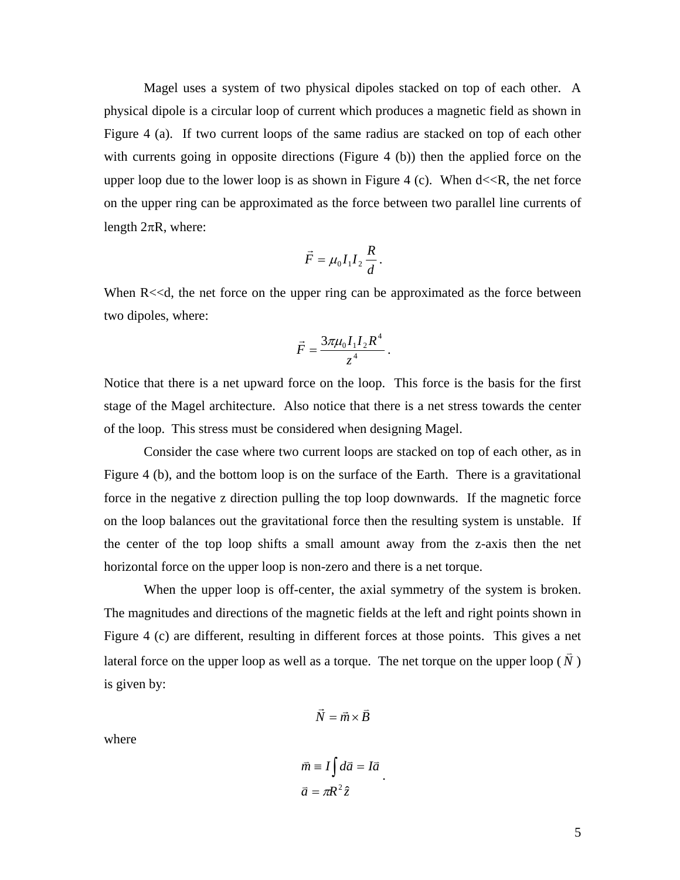Magel uses a system of two physical dipoles stacked on top of each other. A physical dipole is a circular loop of current which produces a magnetic field as shown in Figure 4 (a). If two current loops of the same radius are stacked on top of each other with currents going in opposite directions (Figure 4 (b)) then the applied force on the upper loop due to the lower loop is as shown in Figure 4 (c). When d<<R, the net force on the upper ring can be approximated as the force between two parallel line currents of length $2\pi R$, where:

$$\vec{F} = \mu_0 I_1 I_2 \frac{R}{d} .$$

When R<<d, the net force on the upper ring can be approximated as the force between two dipoles, where:

$$\vec{F} = \frac{3\pi\mu_0 I_1 I_2 R^4}{z^4} .$$

Notice that there is a net upward force on the loop. This force is the basis for the first stage of the Magel architecture. Also notice that there is a net stress towards the center of the loop. This stress must be considered when designing Magel.

Consider the case where two current loops are stacked on top of each other, as in Figure 4 (b), and the bottom loop is on the surface of the Earth. There is a gravitational force in the negative z direction pulling the top loop downwards. If the magnetic force on the loop balances out the gravitational force then the resulting system is unstable. If the center of the top loop shifts a small amount away from the z-axis then the net horizontal force on the upper loop is non-zero and there is a net torque.

When the upper loop is off-center, the axial symmetry of the system is broken. The magnitudes and directions of the magnetic fields at the left and right points shown in Figure 4 (c) are different, resulting in different forces at those points. This gives a net lateral force on the upper loop as well as a torque. The net torque on the upper loop ($\vec{N}$) is given by:

$$\vec{N} = \vec{m} \times \vec{B}$$

where

$$\vec{m} \equiv I \int d\vec{a} = I\vec{a}$$
$$\vec{a} = \pi R^2 \hat{z} .$$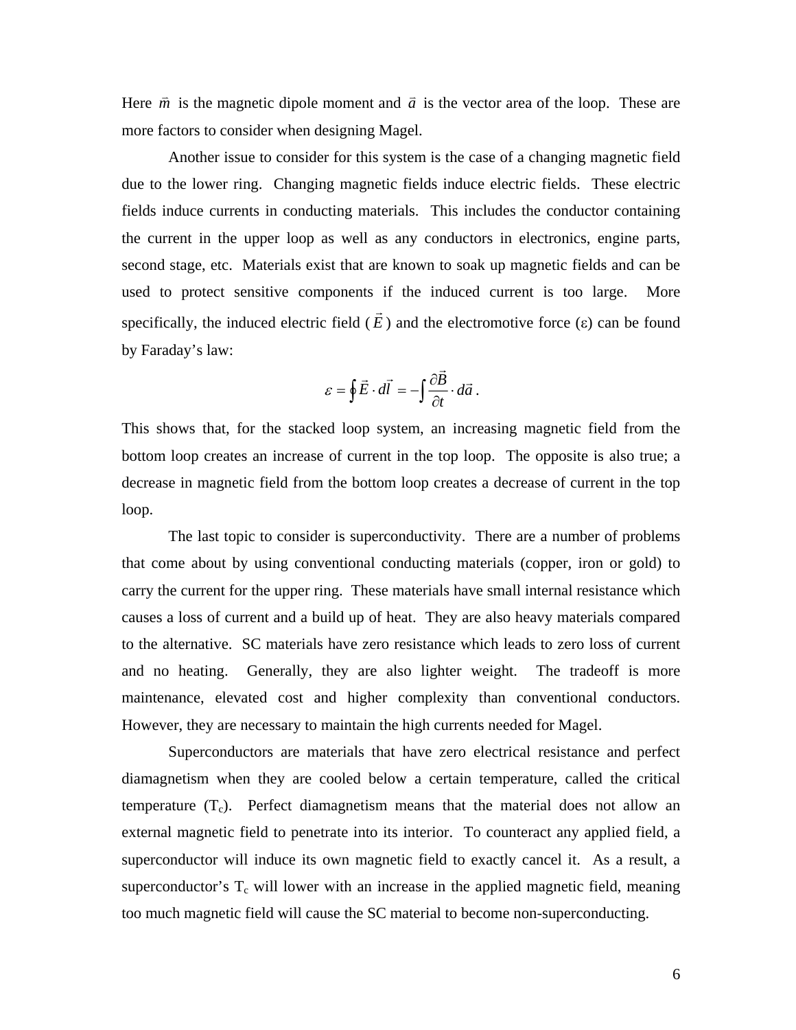Here $\vec{m}$ is the magnetic dipole moment and $\vec{a}$ is the vector area of the loop. These are more factors to consider when designing Magel.

Another issue to consider for this system is the case of a changing magnetic field due to the lower ring. Changing magnetic fields induce electric fields. These electric fields induce currents in conducting materials. This includes the conductor containing the current in the upper loop as well as any conductors in electronics, engine parts, second stage, etc. Materials exist that are known to soak up magnetic fields and can be used to protect sensitive components if the induced current is too large. More specifically, the induced electric field ($\vec{E}$) and the electromotive force ($\varepsilon$) can be found by Faraday's law:

$$\varepsilon = \oint \vec{E} \cdot d\vec{l} = -\int \frac{\partial \vec{B}}{\partial t} \cdot d\vec{a} \, .$$

This shows that, for the stacked loop system, an increasing magnetic field from the bottom loop creates an increase of current in the top loop. The opposite is also true; a decrease in magnetic field from the bottom loop creates a decrease of current in the top loop.

The last topic to consider is superconductivity. There are a number of problems that come about by using conventional conducting materials (copper, iron or gold) to carry the current for the upper ring. These materials have small internal resistance which causes a loss of current and a build up of heat. They are also heavy materials compared to the alternative. SC materials have zero resistance which leads to zero loss of current and no heating. Generally, they are also lighter weight. The tradeoff is more maintenance, elevated cost and higher complexity than conventional conductors. However, they are necessary to maintain the high currents needed for Magel.

Superconductors are materials that have zero electrical resistance and perfect diamagnetism when they are cooled below a certain temperature, called the critical temperature ($T_c$). Perfect diamagnetism means that the material does not allow an external magnetic field to penetrate into its interior. To counteract any applied field, a superconductor will induce its own magnetic field to exactly cancel it. As a result, a superconductor's $T_c$ will lower with an increase in the applied magnetic field, meaning too much magnetic field will cause the SC material to become non-superconducting.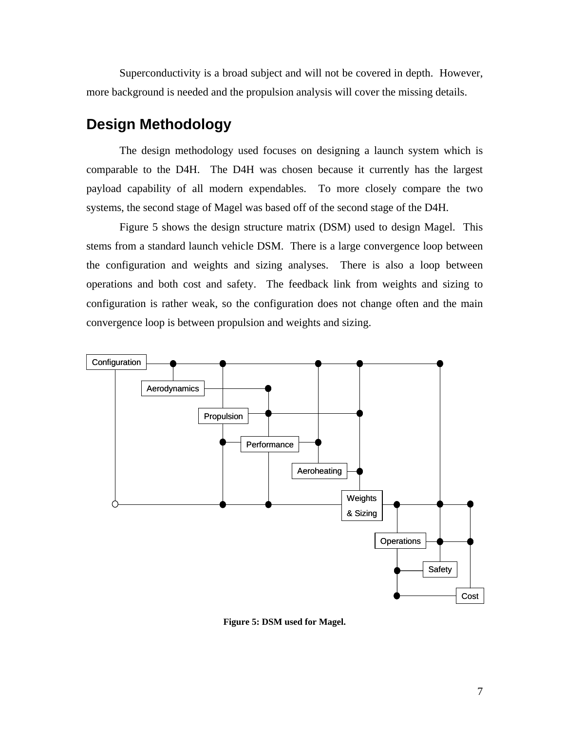Superconductivity is a broad subject and will not be covered in depth. However, more background is needed and the propulsion analysis will cover the missing details.

## Design Methodology

The design methodology used focuses on designing a launch system which is comparable to the D4H. The D4H was chosen because it currently has the largest payload capability of all modern expendables. To more closely compare the two systems, the second stage of Magel was based off of the second stage of the D4H.

Figure 5 shows the design structure matrix (DSM) used to design Magel. This stems from a standard launch vehicle DSM. There is a large convergence loop between the configuration and weights and sizing analyses. There is also a loop between operations and both cost and safety. The feedback link from weights and sizing to configuration is rather weak, so the configuration does not change often and the main convergence loop is between propulsion and weights and sizing.

Configuration

Aerodynamics

Propulsion

Performance

Aeroheating

Weights & Sizing

Operations

Safety

Cost

**Figure 5: DSM used for Magel.**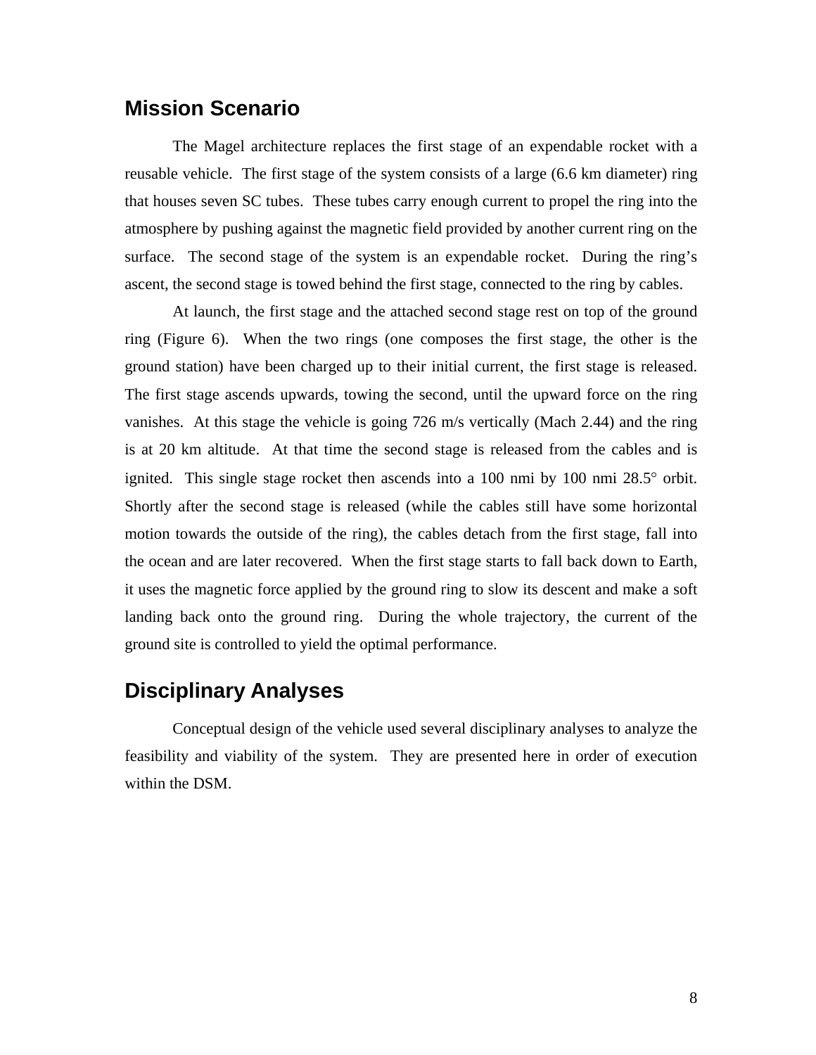## Mission Scenario

The Magel architecture replaces the first stage of an expendable rocket with a reusable vehicle. The first stage of the system consists of a large (6.6 km diameter) ring that houses seven SC tubes. These tubes carry enough current to propel the ring into the atmosphere by pushing against the magnetic field provided by another current ring on the surface. The second stage of the system is an expendable rocket. During the ring's ascent, the second stage is towed behind the first stage, connected to the ring by cables.

At launch, the first stage and the attached second stage rest on top of the ground ring (Figure 6). When the two rings (one composes the first stage, the other is the ground station) have been charged up to their initial current, the first stage is released. The first stage ascends upwards, towing the second, until the upward force on the ring vanishes. At this stage the vehicle is going 726 m/s vertically (Mach 2.44) and the ring is at 20 km altitude. At that time the second stage is released from the cables and is ignited. This single stage rocket then ascends into a 100 nmi by 100 nmi 28.5° orbit. Shortly after the second stage is released (while the cables still have some horizontal motion towards the outside of the ring), the cables detach from the first stage, fall into the ocean and are later recovered. When the first stage starts to fall back down to Earth, it uses the magnetic force applied by the ground ring to slow its descent and make a soft landing back onto the ground ring. During the whole trajectory, the current of the ground site is controlled to yield the optimal performance.

## Disciplinary Analyses

Conceptual design of the vehicle used several disciplinary analyses to analyze the feasibility and viability of the system. They are presented here in order of execution within the DSM.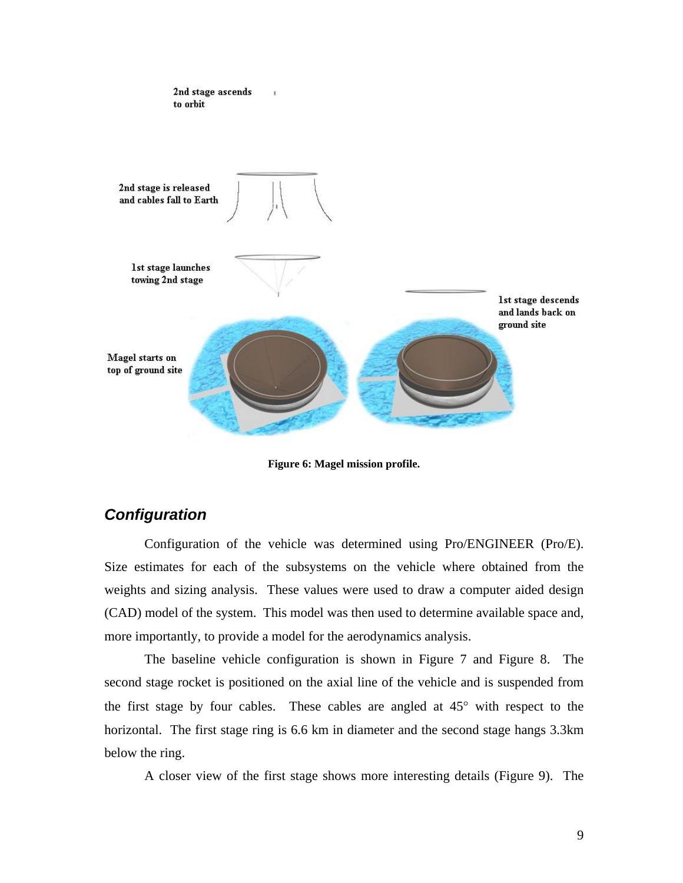Figure 6: Magel mission profile.

## *Configuration*

Configuration of the vehicle was determined using Pro/ENGINEER (Pro/E). Size estimates for each of the subsystems on the vehicle where obtained from the weights and sizing analysis. These values were used to draw a computer aided design (CAD) model of the system. This model was then used to determine available space and, more importantly, to provide a model for the aerodynamics analysis.

The baseline vehicle configuration is shown in Figure 7 and Figure 8. The second stage rocket is positioned on the axial line of the vehicle and is suspended from the first stage by four cables. These cables are angled at 45° with respect to the horizontal. The first stage ring is 6.6 km in diameter and the second stage hangs 3.3km below the ring.

A closer view of the first stage shows more interesting details (Figure 9). The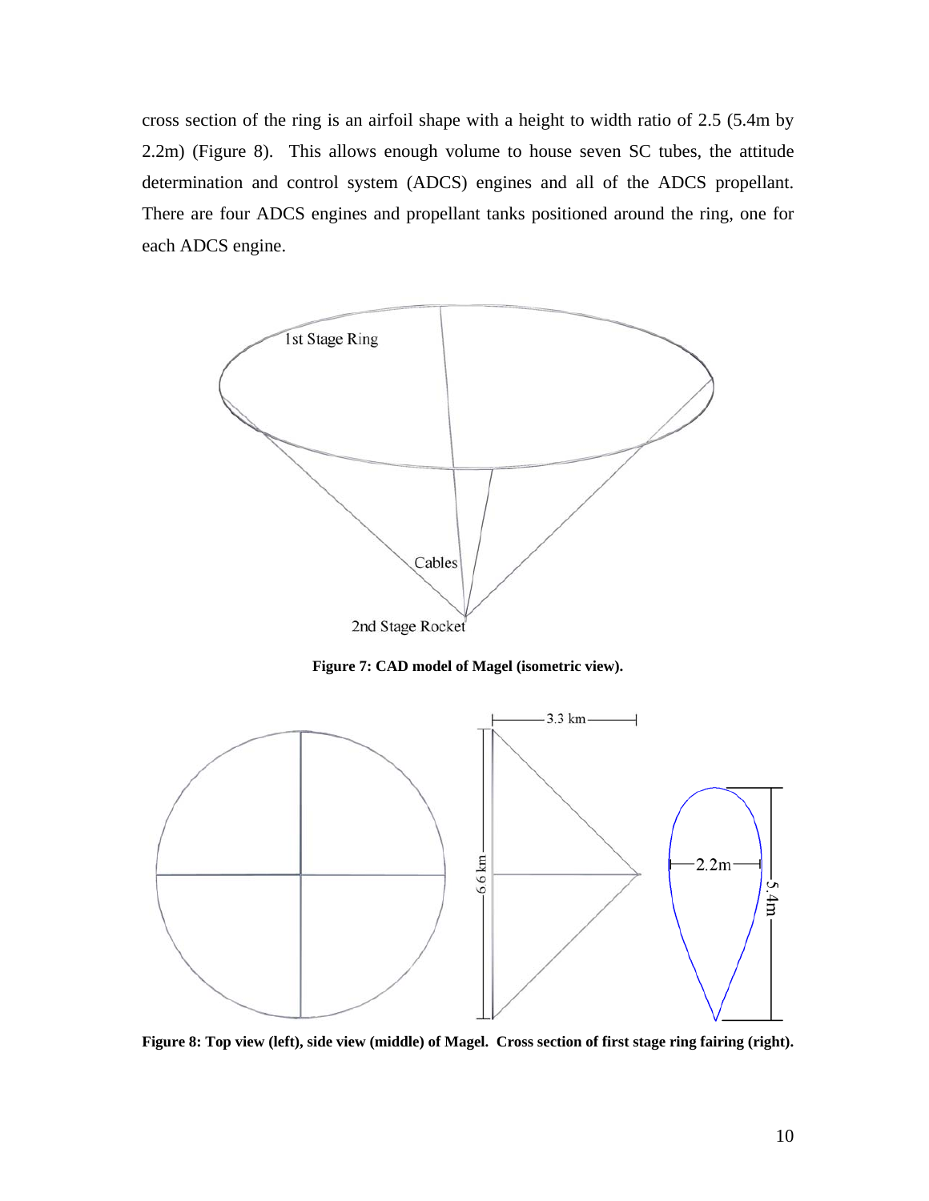cross section of the ring is an airfoil shape with a height to width ratio of 2.5 (5.4m by 2.2m) (Figure 8). This allows enough volume to house seven SC tubes, the attitude determination and control system (ADCS) engines and all of the ADCS propellant. There are four ADCS engines and propellant tanks positioned around the ring, one for each ADCS engine.

**Figure 7: CAD model of Magel (isometric view).**

**Figure 8: Top view (left), side view (middle) of Magel. Cross section of first stage ring fairing (right).**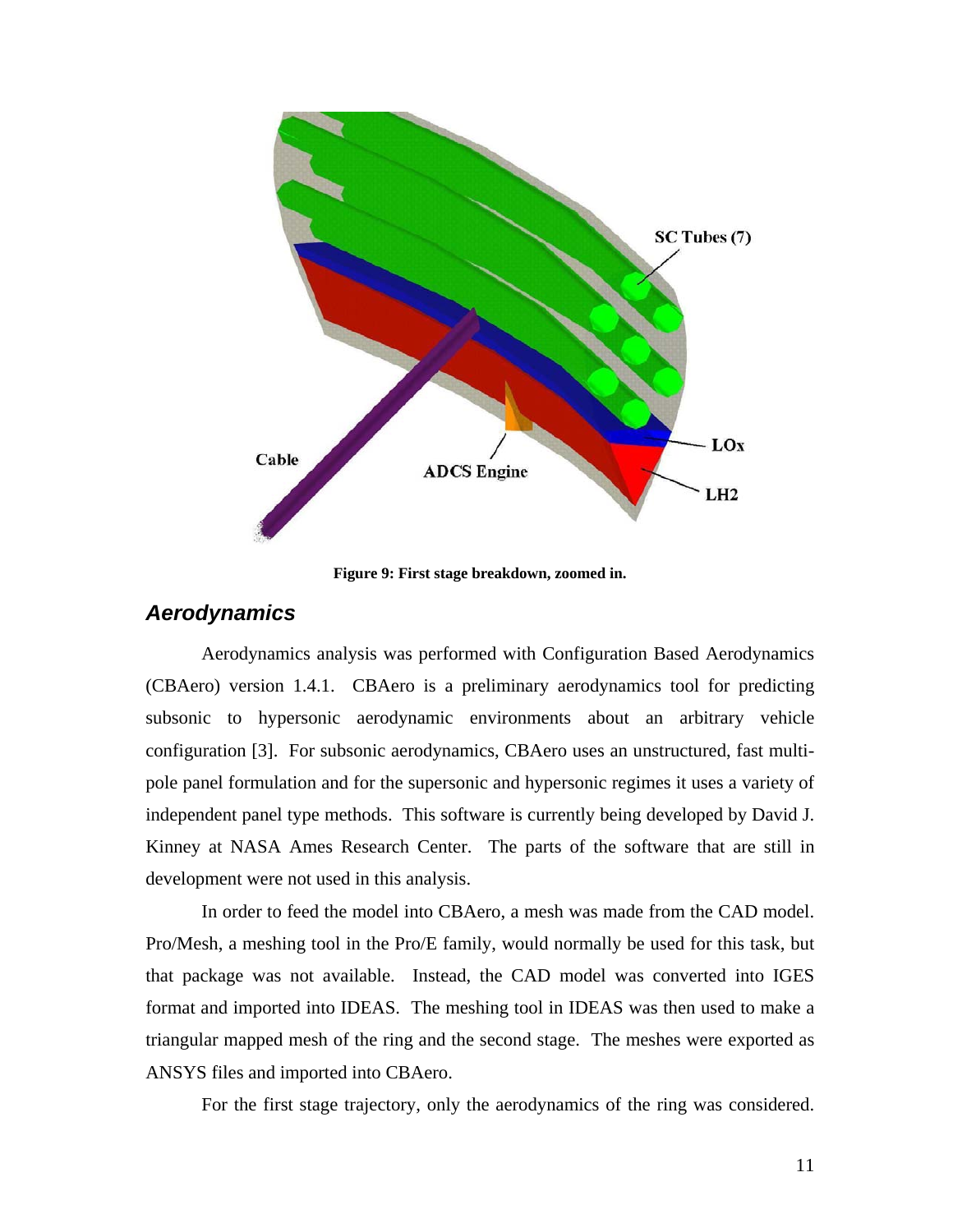Figure 9: First stage breakdown, zoomed in.

## *Aerodynamics*

Aerodynamics analysis was performed with Configuration Based Aerodynamics (CBAero) version 1.4.1. CBAero is a preliminary aerodynamics tool for predicting subsonic to hypersonic aerodynamic environments about an arbitrary vehicle configuration [3]. For subsonic aerodynamics, CBAero uses an unstructured, fast multi-pole panel formulation and for the supersonic and hypersonic regimes it uses a variety of independent panel type methods. This software is currently being developed by David J. Kinney at NASA Ames Research Center. The parts of the software that are still in development were not used in this analysis.

In order to feed the model into CBAero, a mesh was made from the CAD model. Pro/Mesh, a meshing tool in the Pro/E family, would normally be used for this task, but that package was not available. Instead, the CAD model was converted into IGES format and imported into IDEAS. The meshing tool in IDEAS was then used to make a triangular mapped mesh of the ring and the second stage. The meshes were exported as ANSYS files and imported into CBAero.

For the first stage trajectory, only the aerodynamics of the ring was considered.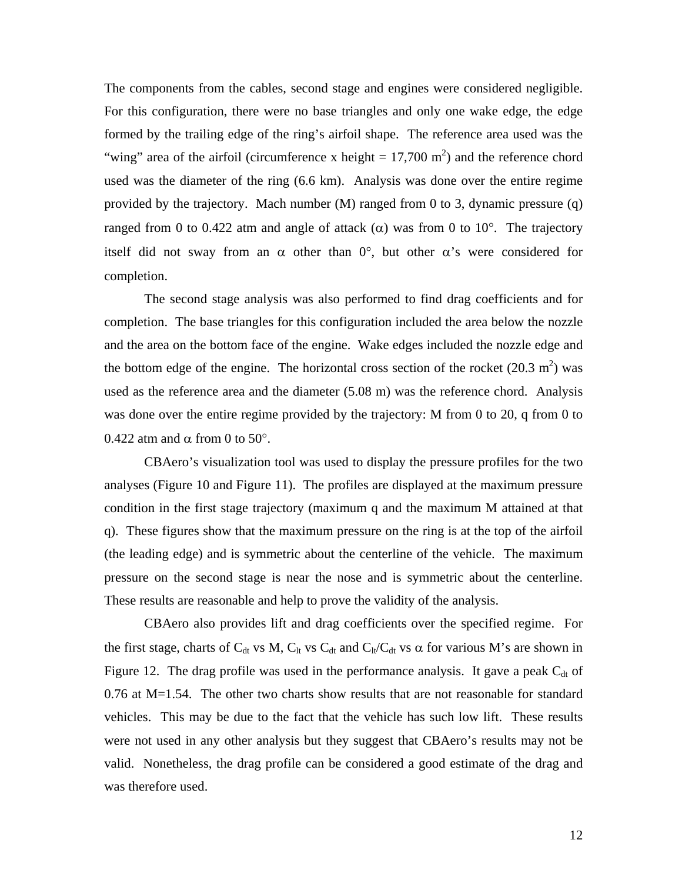The components from the cables, second stage and engines were considered negligible. For this configuration, there were no base triangles and only one wake edge, the edge formed by the trailing edge of the ring's airfoil shape. The reference area used was the "wing" area of the airfoil (circumference x height = 17,700 $m^2$) and the reference chord used was the diameter of the ring (6.6 km). Analysis was done over the entire regime provided by the trajectory. Mach number (M) ranged from 0 to 3, dynamic pressure (q) ranged from 0 to 0.422 atm and angle of attack ($\alpha$) was from 0 to 10°. The trajectory itself did not sway from an $\alpha$ other than 0°, but other $\alpha$'s were considered for completion.

The second stage analysis was also performed to find drag coefficients and for completion. The base triangles for this configuration included the area below the nozzle and the area on the bottom face of the engine. Wake edges included the nozzle edge and the bottom edge of the engine. The horizontal cross section of the rocket (20.3 $m^2$) was used as the reference area and the diameter (5.08 m) was the reference chord. Analysis was done over the entire regime provided by the trajectory: M from 0 to 20, q from 0 to 0.422 atm and $\alpha$ from 0 to 50°.

CBAero's visualization tool was used to display the pressure profiles for the two analyses (Figure 10 and Figure 11). The profiles are displayed at the maximum pressure condition in the first stage trajectory (maximum q and the maximum M attained at that q). These figures show that the maximum pressure on the ring is at the top of the airfoil (the leading edge) and is symmetric about the centerline of the vehicle. The maximum pressure on the second stage is near the nose and is symmetric about the centerline. These results are reasonable and help to prove the validity of the analysis.

CBAero also provides lift and drag coefficients over the specified regime. For the first stage, charts of $C_{dt}$ vs M, $C_{lt}$ vs $C_{dt}$ and $C_{lt}/C_{dt}$ vs $\alpha$ for various M's are shown in Figure 12. The drag profile was used in the performance analysis. It gave a peak $C_{dt}$ of 0.76 at M=1.54. The other two charts show results that are not reasonable for standard vehicles. This may be due to the fact that the vehicle has such low lift. These results were not used in any other analysis but they suggest that CBAero's results may not be valid. Nonetheless, the drag profile can be considered a good estimate of the drag and was therefore used.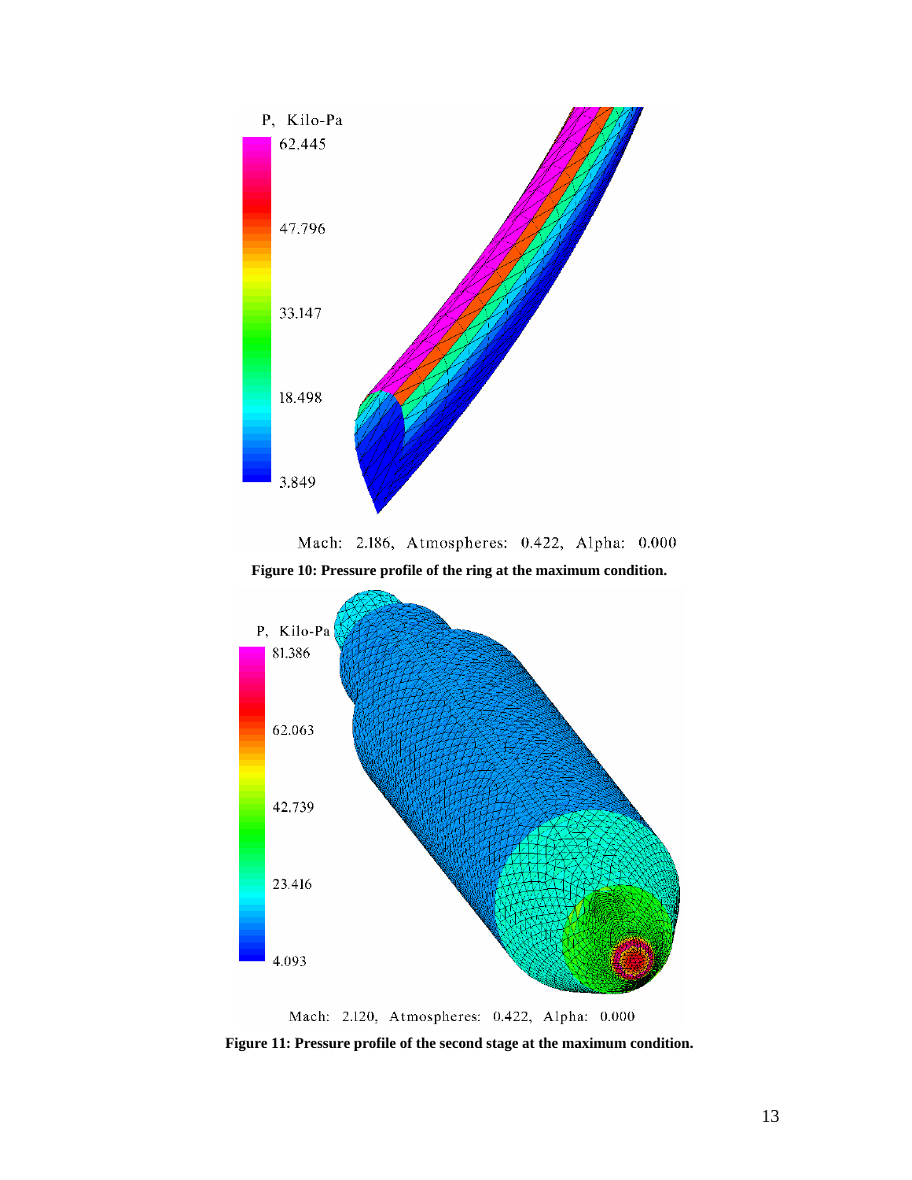Figure 10: Pressure profile of the ring at the maximum condition.

Figure 11: Pressure profile of the second stage at the maximum condition.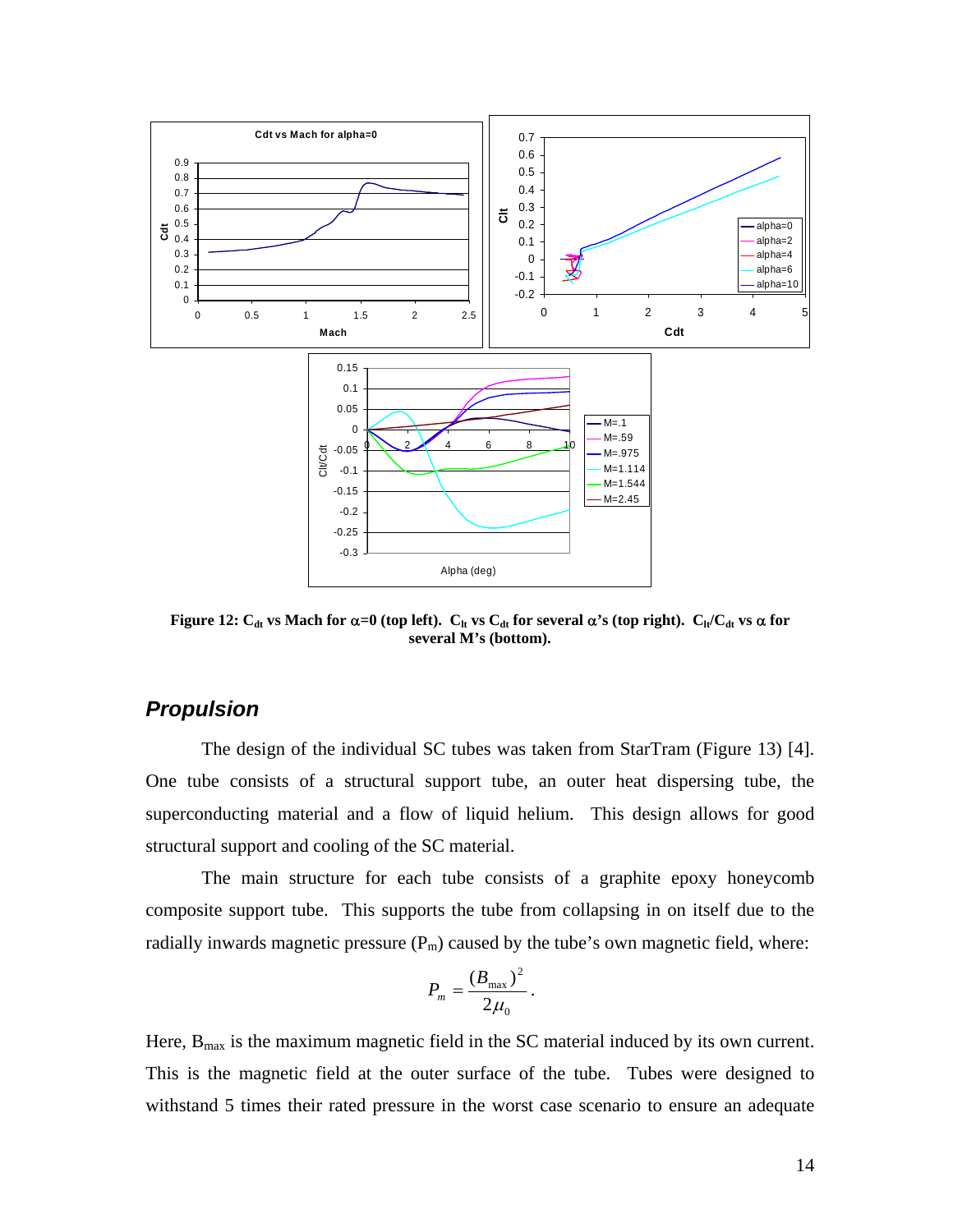**Figure 12: $C_{dt}$ vs Mach for $\alpha$=0 (top left). $C_{lt}$ vs $C_{dt}$ for several $\alpha$'s (top right). $C_{lt}/C_{dt}$ vs $\alpha$ for several M's (bottom).**

## *Propulsion*

The design of the individual SC tubes was taken from StarTram (Figure 13) [4]. One tube consists of a structural support tube, an outer heat dispersing tube, the superconducting material and a flow of liquid helium. This design allows for good structural support and cooling of the SC material.

The main structure for each tube consists of a graphite epoxy honeycomb composite support tube. This supports the tube from collapsing in on itself due to the radially inwards magnetic pressure ($P_m$) caused by the tube's own magnetic field, where:

$$P_m = \frac{(B_{max})^2}{2\mu_0}.$$

Here, $B_{max}$ is the maximum magnetic field in the SC material induced by its own current. This is the magnetic field at the outer surface of the tube. Tubes were designed to withstand 5 times their rated pressure in the worst case scenario to ensure an adequate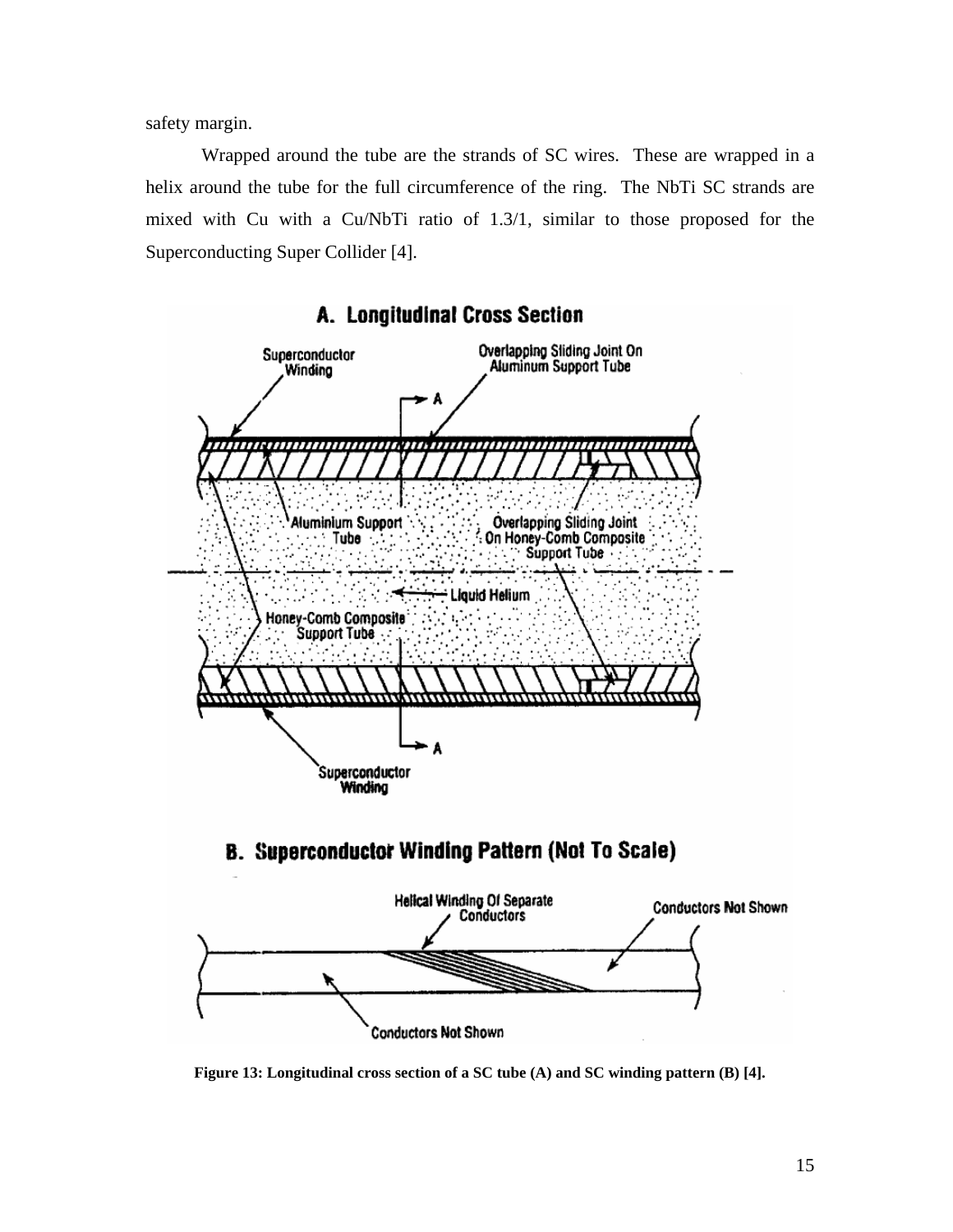safety margin.

Wrapped around the tube are the strands of SC wires. These are wrapped in a helix around the tube for the full circumference of the ring. The NbTi SC strands are mixed with Cu with a Cu/NbTi ratio of 1.3/1, similar to those proposed for the Superconducting Super Collider [4].

**Figure 13: Longitudinal cross section of a SC tube (A) and SC winding pattern (B) [4].**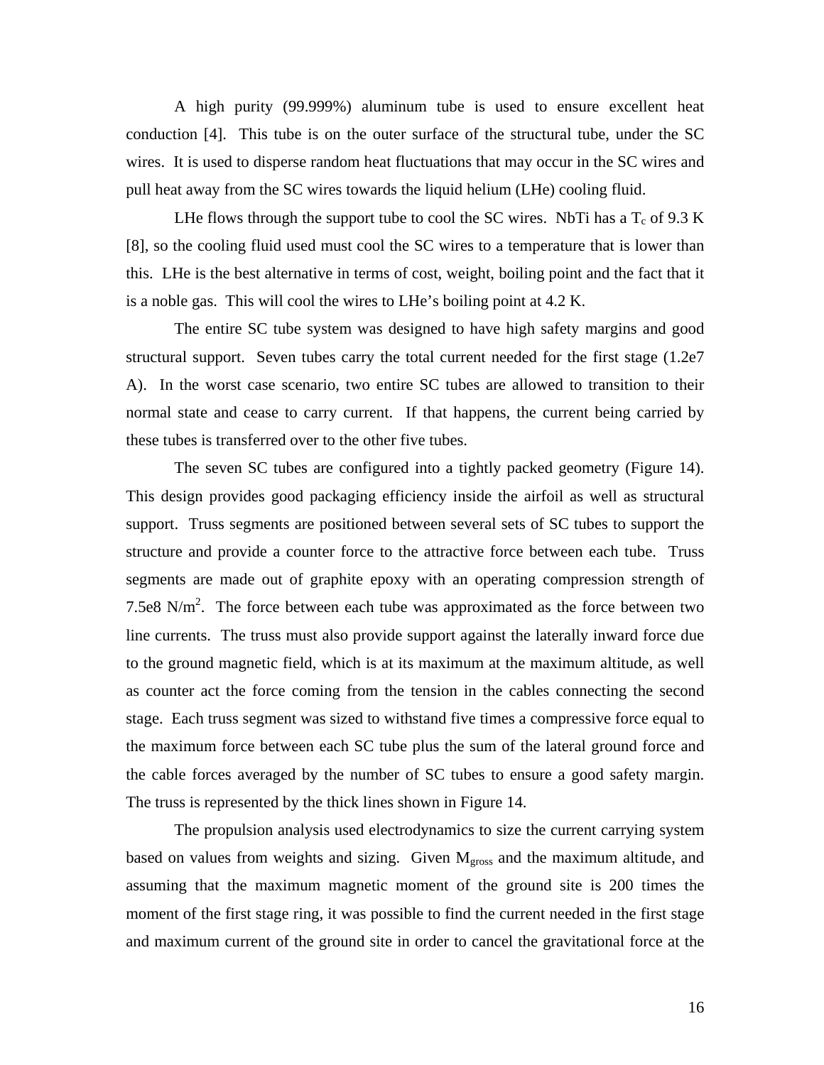A high purity (99.999%) aluminum tube is used to ensure excellent heat conduction [4]. This tube is on the outer surface of the structural tube, under the SC wires. It is used to disperse random heat fluctuations that may occur in the SC wires and pull heat away from the SC wires towards the liquid helium (LHe) cooling fluid.

LHe flows through the support tube to cool the SC wires. NbTi has a $T_c$ of 9.3 K [8], so the cooling fluid used must cool the SC wires to a temperature that is lower than this. LHe is the best alternative in terms of cost, weight, boiling point and the fact that it is a noble gas. This will cool the wires to LHe's boiling point at 4.2 K.

The entire SC tube system was designed to have high safety margins and good structural support. Seven tubes carry the total current needed for the first stage (1.2e7 A). In the worst case scenario, two entire SC tubes are allowed to transition to their normal state and cease to carry current. If that happens, the current being carried by these tubes is transferred over to the other five tubes.

The seven SC tubes are configured into a tightly packed geometry (Figure 14). This design provides good packaging efficiency inside the airfoil as well as structural support. Truss segments are positioned between several sets of SC tubes to support the structure and provide a counter force to the attractive force between each tube. Truss segments are made out of graphite epoxy with an operating compression strength of 7.5e8 N/m$^2$. The force between each tube was approximated as the force between two line currents. The truss must also provide support against the laterally inward force due to the ground magnetic field, which is at its maximum at the maximum altitude, as well as counter act the force coming from the tension in the cables connecting the second stage. Each truss segment was sized to withstand five times a compressive force equal to the maximum force between each SC tube plus the sum of the lateral ground force and the cable forces averaged by the number of SC tubes to ensure a good safety margin. The truss is represented by the thick lines shown in Figure 14.

The propulsion analysis used electrodynamics to size the current carrying system based on values from weights and sizing. Given $M_{gross}$ and the maximum altitude, and assuming that the maximum magnetic moment of the ground site is 200 times the moment of the first stage ring, it was possible to find the current needed in the first stage and maximum current of the ground site in order to cancel the gravitational force at the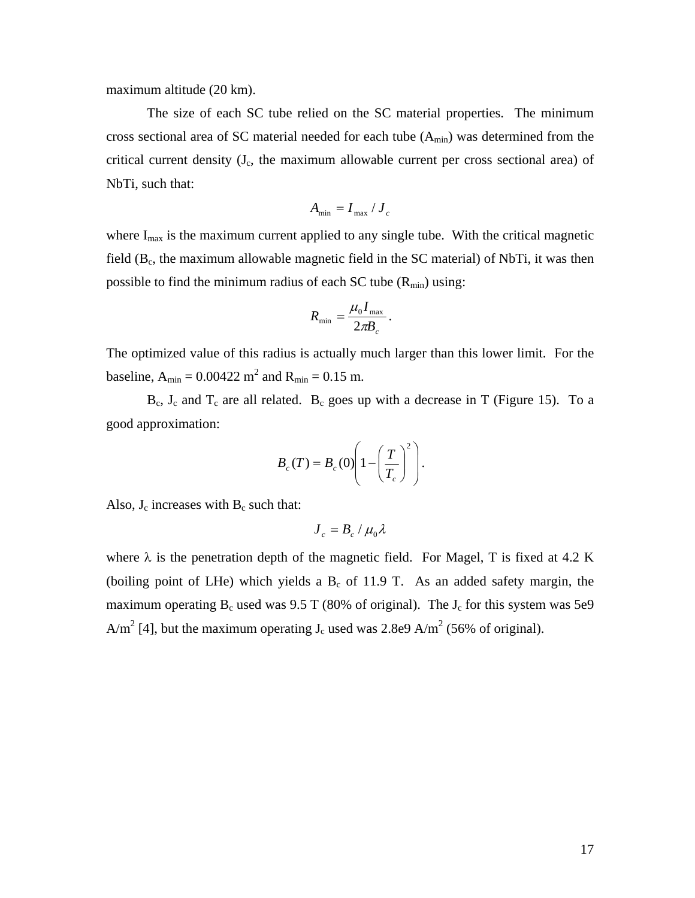maximum altitude (20 km).

The size of each SC tube relied on the SC material properties. The minimum cross sectional area of SC material needed for each tube ($A_{min}$) was determined from the critical current density ($J_c$, the maximum allowable current per cross sectional area) of NbTi, such that:

$$A_{min} = I_{max} / J_c$$

where $I_{max}$ is the maximum current applied to any single tube. With the critical magnetic field ($B_c$, the maximum allowable magnetic field in the SC material) of NbTi, it was then possible to find the minimum radius of each SC tube ($R_{min}$) using:

$$R_{min} = \frac{\mu_0 I_{max}}{2\pi B_c}.$$

The optimized value of this radius is actually much larger than this lower limit. For the baseline, $A_{min}$ = 0.00422 m$^2$ and $R_{min}$ = 0.15 m.

$B_c$, $J_c$ and $T_c$ are all related. $B_c$ goes up with a decrease in T (Figure 15). To a good approximation:

$$B_c(T) = B_c(0)\left(1 - \left(\frac{T}{T_c}\right)^2\right).$$

Also, $J_c$ increases with $B_c$ such that:

$$J_c = B_c / \mu_0 \lambda$$

where $\lambda$ is the penetration depth of the magnetic field. For Magel, T is fixed at 4.2 K (boiling point of LHe) which yields a $B_c$ of 11.9 T. As an added safety margin, the maximum operating $B_c$ used was 9.5 T (80% of original). The $J_c$ for this system was 5e9 A/m$^2$ [4], but the maximum operating $J_c$ used was 2.8e9 A/m$^2$ (56% of original).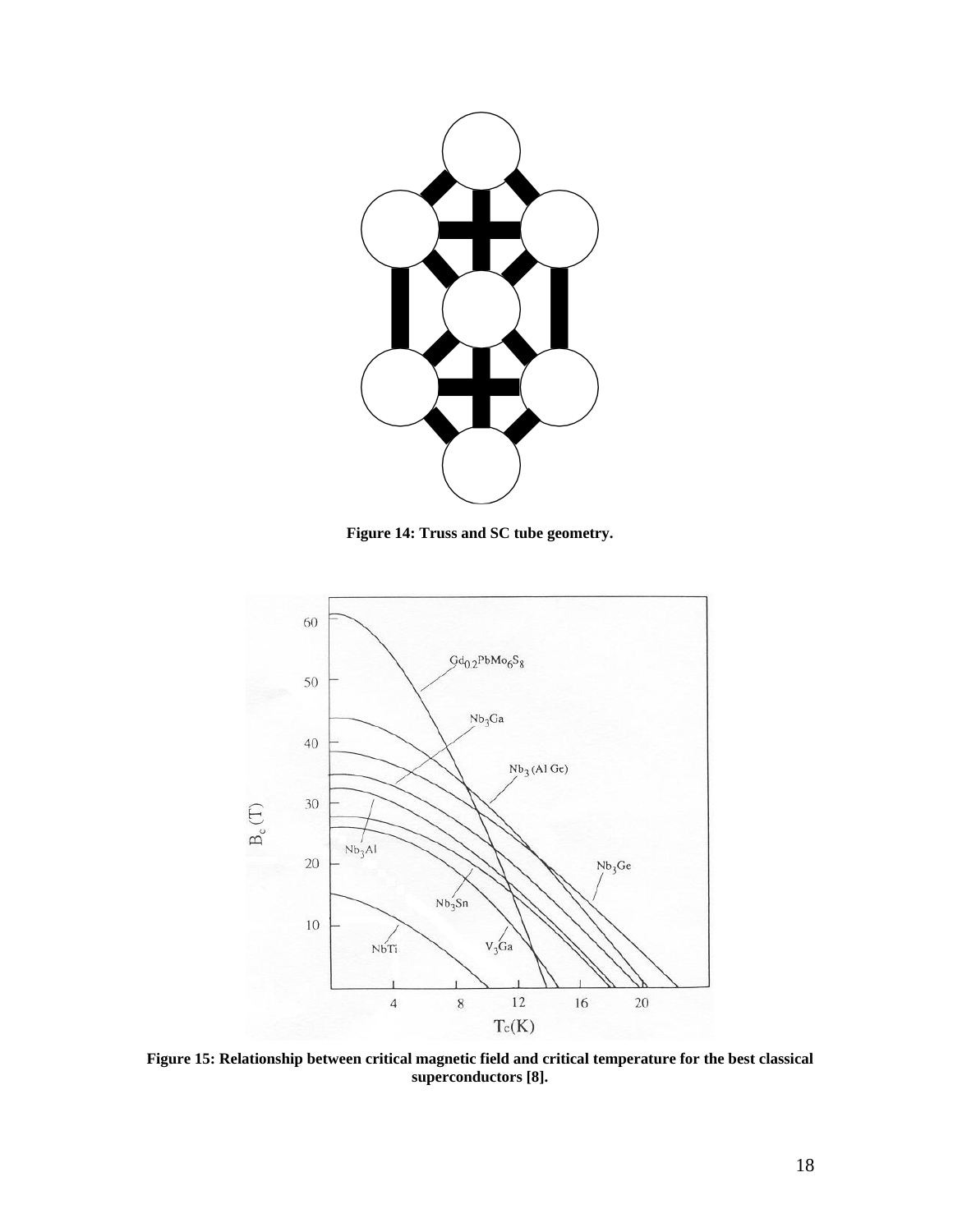**Figure 14: Truss and SC tube geometry.**

**Figure 15: Relationship between critical magnetic field and critical temperature for the best classical superconductors [8].**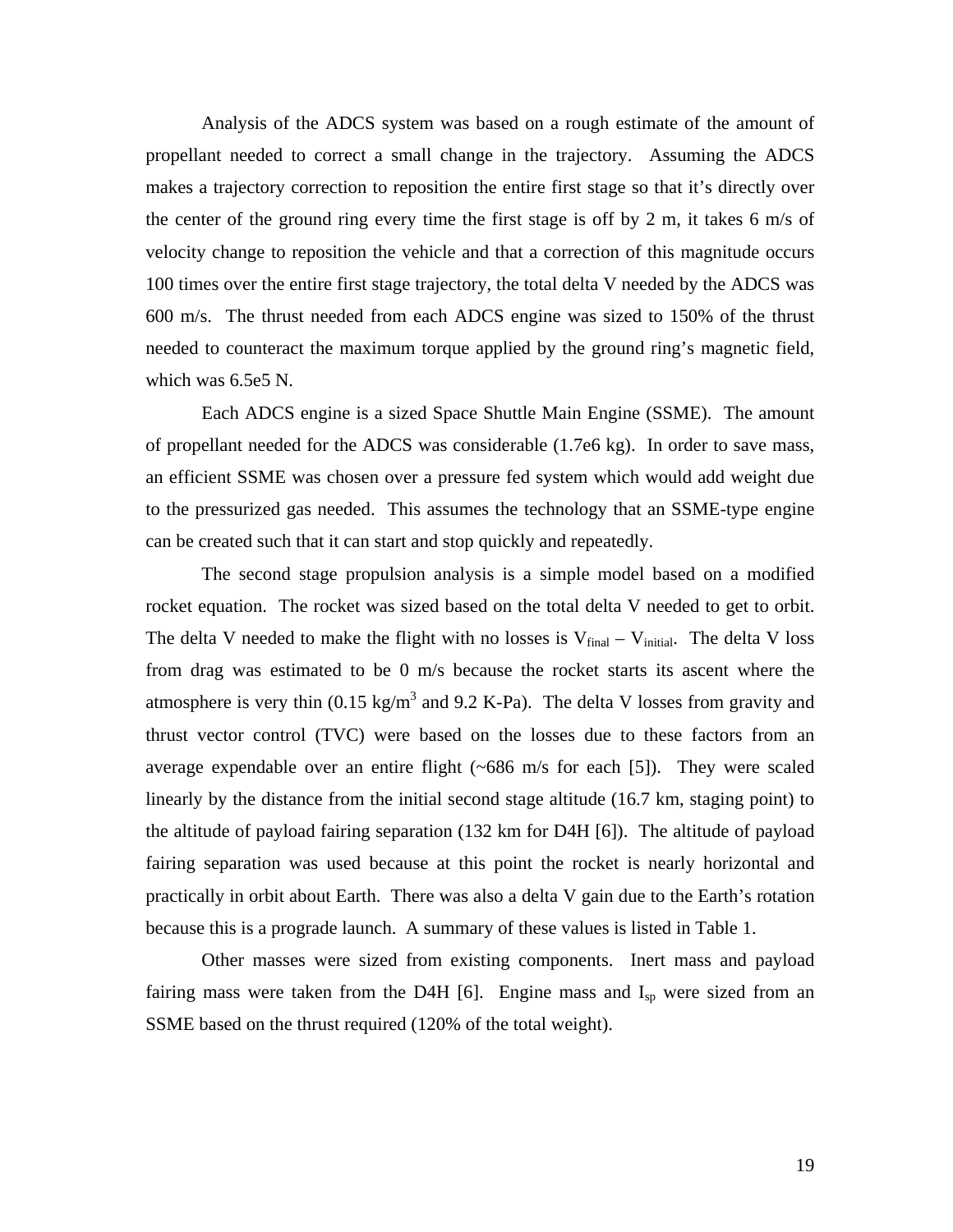Analysis of the ADCS system was based on a rough estimate of the amount of propellant needed to correct a small change in the trajectory. Assuming the ADCS makes a trajectory correction to reposition the entire first stage so that it's directly over the center of the ground ring every time the first stage is off by 2 m, it takes 6 m/s of velocity change to reposition the vehicle and that a correction of this magnitude occurs 100 times over the entire first stage trajectory, the total delta V needed by the ADCS was 600 m/s. The thrust needed from each ADCS engine was sized to 150% of the thrust needed to counteract the maximum torque applied by the ground ring's magnetic field, which was 6.5e5 N.

Each ADCS engine is a sized Space Shuttle Main Engine (SSME). The amount of propellant needed for the ADCS was considerable (1.7e6 kg). In order to save mass, an efficient SSME was chosen over a pressure fed system which would add weight due to the pressurized gas needed. This assumes the technology that an SSME-type engine can be created such that it can start and stop quickly and repeatedly.

The second stage propulsion analysis is a simple model based on a modified rocket equation. The rocket was sized based on the total delta V needed to get to orbit. The delta V needed to make the flight with no losses is $V_{final} - V_{initial}$. The delta V loss from drag was estimated to be 0 m/s because the rocket starts its ascent where the atmosphere is very thin (0.15 $kg/m^3$ and 9.2 K-Pa). The delta V losses from gravity and thrust vector control (TVC) were based on the losses due to these factors from an average expendable over an entire flight (~686 m/s for each [5]). They were scaled linearly by the distance from the initial second stage altitude (16.7 km, staging point) to the altitude of payload fairing separation (132 km for D4H [6]). The altitude of payload fairing separation was used because at this point the rocket is nearly horizontal and practically in orbit about Earth. There was also a delta V gain due to the Earth's rotation because this is a prograde launch. A summary of these values is listed in Table 1.

Other masses were sized from existing components. Inert mass and payload fairing mass were taken from the D4H [6]. Engine mass and $I_{sp}$ were sized from an SSME based on the thrust required (120% of the total weight).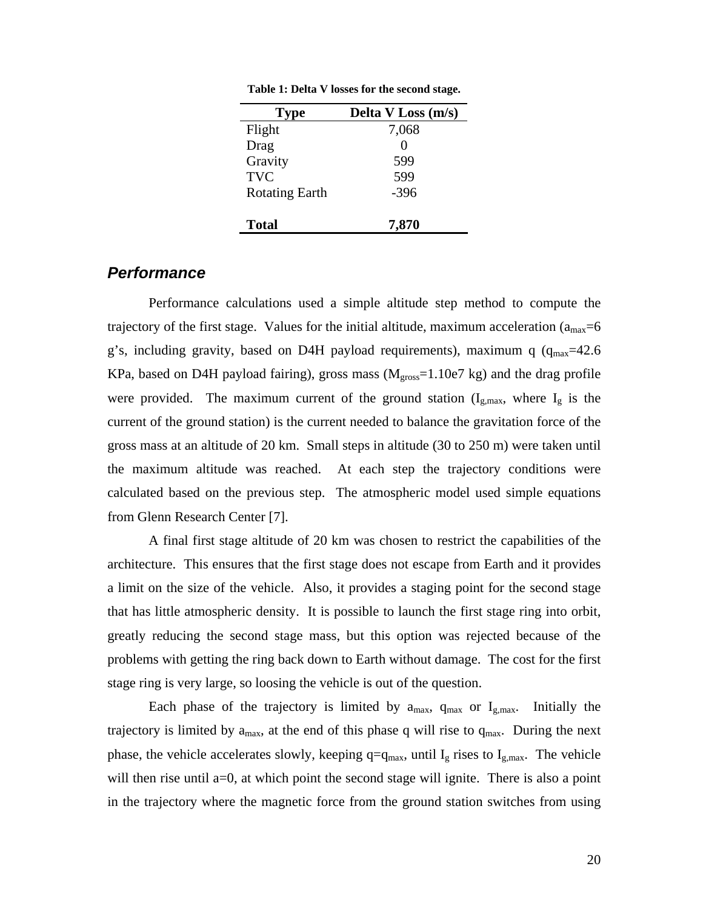**Table 1: Delta V losses for the second stage.**

| Type | Delta V Loss (m/s) |
|---|---|
| Flight | 7,068 |
| Drag | 0 |
| Gravity | 599 |
| TVC | 599 |
| Rotating Earth | -396 |
| | |
| **Total** | **7,870** |

### *Performance*

Performance calculations used a simple altitude step method to compute the trajectory of the first stage. Values for the initial altitude, maximum acceleration ($a_{max}$=6 g's, including gravity, based on D4H payload requirements), maximum q ($q_{max}$=42.6 KPa, based on D4H payload fairing), gross mass ($M_{gross}$=1.10e7 kg) and the drag profile were provided. The maximum current of the ground station ($I_{g,max}$, where $I_g$ is the current of the ground station) is the current needed to balance the gravitation force of the gross mass at an altitude of 20 km. Small steps in altitude (30 to 250 m) were taken until the maximum altitude was reached. At each step the trajectory conditions were calculated based on the previous step. The atmospheric model used simple equations from Glenn Research Center [7].

A final first stage altitude of 20 km was chosen to restrict the capabilities of the architecture. This ensures that the first stage does not escape from Earth and it provides a limit on the size of the vehicle. Also, it provides a staging point for the second stage that has little atmospheric density. It is possible to launch the first stage ring into orbit, greatly reducing the second stage mass, but this option was rejected because of the problems with getting the ring back down to Earth without damage. The cost for the first stage ring is very large, so loosing the vehicle is out of the question.

Each phase of the trajectory is limited by $a_{max}$, $q_{max}$ or $I_{g,max}$. Initially the trajectory is limited by $a_{max}$, at the end of this phase q will rise to $q_{max}$. During the next phase, the vehicle accelerates slowly, keeping $q=q_{max}$, until $I_g$ rises to $I_{g,max}$. The vehicle will then rise until a=0, at which point the second stage will ignite. There is also a point in the trajectory where the magnetic force from the ground station switches from using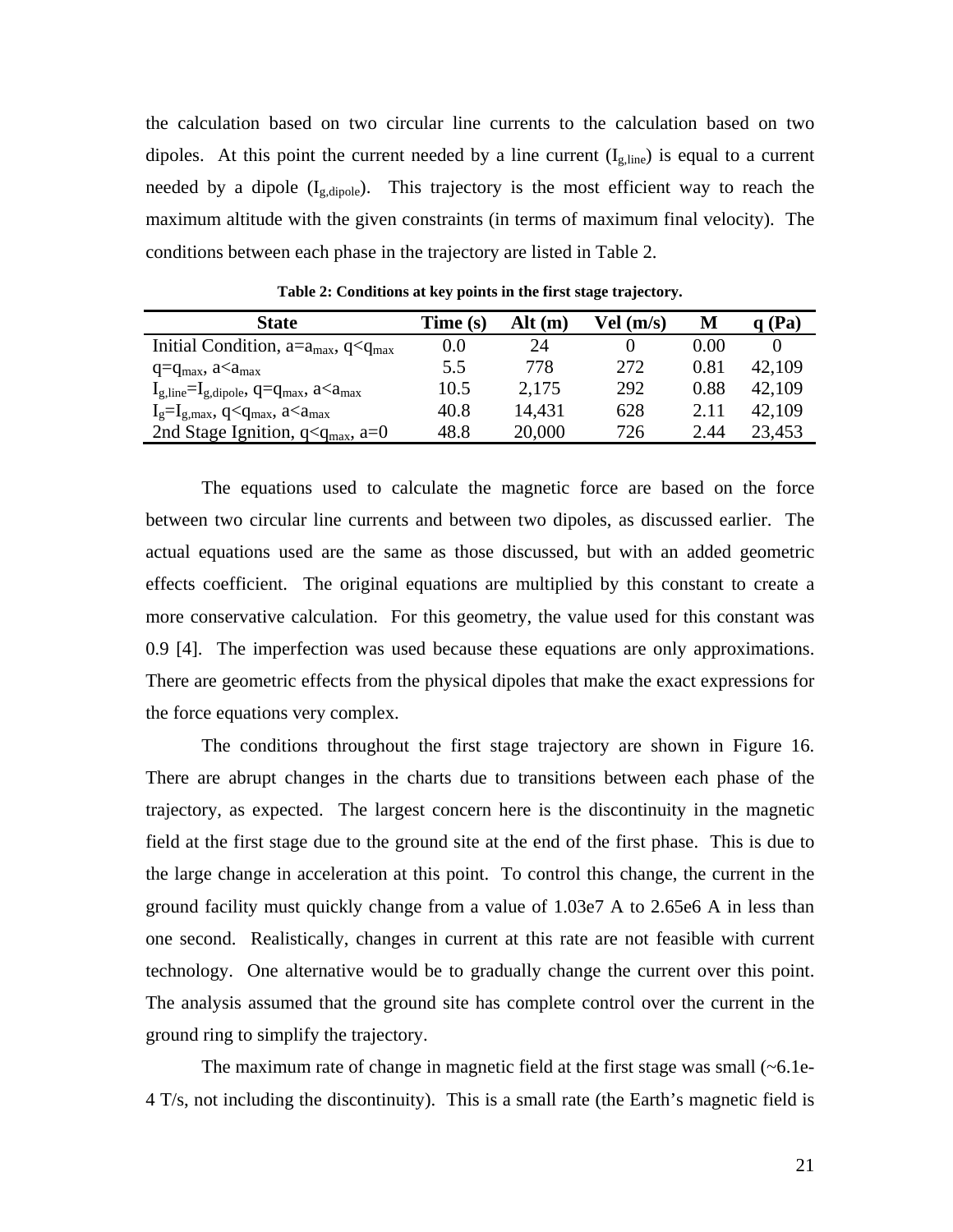the calculation based on two circular line currents to the calculation based on two dipoles. At this point the current needed by a line current ($I_{g,line}$) is equal to a current needed by a dipole ($I_{g,dipole}$). This trajectory is the most efficient way to reach the maximum altitude with the given constraints (in terms of maximum final velocity). The conditions between each phase in the trajectory are listed in Table 2.

**Table 2: Conditions at key points in the first stage trajectory.**

| State | Time (s) | Alt (m) | Vel (m/s) | M | q (Pa) |
|---|---|---|---|---|---|
| Initial Condition, $a=a_{max}$, $q<q_{max}$ | 0.0 | 24 | 0 | 0.00 | 0 |
| $q=q_{max}$, $a<a_{max}$ | 5.5 | 778 | 272 | 0.81 | 42,109 |
| $I_{g,line}=I_{g,dipole}$, $q=q_{max}$, $a<a_{max}$ | 10.5 | 2,175 | 292 | 0.88 | 42,109 |
| $I_g=I_{g,max}$, $q<q_{max}$, $a<a_{max}$ | 40.8 | 14,431 | 628 | 2.11 | 42,109 |
| 2nd Stage Ignition, $q<q_{max}$, $a=0$ | 48.8 | 20,000 | 726 | 2.44 | 23,453 |

The equations used to calculate the magnetic force are based on the force between two circular line currents and between two dipoles, as discussed earlier. The actual equations used are the same as those discussed, but with an added geometric effects coefficient. The original equations are multiplied by this constant to create a more conservative calculation. For this geometry, the value used for this constant was 0.9 [4]. The imperfection was used because these equations are only approximations. There are geometric effects from the physical dipoles that make the exact expressions for the force equations very complex.

The conditions throughout the first stage trajectory are shown in Figure 16. There are abrupt changes in the charts due to transitions between each phase of the trajectory, as expected. The largest concern here is the discontinuity in the magnetic field at the first stage due to the ground site at the end of the first phase. This is due to the large change in acceleration at this point. To control this change, the current in the ground facility must quickly change from a value of 1.03e7 A to 2.65e6 A in less than one second. Realistically, changes in current at this rate are not feasible with current technology. One alternative would be to gradually change the current over this point. The analysis assumed that the ground site has complete control over the current in the ground ring to simplify the trajectory.

The maximum rate of change in magnetic field at the first stage was small (~6.1e-4 T/s, not including the discontinuity). This is a small rate (the Earth's magnetic field is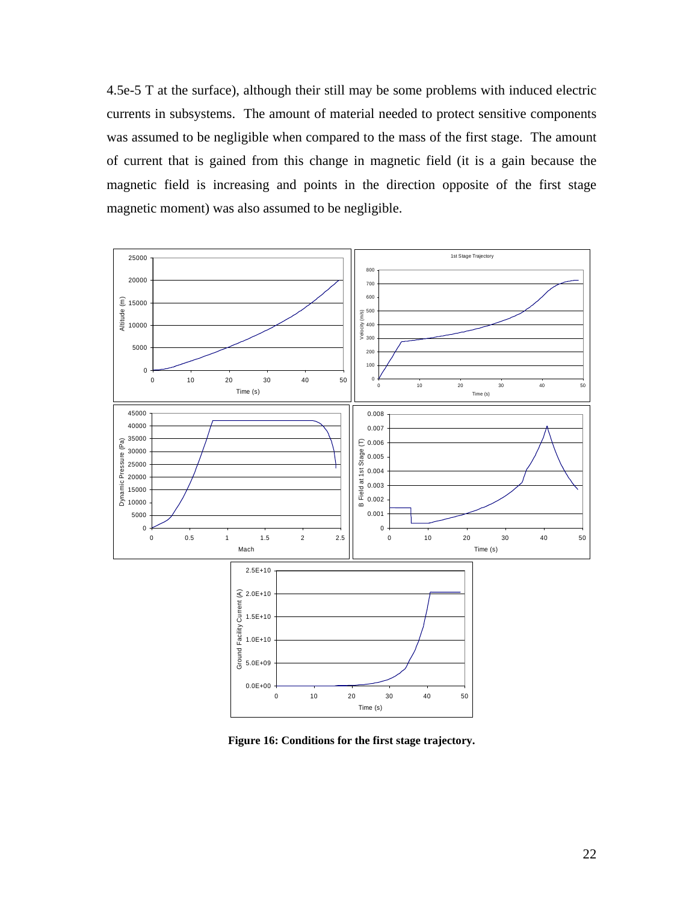4.5e-5 T at the surface), although their still may be some problems with induced electric currents in subsystems. The amount of material needed to protect sensitive components was assumed to be negligible when compared to the mass of the first stage. The amount of current that is gained from this change in magnetic field (it is a gain because the magnetic field is increasing and points in the direction opposite of the first stage magnetic moment) was also assumed to be negligible.

**Figure 16: Conditions for the first stage trajectory.**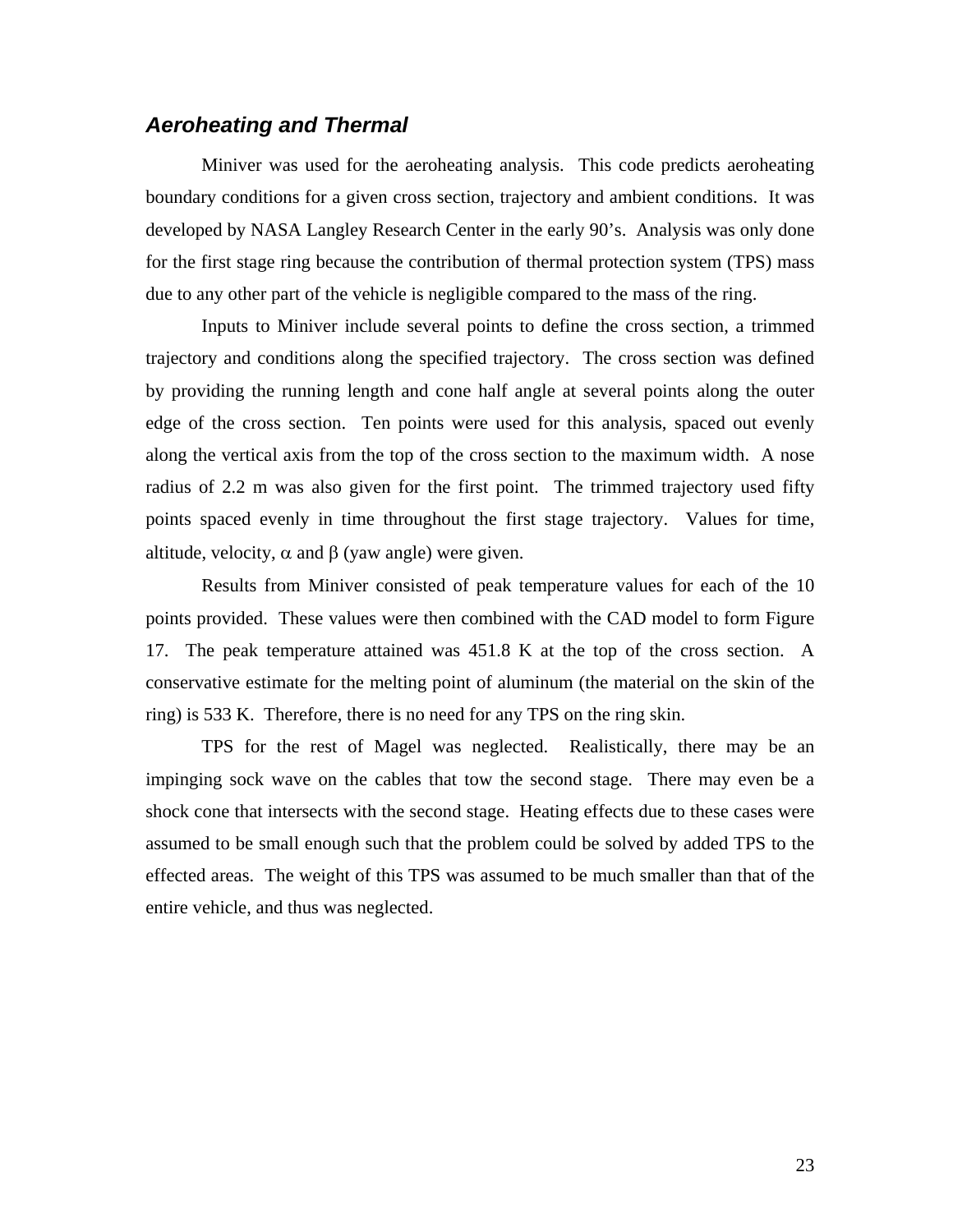### *Aeroheating and Thermal*

Miniver was used for the aeroheating analysis. This code predicts aeroheating boundary conditions for a given cross section, trajectory and ambient conditions. It was developed by NASA Langley Research Center in the early 90's. Analysis was only done for the first stage ring because the contribution of thermal protection system (TPS) mass due to any other part of the vehicle is negligible compared to the mass of the ring.

Inputs to Miniver include several points to define the cross section, a trimmed trajectory and conditions along the specified trajectory. The cross section was defined by providing the running length and cone half angle at several points along the outer edge of the cross section. Ten points were used for this analysis, spaced out evenly along the vertical axis from the top of the cross section to the maximum width. A nose radius of 2.2 m was also given for the first point. The trimmed trajectory used fifty points spaced evenly in time throughout the first stage trajectory. Values for time, altitude, velocity, $\alpha$ and $\beta$ (yaw angle) were given.

Results from Miniver consisted of peak temperature values for each of the 10 points provided. These values were then combined with the CAD model to form Figure 17. The peak temperature attained was 451.8 K at the top of the cross section. A conservative estimate for the melting point of aluminum (the material on the skin of the ring) is 533 K. Therefore, there is no need for any TPS on the ring skin.

TPS for the rest of Magel was neglected. Realistically, there may be an impinging sock wave on the cables that tow the second stage. There may even be a shock cone that intersects with the second stage. Heating effects due to these cases were assumed to be small enough such that the problem could be solved by added TPS to the effected areas. The weight of this TPS was assumed to be much smaller than that of the entire vehicle, and thus was neglected.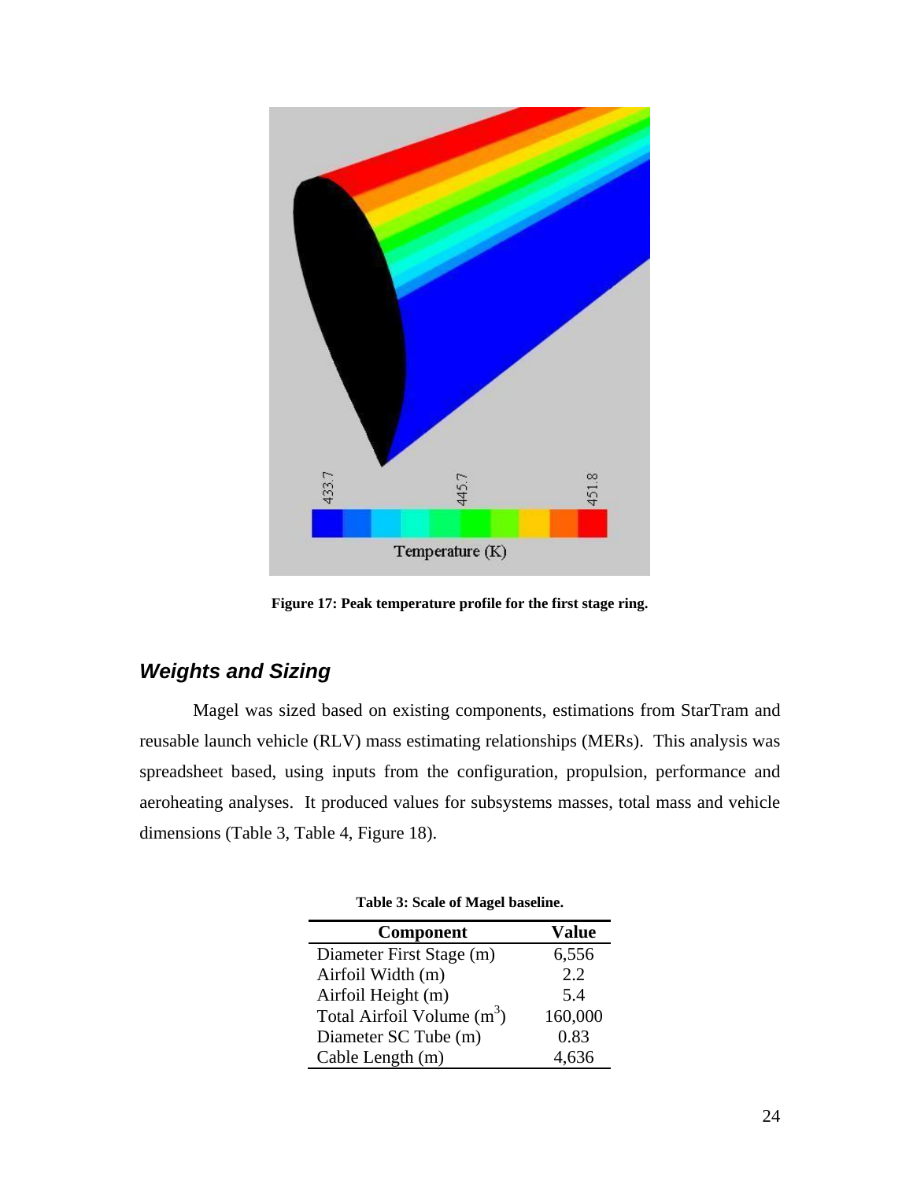Figure 17: Peak temperature profile for the first stage ring.

## *Weights and Sizing*

Magel was sized based on existing components, estimations from StarTram and reusable launch vehicle (RLV) mass estimating relationships (MERs). This analysis was spreadsheet based, using inputs from the configuration, propulsion, performance and aeroheating analyses. It produced values for subsystems masses, total mass and vehicle dimensions (Table 3, Table 4, Figure 18).

**Table 3: Scale of Magel baseline.**

| Component | Value |
|---|---|
| Diameter First Stage (m) | 6,556 |
| Airfoil Width (m) | 2.2 |
| Airfoil Height (m) | 5.4 |
| Total Airfoil Volume ($m^3$) | 160,000 |
| Diameter SC Tube (m) | 0.83 |
| Cable Length (m) | 4,636 |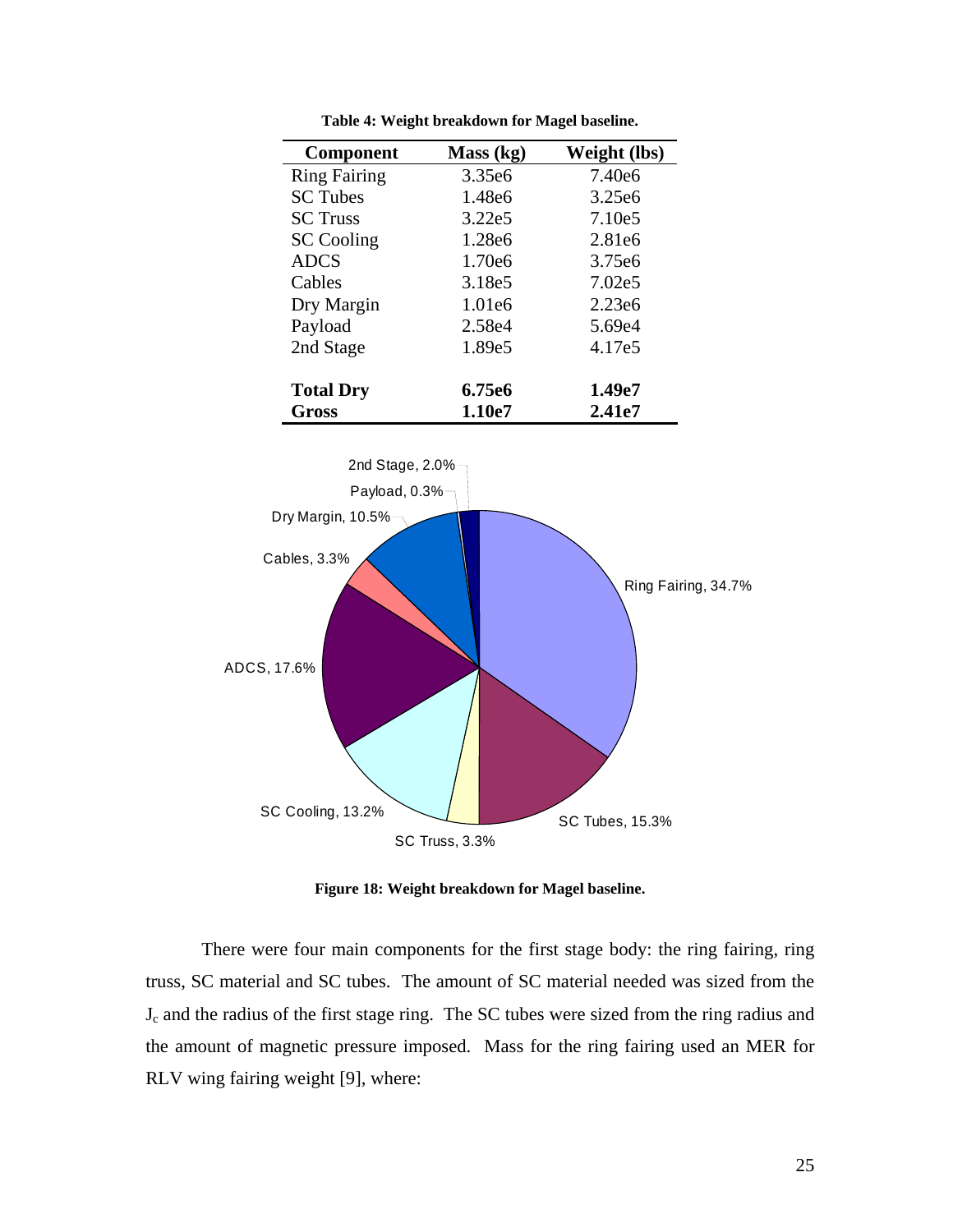**Table 4: Weight breakdown for Magel baseline.**

| Component | Mass (kg) | Weight (lbs) |
|---|---|---|
| Ring Fairing | 3.35e6 | 7.40e6 |
| SC Tubes | 1.48e6 | 3.25e6 |
| SC Truss | 3.22e5 | 7.10e5 |
| SC Cooling | 1.28e6 | 2.81e6 |
| ADCS | 1.70e6 | 3.75e6 |
| Cables | 3.18e5 | 7.02e5 |
| Dry Margin | 1.01e6 | 2.23e6 |
| Payload | 2.58e4 | 5.69e4 |
| 2nd Stage | 1.89e5 | 4.17e5 |
| | | |
| **Total Dry** | **6.75e6** | **1.49e7** |
| **Gross** | **1.10e7** | **2.41e7** |

**Figure 18: Weight breakdown for Magel baseline.**

There were four main components for the first stage body: the ring fairing, ring truss, SC material and SC tubes. The amount of SC material needed was sized from the $J_c$ and the radius of the first stage ring. The SC tubes were sized from the ring radius and the amount of magnetic pressure imposed. Mass for the ring fairing used an MER for RLV wing fairing weight [9], where: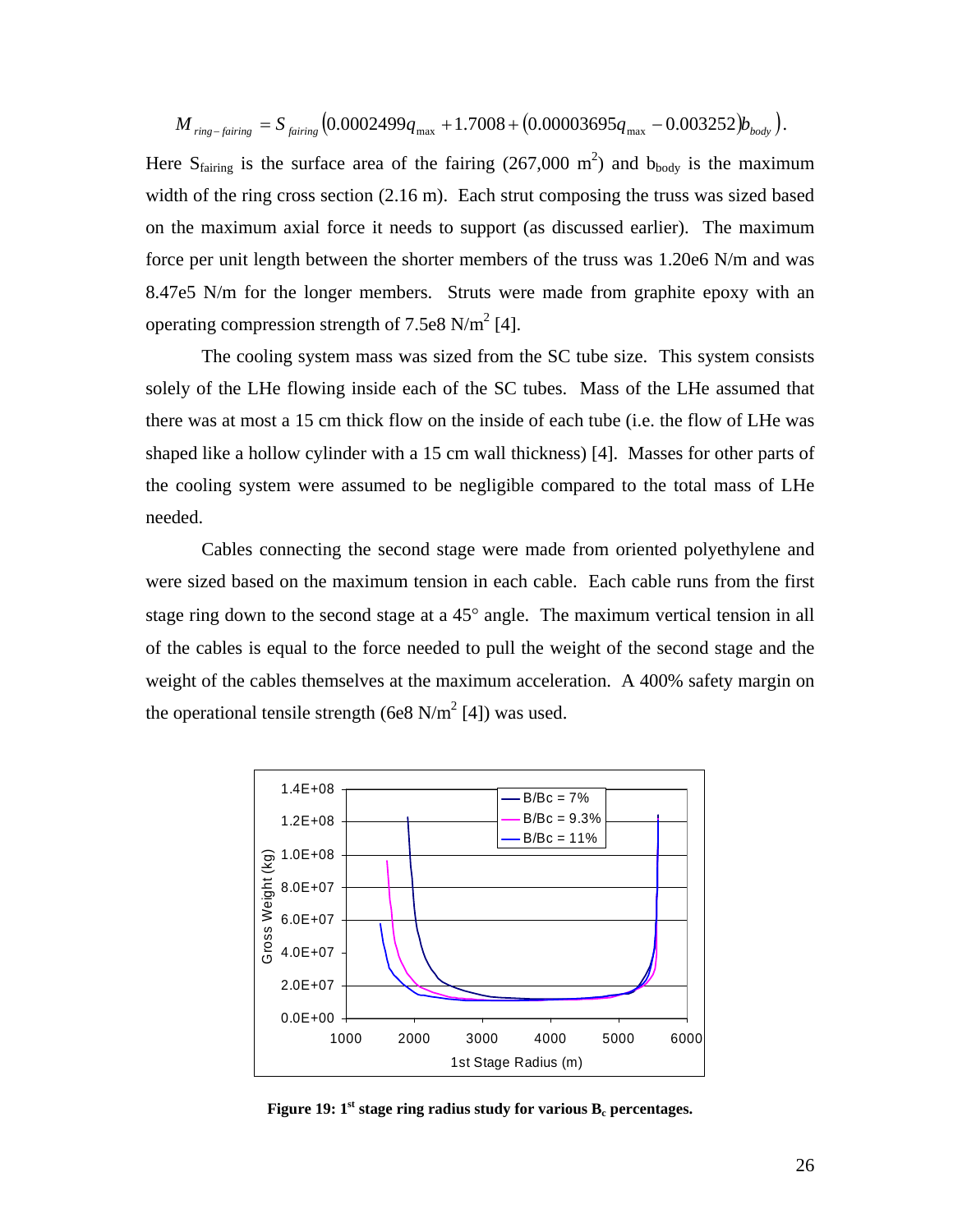$$M_{ring-fairing} = S_{fairing}\left(0.0002499q_{max} + 1.7008 + \left(0.00003695q_{max} - 0.003252\right)b_{body}\right).$$

Here $S_{fairing}$ is the surface area of the fairing (267,000 $m^2$) and $b_{body}$ is the maximum width of the ring cross section (2.16 m). Each strut composing the truss was sized based on the maximum axial force it needs to support (as discussed earlier). The maximum force per unit length between the shorter members of the truss was 1.20e6 N/m and was 8.47e5 N/m for the longer members. Struts were made from graphite epoxy with an operating compression strength of 7.5e8 $N/m^2$ [4].

The cooling system mass was sized from the SC tube size. This system consists solely of the LHe flowing inside each of the SC tubes. Mass of the LHe assumed that there was at most a 15 cm thick flow on the inside of each tube (i.e. the flow of LHe was shaped like a hollow cylinder with a 15 cm wall thickness) [4]. Masses for other parts of the cooling system were assumed to be negligible compared to the total mass of LHe needed.

Cables connecting the second stage were made from oriented polyethylene and were sized based on the maximum tension in each cable. Each cable runs from the first stage ring down to the second stage at a 45° angle. The maximum vertical tension in all of the cables is equal to the force needed to pull the weight of the second stage and the weight of the cables themselves at the maximum acceleration. A 400% safety margin on the operational tensile strength (6e8 $N/m^2$ [4]) was used.

**Figure 19: 1st stage ring radius study for various $B_c$ percentages.**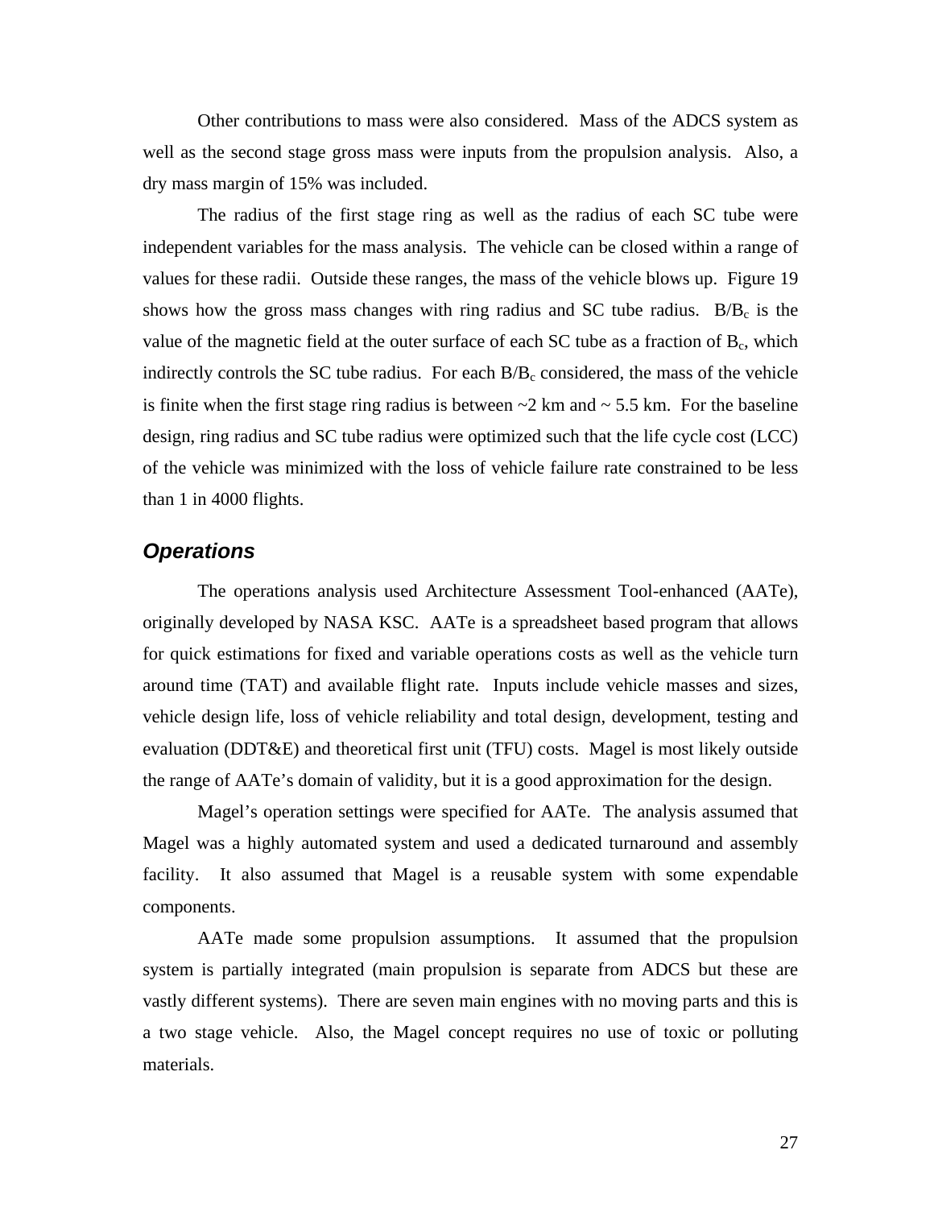Other contributions to mass were also considered. Mass of the ADCS system as well as the second stage gross mass were inputs from the propulsion analysis. Also, a dry mass margin of 15% was included.

The radius of the first stage ring as well as the radius of each SC tube were independent variables for the mass analysis. The vehicle can be closed within a range of values for these radii. Outside these ranges, the mass of the vehicle blows up. Figure 19 shows how the gross mass changes with ring radius and SC tube radius. $B/B_c$ is the value of the magnetic field at the outer surface of each SC tube as a fraction of $B_c$, which indirectly controls the SC tube radius. For each $B/B_c$ considered, the mass of the vehicle is finite when the first stage ring radius is between ~2 km and ~ 5.5 km. For the baseline design, ring radius and SC tube radius were optimized such that the life cycle cost (LCC) of the vehicle was minimized with the loss of vehicle failure rate constrained to be less than 1 in 4000 flights.

### *Operations*

The operations analysis used Architecture Assessment Tool-enhanced (AATe), originally developed by NASA KSC. AATe is a spreadsheet based program that allows for quick estimations for fixed and variable operations costs as well as the vehicle turn around time (TAT) and available flight rate. Inputs include vehicle masses and sizes, vehicle design life, loss of vehicle reliability and total design, development, testing and evaluation (DDT&E) and theoretical first unit (TFU) costs. Magel is most likely outside the range of AATe's domain of validity, but it is a good approximation for the design.

Magel's operation settings were specified for AATe. The analysis assumed that Magel was a highly automated system and used a dedicated turnaround and assembly facility. It also assumed that Magel is a reusable system with some expendable components.

AATe made some propulsion assumptions. It assumed that the propulsion system is partially integrated (main propulsion is separate from ADCS but these are vastly different systems). There are seven main engines with no moving parts and this is a two stage vehicle. Also, the Magel concept requires no use of toxic or polluting materials.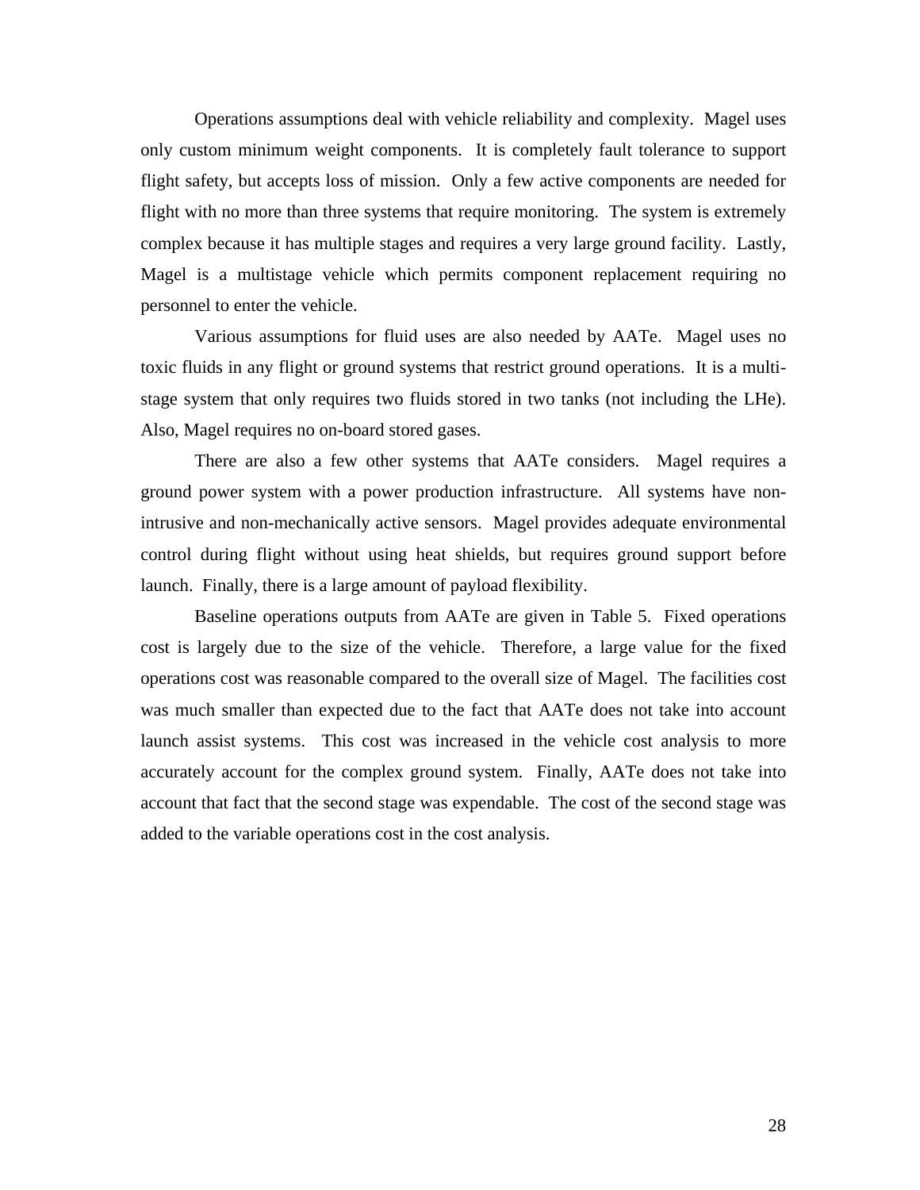Operations assumptions deal with vehicle reliability and complexity. Magel uses only custom minimum weight components. It is completely fault tolerance to support flight safety, but accepts loss of mission. Only a few active components are needed for flight with no more than three systems that require monitoring. The system is extremely complex because it has multiple stages and requires a very large ground facility. Lastly, Magel is a multistage vehicle which permits component replacement requiring no personnel to enter the vehicle.

Various assumptions for fluid uses are also needed by AATe. Magel uses no toxic fluids in any flight or ground systems that restrict ground operations. It is a multi-stage system that only requires two fluids stored in two tanks (not including the LHe). Also, Magel requires no on-board stored gases.

There are also a few other systems that AATe considers. Magel requires a ground power system with a power production infrastructure. All systems have non-intrusive and non-mechanically active sensors. Magel provides adequate environmental control during flight without using heat shields, but requires ground support before launch. Finally, there is a large amount of payload flexibility.

Baseline operations outputs from AATe are given in Table 5. Fixed operations cost is largely due to the size of the vehicle. Therefore, a large value for the fixed operations cost was reasonable compared to the overall size of Magel. The facilities cost was much smaller than expected due to the fact that AATe does not take into account launch assist systems. This cost was increased in the vehicle cost analysis to more accurately account for the complex ground system. Finally, AATe does not take into account that fact that the second stage was expendable. The cost of the second stage was added to the variable operations cost in the cost analysis.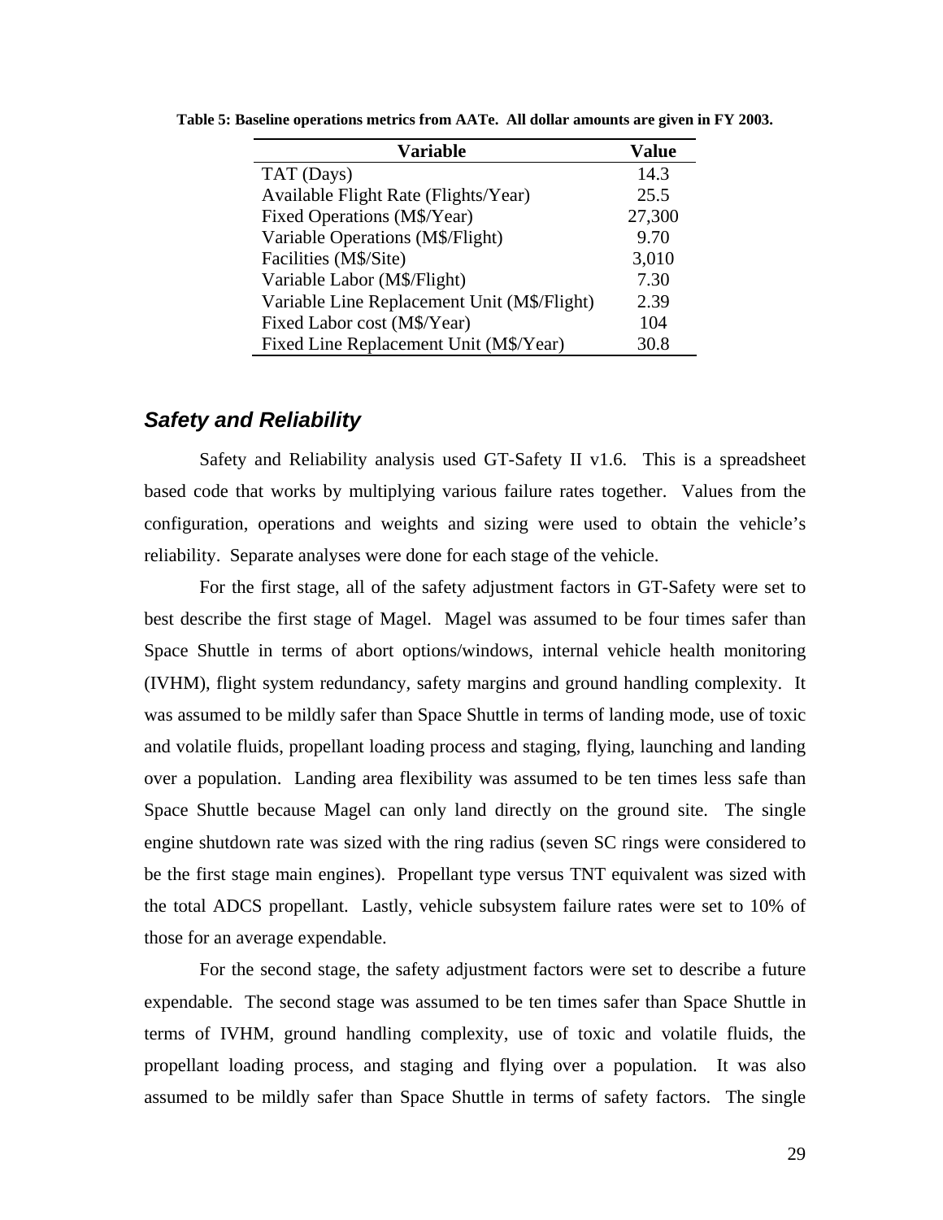**Table 5: Baseline operations metrics from AATe. All dollar amounts are given in FY 2003.**

| Variable | Value |
|---|---|
| TAT (Days) | 14.3 |
| Available Flight Rate (Flights/Year) | 25.5 |
| Fixed Operations (M$/Year) | 27,300 |
| Variable Operations (M$/Flight) | 9.70 |
| Facilities (M$/Site) | 3,010 |
| Variable Labor (M$/Flight) | 7.30 |
| Variable Line Replacement Unit (M$/Flight) | 2.39 |
| Fixed Labor cost (M$/Year) | 104 |
| Fixed Line Replacement Unit (M$/Year) | 30.8 |

### *Safety and Reliability*

Safety and Reliability analysis used GT-Safety II v1.6. This is a spreadsheet based code that works by multiplying various failure rates together. Values from the configuration, operations and weights and sizing were used to obtain the vehicle's reliability. Separate analyses were done for each stage of the vehicle.

For the first stage, all of the safety adjustment factors in GT-Safety were set to best describe the first stage of Magel. Magel was assumed to be four times safer than Space Shuttle in terms of abort options/windows, internal vehicle health monitoring (IVHM), flight system redundancy, safety margins and ground handling complexity. It was assumed to be mildly safer than Space Shuttle in terms of landing mode, use of toxic and volatile fluids, propellant loading process and staging, flying, launching and landing over a population. Landing area flexibility was assumed to be ten times less safe than Space Shuttle because Magel can only land directly on the ground site. The single engine shutdown rate was sized with the ring radius (seven SC rings were considered to be the first stage main engines). Propellant type versus TNT equivalent was sized with the total ADCS propellant. Lastly, vehicle subsystem failure rates were set to 10% of those for an average expendable.

For the second stage, the safety adjustment factors were set to describe a future expendable. The second stage was assumed to be ten times safer than Space Shuttle in terms of IVHM, ground handling complexity, use of toxic and volatile fluids, the propellant loading process, and staging and flying over a population. It was also assumed to be mildly safer than Space Shuttle in terms of safety factors. The single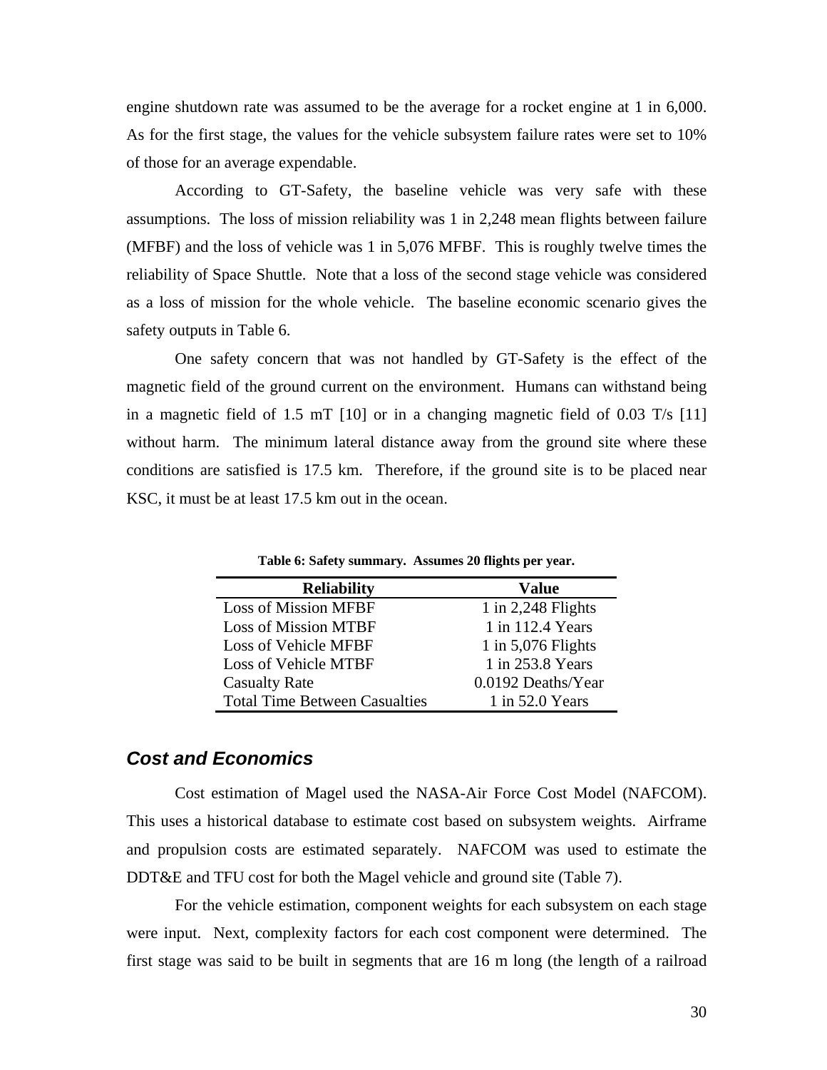engine shutdown rate was assumed to be the average for a rocket engine at 1 in 6,000. As for the first stage, the values for the vehicle subsystem failure rates were set to 10% of those for an average expendable.

According to GT-Safety, the baseline vehicle was very safe with these assumptions. The loss of mission reliability was 1 in 2,248 mean flights between failure (MFBF) and the loss of vehicle was 1 in 5,076 MFBF. This is roughly twelve times the reliability of Space Shuttle. Note that a loss of the second stage vehicle was considered as a loss of mission for the whole vehicle. The baseline economic scenario gives the safety outputs in Table 6.

One safety concern that was not handled by GT-Safety is the effect of the magnetic field of the ground current on the environment. Humans can withstand being in a magnetic field of 1.5 mT [10] or in a changing magnetic field of 0.03 T/s [11] without harm. The minimum lateral distance away from the ground site where these conditions are satisfied is 17.5 km. Therefore, if the ground site is to be placed near KSC, it must be at least 17.5 km out in the ocean.

**Table 6: Safety summary. Assumes 20 flights per year.**

| Reliability | Value |
|---|---|
| Loss of Mission MFBF | 1 in 2,248 Flights |
| Loss of Mission MTBF | 1 in 112.4 Years |
| Loss of Vehicle MFBF | 1 in 5,076 Flights |
| Loss of Vehicle MTBF | 1 in 253.8 Years |
| Casualty Rate | 0.0192 Deaths/Year |
| Total Time Between Casualties | 1 in 52.0 Years |

### *Cost and Economics*

Cost estimation of Magel used the NASA-Air Force Cost Model (NAFCOM). This uses a historical database to estimate cost based on subsystem weights. Airframe and propulsion costs are estimated separately. NAFCOM was used to estimate the DDT&E and TFU cost for both the Magel vehicle and ground site (Table 7).

For the vehicle estimation, component weights for each subsystem on each stage were input. Next, complexity factors for each cost component were determined. The first stage was said to be built in segments that are 16 m long (the length of a railroad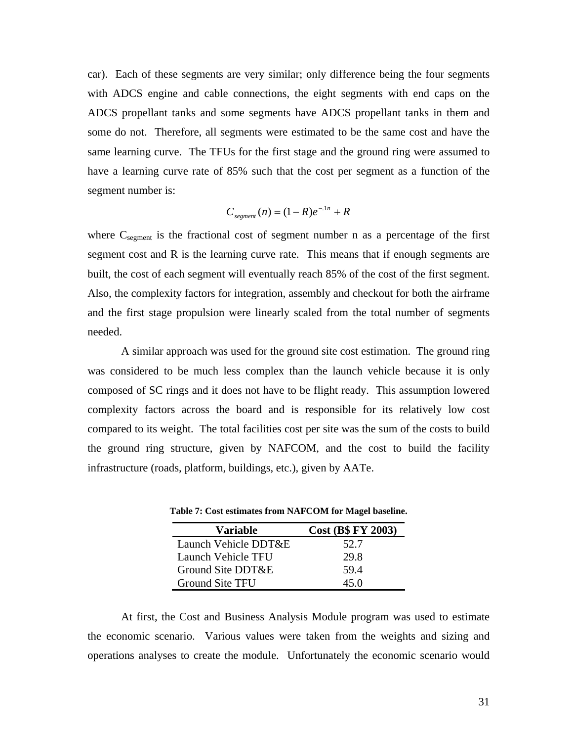car). Each of these segments are very similar; only difference being the four segments with ADCS engine and cable connections, the eight segments with end caps on the ADCS propellant tanks and some segments have ADCS propellant tanks in them and some do not. Therefore, all segments were estimated to be the same cost and have the same learning curve. The TFUs for the first stage and the ground ring were assumed to have a learning curve rate of 85% such that the cost per segment as a function of the segment number is:

$$C_{segment}(n) = (1 - R)e^{-.1n} + R$$

where $C_{segment}$ is the fractional cost of segment number n as a percentage of the first segment cost and R is the learning curve rate. This means that if enough segments are built, the cost of each segment will eventually reach 85% of the cost of the first segment. Also, the complexity factors for integration, assembly and checkout for both the airframe and the first stage propulsion were linearly scaled from the total number of segments needed.

A similar approach was used for the ground site cost estimation. The ground ring was considered to be much less complex than the launch vehicle because it is only composed of SC rings and it does not have to be flight ready. This assumption lowered complexity factors across the board and is responsible for its relatively low cost compared to its weight. The total facilities cost per site was the sum of the costs to build the ground ring structure, given by NAFCOM, and the cost to build the facility infrastructure (roads, platform, buildings, etc.), given by AATe.

**Table 7: Cost estimates from NAFCOM for Magel baseline.**

| Variable | Cost (B$ FY 2003) |
|---|---|
| Launch Vehicle DDT&E | 52.7 |
| Launch Vehicle TFU | 29.8 |
| Ground Site DDT&E | 59.4 |
| Ground Site TFU | 45.0 |

At first, the Cost and Business Analysis Module program was used to estimate the economic scenario. Various values were taken from the weights and sizing and operations analyses to create the module. Unfortunately the economic scenario would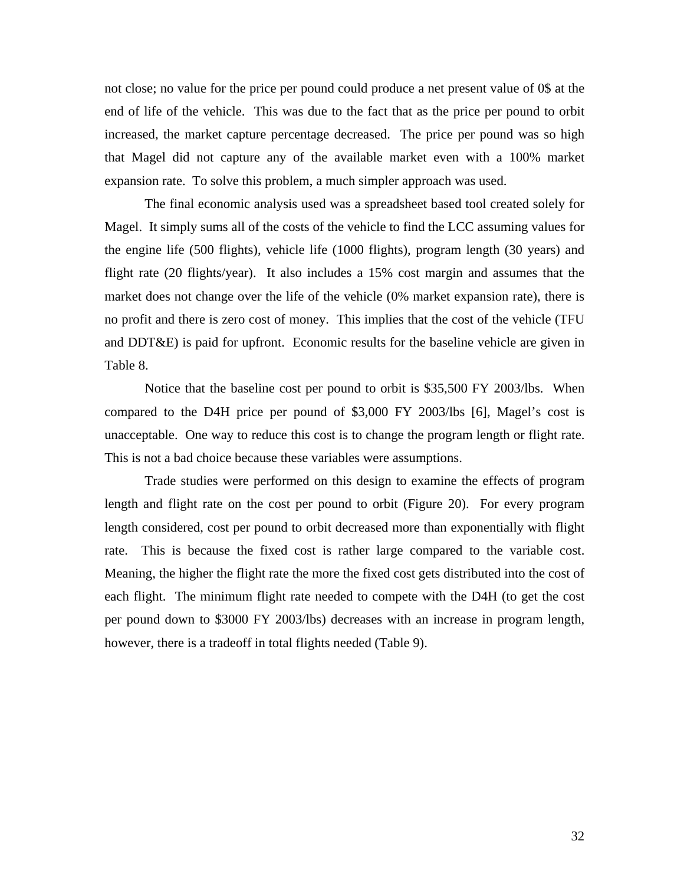not close; no value for the price per pound could produce a net present value of 0$ at the end of life of the vehicle. This was due to the fact that as the price per pound to orbit increased, the market capture percentage decreased. The price per pound was so high that Magel did not capture any of the available market even with a 100% market expansion rate. To solve this problem, a much simpler approach was used.

The final economic analysis used was a spreadsheet based tool created solely for Magel. It simply sums all of the costs of the vehicle to find the LCC assuming values for the engine life (500 flights), vehicle life (1000 flights), program length (30 years) and flight rate (20 flights/year). It also includes a 15% cost margin and assumes that the market does not change over the life of the vehicle (0% market expansion rate), there is no profit and there is zero cost of money. This implies that the cost of the vehicle (TFU and DDT&E) is paid for upfront. Economic results for the baseline vehicle are given in Table 8.

Notice that the baseline cost per pound to orbit is $35,500 FY 2003/lbs. When compared to the D4H price per pound of $3,000 FY 2003/lbs [6], Magel's cost is unacceptable. One way to reduce this cost is to change the program length or flight rate. This is not a bad choice because these variables were assumptions.

Trade studies were performed on this design to examine the effects of program length and flight rate on the cost per pound to orbit (Figure 20). For every program length considered, cost per pound to orbit decreased more than exponentially with flight rate. This is because the fixed cost is rather large compared to the variable cost. Meaning, the higher the flight rate the more the fixed cost gets distributed into the cost of each flight. The minimum flight rate needed to compete with the D4H (to get the cost per pound down to $3000 FY 2003/lbs) decreases with an increase in program length, however, there is a tradeoff in total flights needed (Table 9).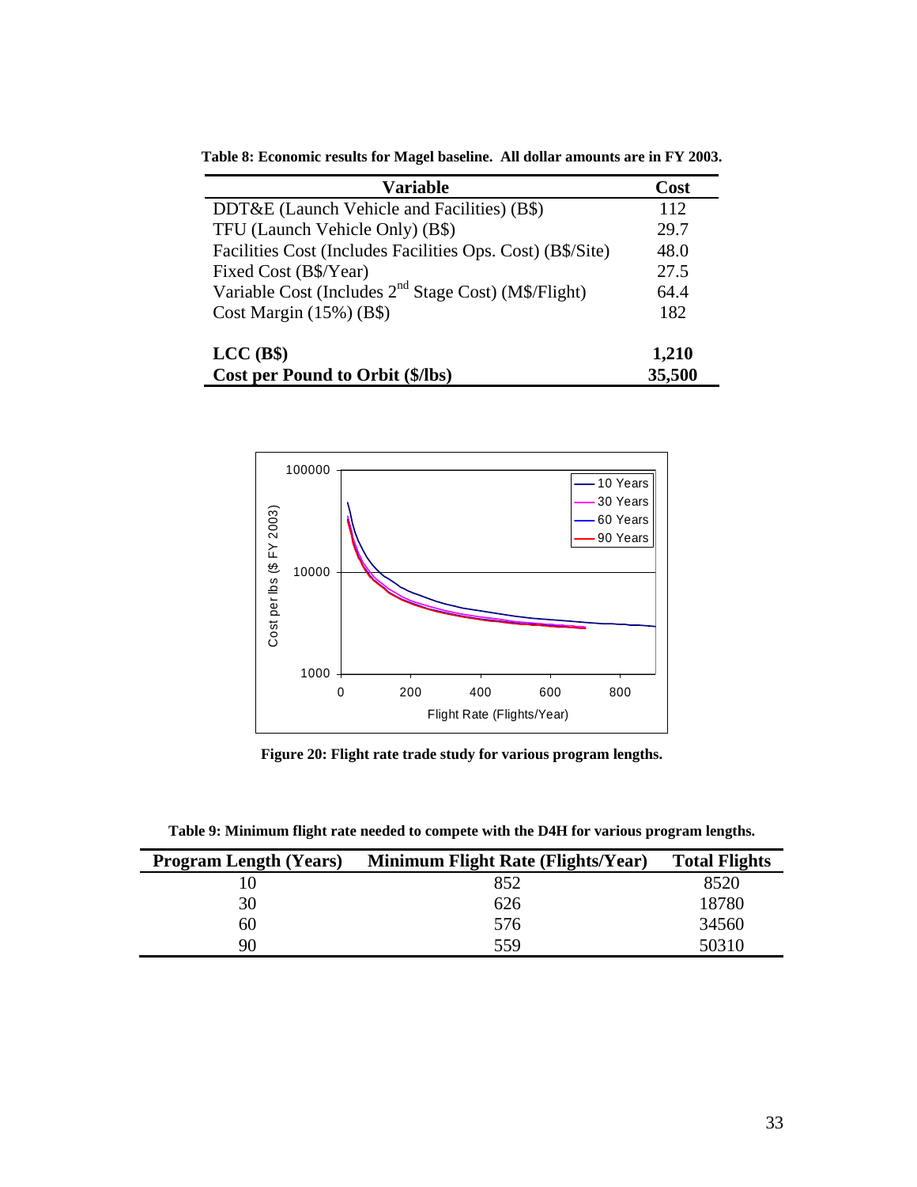**Table 8: Economic results for Magel baseline. All dollar amounts are in FY 2003.**

| Variable | Cost |
|---|---|
| DDT&E (Launch Vehicle and Facilities) (B$) | 112 |
| TFU (Launch Vehicle Only) (B$) | 29.7 |
| Facilities Cost (Includes Facilities Ops. Cost) (B$/Site) | 48.0 |
| Fixed Cost (B$/Year) | 27.5 |
| Variable Cost (Includes $2^{nd}$ Stage Cost) (M$/Flight) | 64.4 |
| Cost Margin (15%) (B$) | 182 |
| **LCC (B$)** | **1,210** |
| **Cost per Pound to Orbit ($/lbs)** | **35,500** |

**Figure 20: Flight rate trade study for various program lengths.**

**Table 9: Minimum flight rate needed to compete with the D4H for various program lengths.**

| Program Length (Years) | Minimum Flight Rate (Flights/Year) | Total Flights |
|---|---|---|
| 10 | 852 | 8520 |
| 30 | 626 | 18780 |
| 60 | 576 | 34560 |
| 90 | 559 | 50310 |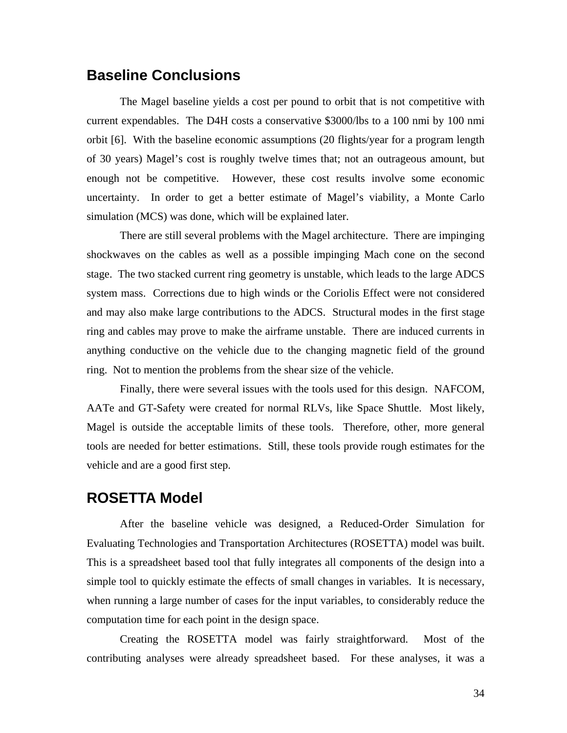## Baseline Conclusions

The Magel baseline yields a cost per pound to orbit that is not competitive with current expendables. The D4H costs a conservative \$3000/lbs to a 100 nmi by 100 nmi orbit [6]. With the baseline economic assumptions (20 flights/year for a program length of 30 years) Magel's cost is roughly twelve times that; not an outrageous amount, but enough not be competitive. However, these cost results involve some economic uncertainty. In order to get a better estimate of Magel's viability, a Monte Carlo simulation (MCS) was done, which will be explained later.

There are still several problems with the Magel architecture. There are impinging shockwaves on the cables as well as a possible impinging Mach cone on the second stage. The two stacked current ring geometry is unstable, which leads to the large ADCS system mass. Corrections due to high winds or the Coriolis Effect were not considered and may also make large contributions to the ADCS. Structural modes in the first stage ring and cables may prove to make the airframe unstable. There are induced currents in anything conductive on the vehicle due to the changing magnetic field of the ground ring. Not to mention the problems from the shear size of the vehicle.

Finally, there were several issues with the tools used for this design. NAFCOM, AATe and GT-Safety were created for normal RLVs, like Space Shuttle. Most likely, Magel is outside the acceptable limits of these tools. Therefore, other, more general tools are needed for better estimations. Still, these tools provide rough estimates for the vehicle and are a good first step.

## ROSETTA Model

After the baseline vehicle was designed, a Reduced-Order Simulation for Evaluating Technologies and Transportation Architectures (ROSETTA) model was built. This is a spreadsheet based tool that fully integrates all components of the design into a simple tool to quickly estimate the effects of small changes in variables. It is necessary, when running a large number of cases for the input variables, to considerably reduce the computation time for each point in the design space.

Creating the ROSETTA model was fairly straightforward. Most of the contributing analyses were already spreadsheet based. For these analyses, it was a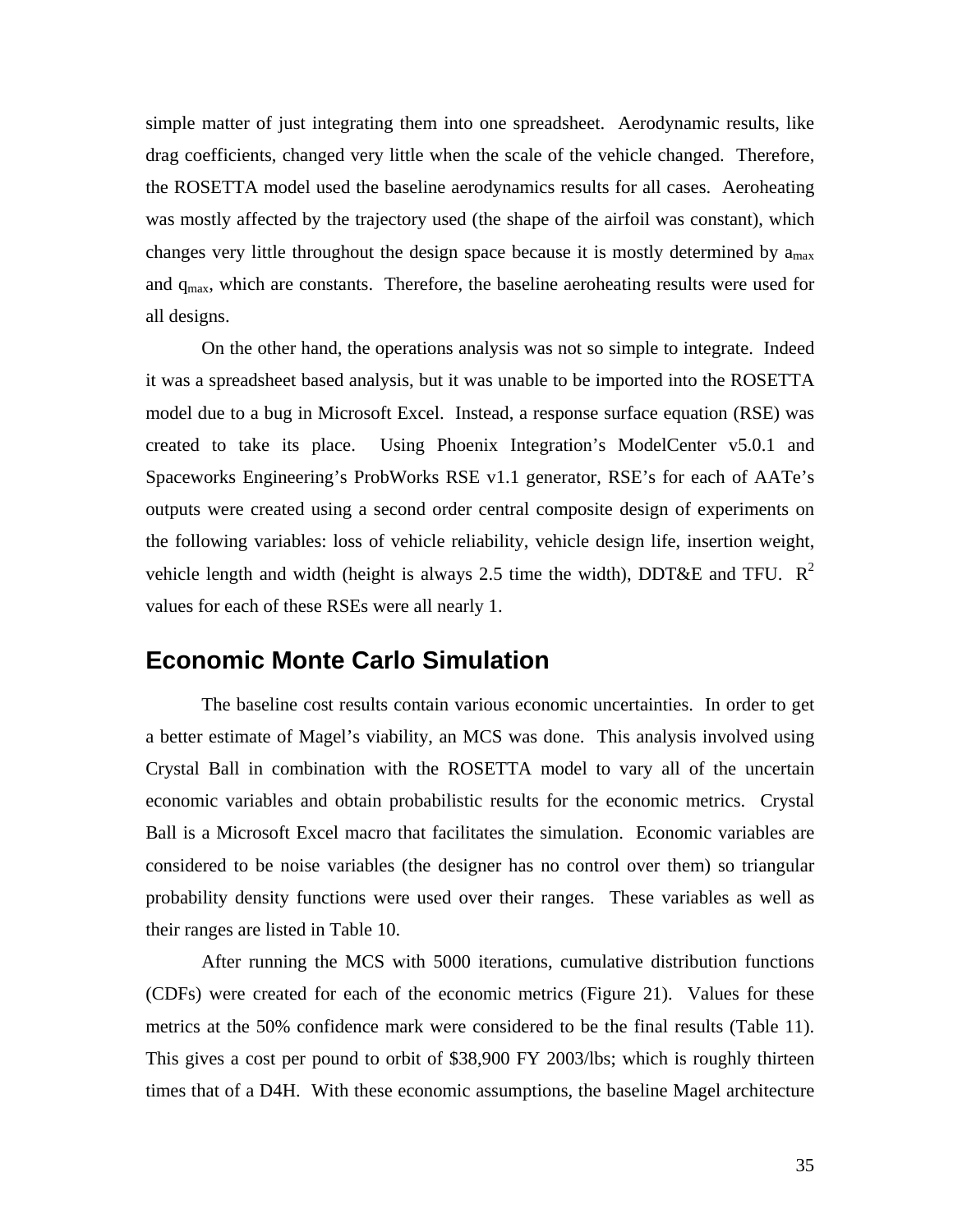simple matter of just integrating them into one spreadsheet. Aerodynamic results, like drag coefficients, changed very little when the scale of the vehicle changed. Therefore, the ROSETTA model used the baseline aerodynamics results for all cases. Aeroheating was mostly affected by the trajectory used (the shape of the airfoil was constant), which changes very little throughout the design space because it is mostly determined by $a_{max}$ and $q_{max}$, which are constants. Therefore, the baseline aeroheating results were used for all designs.

On the other hand, the operations analysis was not so simple to integrate. Indeed it was a spreadsheet based analysis, but it was unable to be imported into the ROSETTA model due to a bug in Microsoft Excel. Instead, a response surface equation (RSE) was created to take its place. Using Phoenix Integration's ModelCenter v5.0.1 and Spaceworks Engineering's ProbWorks RSE v1.1 generator, RSE's for each of AATe's outputs were created using a second order central composite design of experiments on the following variables: loss of vehicle reliability, vehicle design life, insertion weight, vehicle length and width (height is always 2.5 time the width), DDT&E and TFU. $R^2$ values for each of these RSEs were all nearly 1.

## Economic Monte Carlo Simulation

The baseline cost results contain various economic uncertainties. In order to get a better estimate of Magel's viability, an MCS was done. This analysis involved using Crystal Ball in combination with the ROSETTA model to vary all of the uncertain economic variables and obtain probabilistic results for the economic metrics. Crystal Ball is a Microsoft Excel macro that facilitates the simulation. Economic variables are considered to be noise variables (the designer has no control over them) so triangular probability density functions were used over their ranges. These variables as well as their ranges are listed in Table 10.

After running the MCS with 5000 iterations, cumulative distribution functions (CDFs) were created for each of the economic metrics (Figure 21). Values for these metrics at the 50% confidence mark were considered to be the final results (Table 11). This gives a cost per pound to orbit of \$38,900 FY 2003/lbs; which is roughly thirteen times that of a D4H. With these economic assumptions, the baseline Magel architecture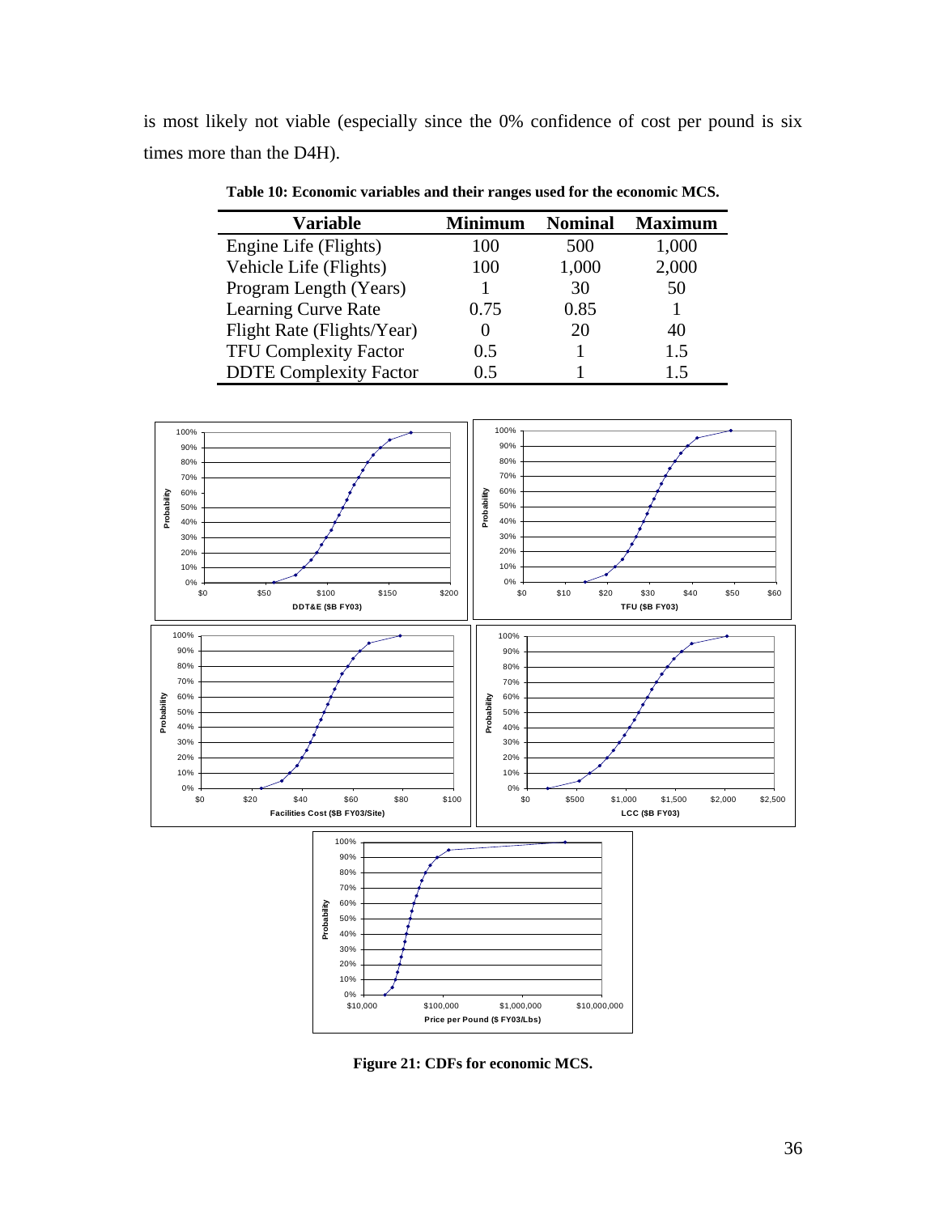is most likely not viable (especially since the 0% confidence of cost per pound is six times more than the D4H).

**Table 10: Economic variables and their ranges used for the economic MCS.**

| Variable | Minimum | Nominal | Maximum |
|---|---|---|---|
| Engine Life (Flights) | 100 | 500 | 1,000 |
| Vehicle Life (Flights) | 100 | 1,000 | 2,000 |
| Program Length (Years) | 1 | 30 | 50 |
| Learning Curve Rate | 0.75 | 0.85 | 1 |
| Flight Rate (Flights/Year) | 0 | 20 | 40 |
| TFU Complexity Factor | 0.5 | 1 | 1.5 |
| DDTE Complexity Factor | 0.5 | 1 | 1.5 |

**Figure 21: CDFs for economic MCS.**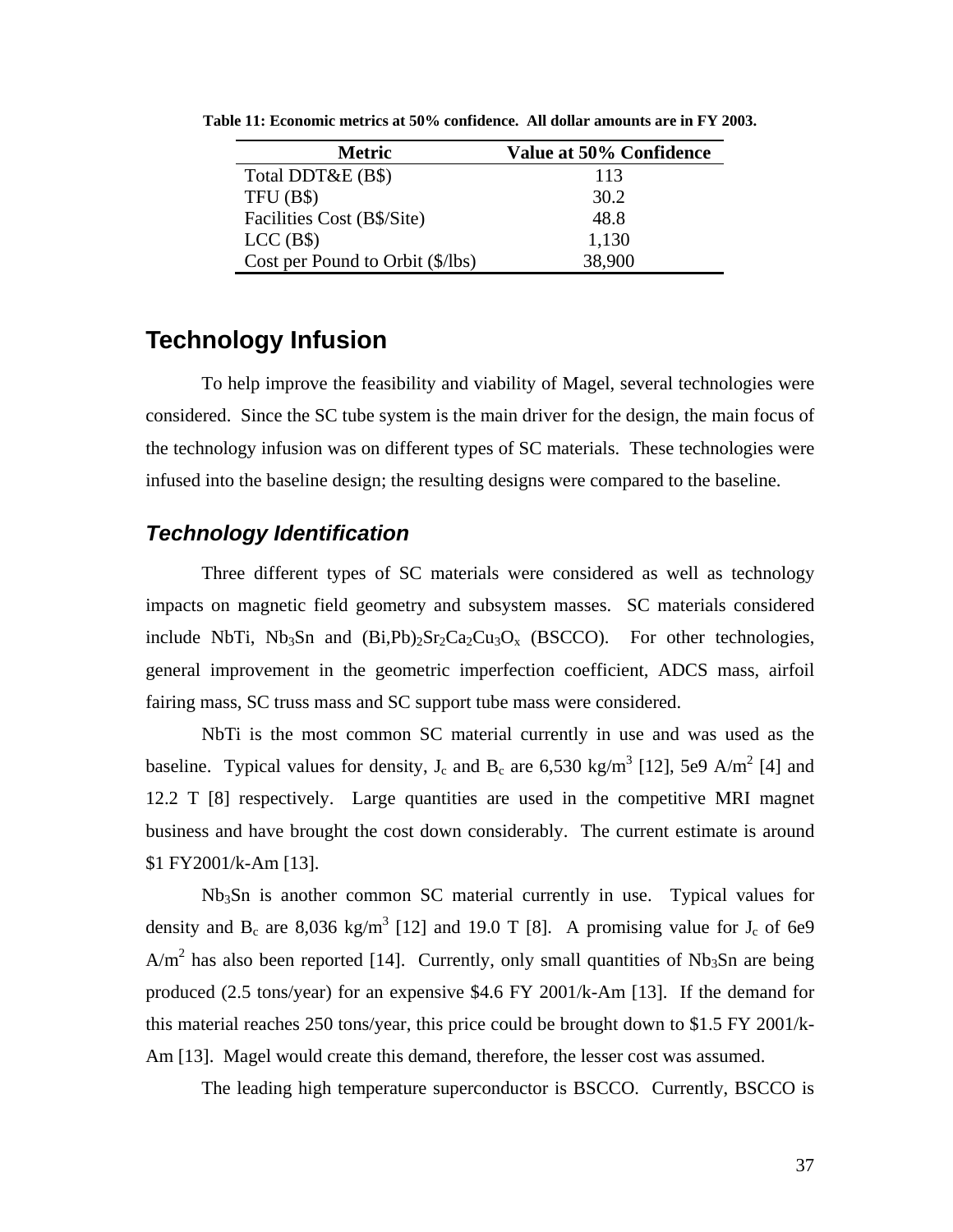**Table 11: Economic metrics at 50% confidence. All dollar amounts are in FY 2003.**

| Metric | Value at 50% Confidence |
|---|---|
| Total DDT&E (B$) | 113 |
| TFU (B$) | 30.2 |
| Facilities Cost (B$/Site) | 48.8 |
| LCC (B$) | 1,130 |
| Cost per Pound to Orbit ($/lbs) | 38,900 |

# Technology Infusion

To help improve the feasibility and viability of Magel, several technologies were considered. Since the SC tube system is the main driver for the design, the main focus of the technology infusion was on different types of SC materials. These technologies were infused into the baseline design; the resulting designs were compared to the baseline.

## *Technology Identification*

Three different types of SC materials were considered as well as technology impacts on magnetic field geometry and subsystem masses. SC materials considered include NbTi, $Nb_3Sn$ and $(Bi,Pb)_2Sr_2Ca_2Cu_3O_x$ (BSCCO). For other technologies, general improvement in the geometric imperfection coefficient, ADCS mass, airfoil fairing mass, SC truss mass and SC support tube mass were considered.

NbTi is the most common SC material currently in use and was used as the baseline. Typical values for density, $J_c$ and $B_c$ are 6,530 kg/m$^3$ [12], 5e9 A/m$^2$ [4] and 12.2 T [8] respectively. Large quantities are used in the competitive MRI magnet business and have brought the cost down considerably. The current estimate is around $1 FY2001/k-Am [13].

$Nb_3Sn$ is another common SC material currently in use. Typical values for density and $B_c$ are 8,036 kg/m$^3$ [12] and 19.0 T [8]. A promising value for $J_c$ of 6e9 A/m$^2$ has also been reported [14]. Currently, only small quantities of $Nb_3Sn$ are being produced (2.5 tons/year) for an expensive $4.6 FY 2001/k-Am [13]. If the demand for this material reaches 250 tons/year, this price could be brought down to $1.5 FY 2001/k-Am [13]. Magel would create this demand, therefore, the lesser cost was assumed.

The leading high temperature superconductor is BSCCO. Currently, BSCCO is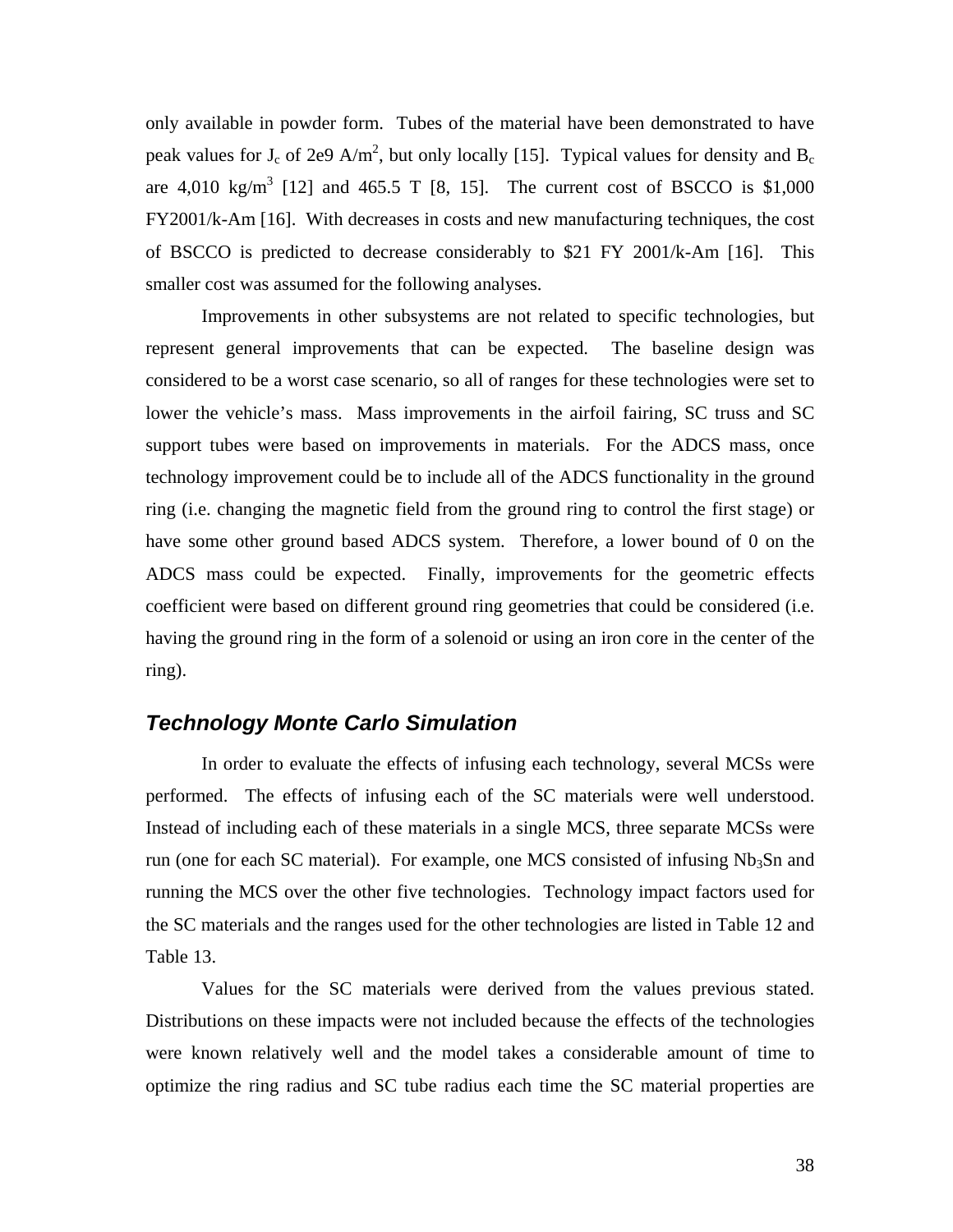only available in powder form. Tubes of the material have been demonstrated to have peak values for $J_c$ of 2e9 A/m$^2$, but only locally [15]. Typical values for density and $B_c$ are 4,010 kg/m$^3$ [12] and 465.5 T [8, 15]. The current cost of BSCCO is $1,000 FY2001/k-Am [16]. With decreases in costs and new manufacturing techniques, the cost of BSCCO is predicted to decrease considerably to $21 FY 2001/k-Am [16]. This smaller cost was assumed for the following analyses.

Improvements in other subsystems are not related to specific technologies, but represent general improvements that can be expected. The baseline design was considered to be a worst case scenario, so all of ranges for these technologies were set to lower the vehicle's mass. Mass improvements in the airfoil fairing, SC truss and SC support tubes were based on improvements in materials. For the ADCS mass, once technology improvement could be to include all of the ADCS functionality in the ground ring (i.e. changing the magnetic field from the ground ring to control the first stage) or have some other ground based ADCS system. Therefore, a lower bound of 0 on the ADCS mass could be expected. Finally, improvements for the geometric effects coefficient were based on different ground ring geometries that could be considered (i.e. having the ground ring in the form of a solenoid or using an iron core in the center of the ring).

### *Technology Monte Carlo Simulation*

In order to evaluate the effects of infusing each technology, several MCSs were performed. The effects of infusing each of the SC materials were well understood. Instead of including each of these materials in a single MCS, three separate MCSs were run (one for each SC material). For example, one MCS consisted of infusing $Nb_3Sn$ and running the MCS over the other five technologies. Technology impact factors used for the SC materials and the ranges used for the other technologies are listed in Table 12 and Table 13.

Values for the SC materials were derived from the values previous stated. Distributions on these impacts were not included because the effects of the technologies were known relatively well and the model takes a considerable amount of time to optimize the ring radius and SC tube radius each time the SC material properties are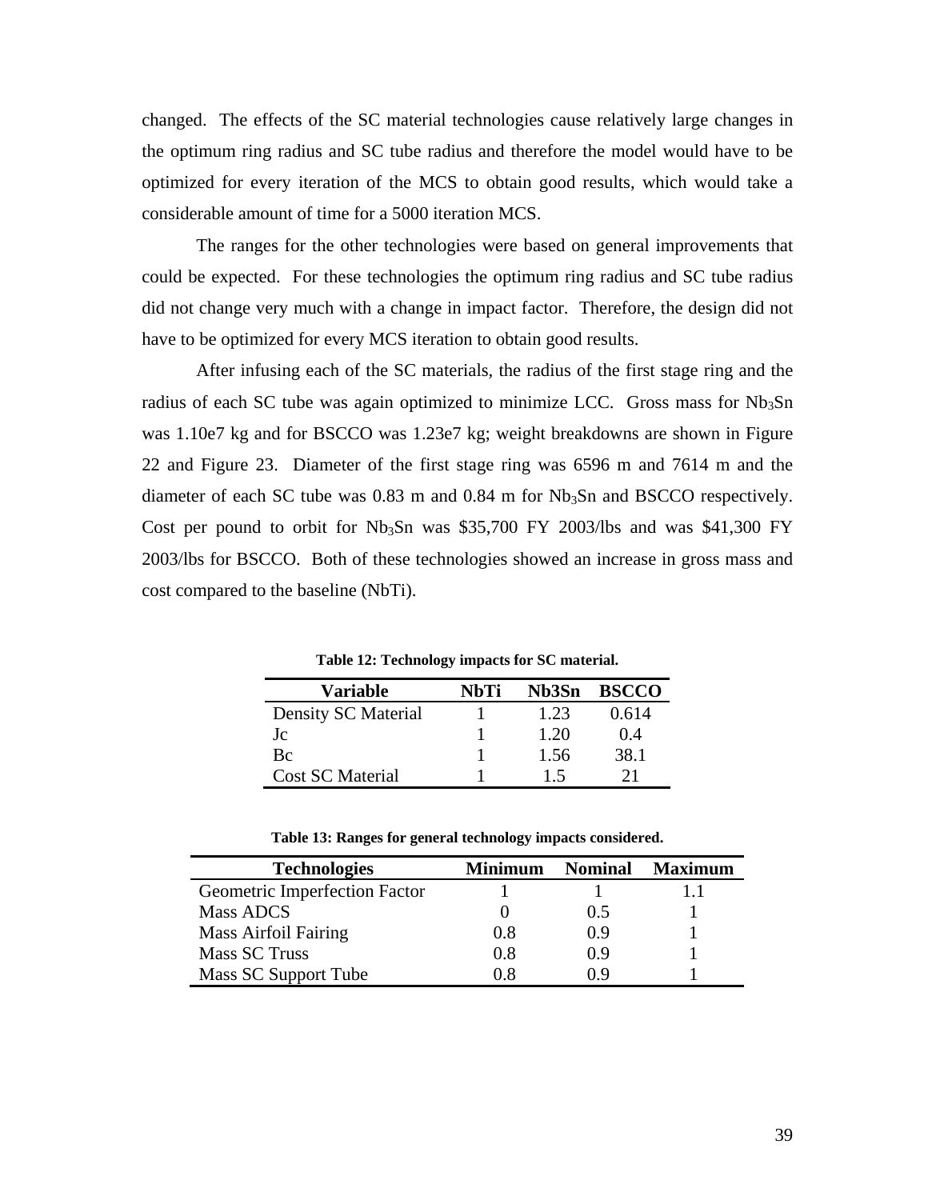changed. The effects of the SC material technologies cause relatively large changes in the optimum ring radius and SC tube radius and therefore the model would have to be optimized for every iteration of the MCS to obtain good results, which would take a considerable amount of time for a 5000 iteration MCS.

The ranges for the other technologies were based on general improvements that could be expected. For these technologies the optimum ring radius and SC tube radius did not change very much with a change in impact factor. Therefore, the design did not have to be optimized for every MCS iteration to obtain good results.

After infusing each of the SC materials, the radius of the first stage ring and the radius of each SC tube was again optimized to minimize LCC. Gross mass for $Nb_3Sn$ was 1.10e7 kg and for BSCCO was 1.23e7 kg; weight breakdowns are shown in Figure 22 and Figure 23. Diameter of the first stage ring was 6596 m and 7614 m and the diameter of each SC tube was 0.83 m and 0.84 m for $Nb_3Sn$ and BSCCO respectively. Cost per pound to orbit for $Nb_3Sn$ was $35,700 FY 2003/lbs and was $41,300 FY 2003/lbs for BSCCO. Both of these technologies showed an increase in gross mass and cost compared to the baseline (NbTi).

**Table 12: Technology impacts for SC material.**

| Variable | NbTi | Nb3Sn | BSCCO |
|---|---|---|---|
| Density SC Material | 1 | 1.23 | 0.614 |
| Jc | 1 | 1.20 | 0.4 |
| Bc | 1 | 1.56 | 38.1 |
| Cost SC Material | 1 | 1.5 | 21 |

**Table 13: Ranges for general technology impacts considered.**

| Technologies | Minimum | Nominal | Maximum |
|---|---|---|---|
| Geometric Imperfection Factor | 1 | 1 | 1.1 |
| Mass ADCS | 0 | 0.5 | 1 |
| Mass Airfoil Fairing | 0.8 | 0.9 | 1 |
| Mass SC Truss | 0.8 | 0.9 | 1 |
| Mass SC Support Tube | 0.8 | 0.9 | 1 |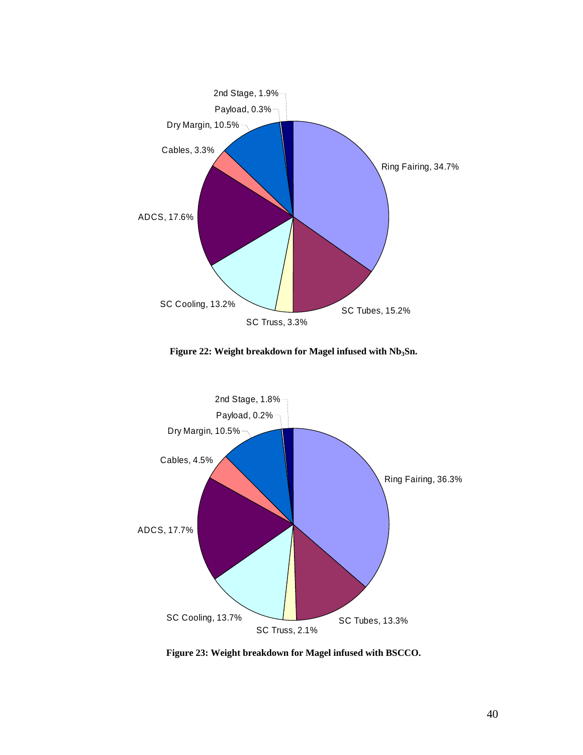**Figure 22: Weight breakdown for Magel infused with $Nb_3Sn$.**

**Figure 23: Weight breakdown for Magel infused with BSCCO.**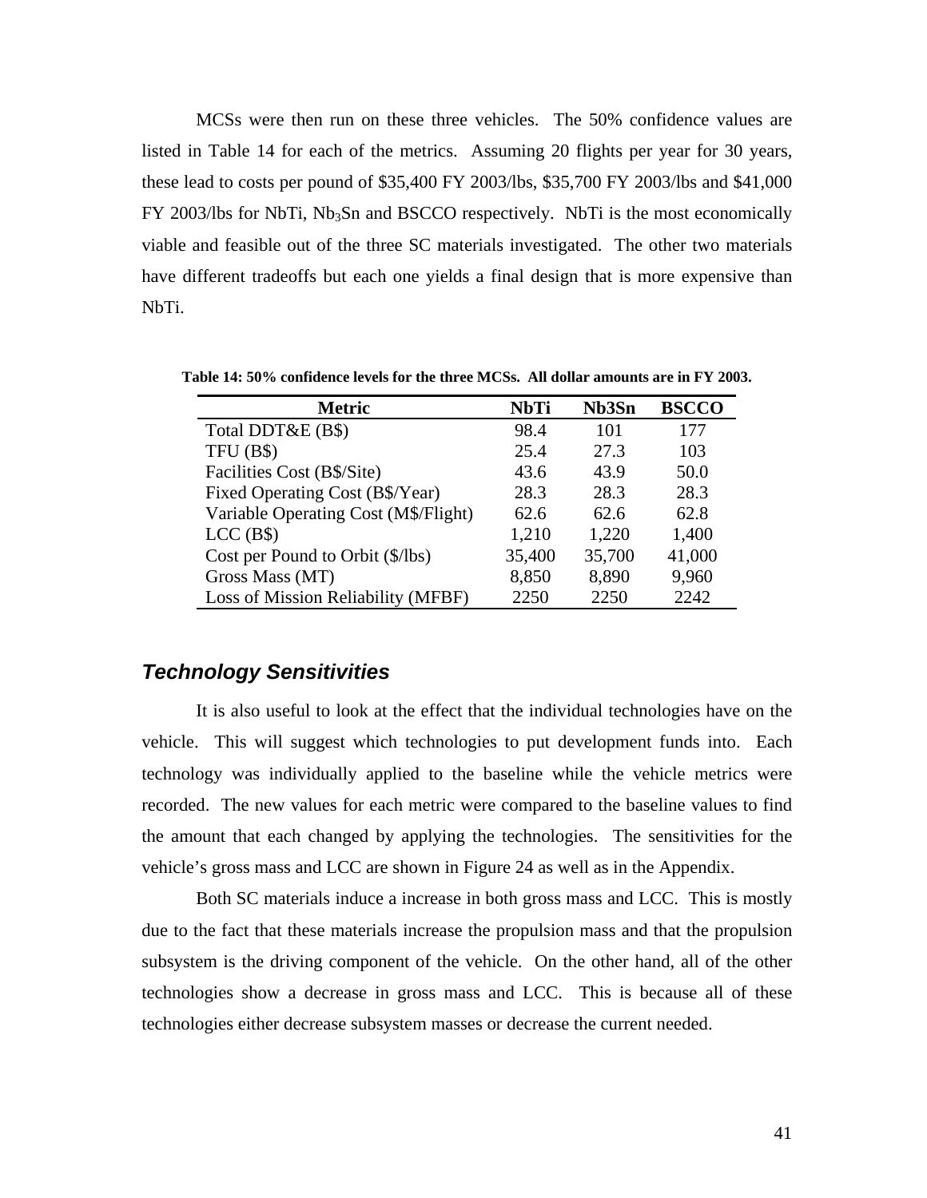MCSs were then run on these three vehicles. The 50% confidence values are listed in Table 14 for each of the metrics. Assuming 20 flights per year for 30 years, these lead to costs per pound of $35,400 FY 2003/lbs, $35,700 FY 2003/lbs and $41,000 FY 2003/lbs for NbTi, $Nb_3Sn$ and BSCCO respectively. NbTi is the most economically viable and feasible out of the three SC materials investigated. The other two materials have different tradeoffs but each one yields a final design that is more expensive than NbTi.

**Table 14: 50% confidence levels for the three MCSs. All dollar amounts are in FY 2003.**

| Metric | NbTi | Nb3Sn | BSCCO |
|---|---|---|---|
| Total DDT&E (B$) | 98.4 | 101 | 177 |
| TFU (B$) | 25.4 | 27.3 | 103 |
| Facilities Cost (B$/Site) | 43.6 | 43.9 | 50.0 |
| Fixed Operating Cost (B$/Year) | 28.3 | 28.3 | 28.3 |
| Variable Operating Cost (M$/Flight) | 62.6 | 62.6 | 62.8 |
| LCC (B$) | 1,210 | 1,220 | 1,400 |
| Cost per Pound to Orbit ($/lbs) | 35,400 | 35,700 | 41,000 |
| Gross Mass (MT) | 8,850 | 8,890 | 9,960 |
| Loss of Mission Reliability (MFBF) | 2250 | 2250 | 2242 |

## *Technology Sensitivities*

It is also useful to look at the effect that the individual technologies have on the vehicle. This will suggest which technologies to put development funds into. Each technology was individually applied to the baseline while the vehicle metrics were recorded. The new values for each metric were compared to the baseline values to find the amount that each changed by applying the technologies. The sensitivities for the vehicle's gross mass and LCC are shown in Figure 24 as well as in the Appendix.

Both SC materials induce a increase in both gross mass and LCC. This is mostly due to the fact that these materials increase the propulsion mass and that the propulsion subsystem is the driving component of the vehicle. On the other hand, all of the other technologies show a decrease in gross mass and LCC. This is because all of these technologies either decrease subsystem masses or decrease the current needed.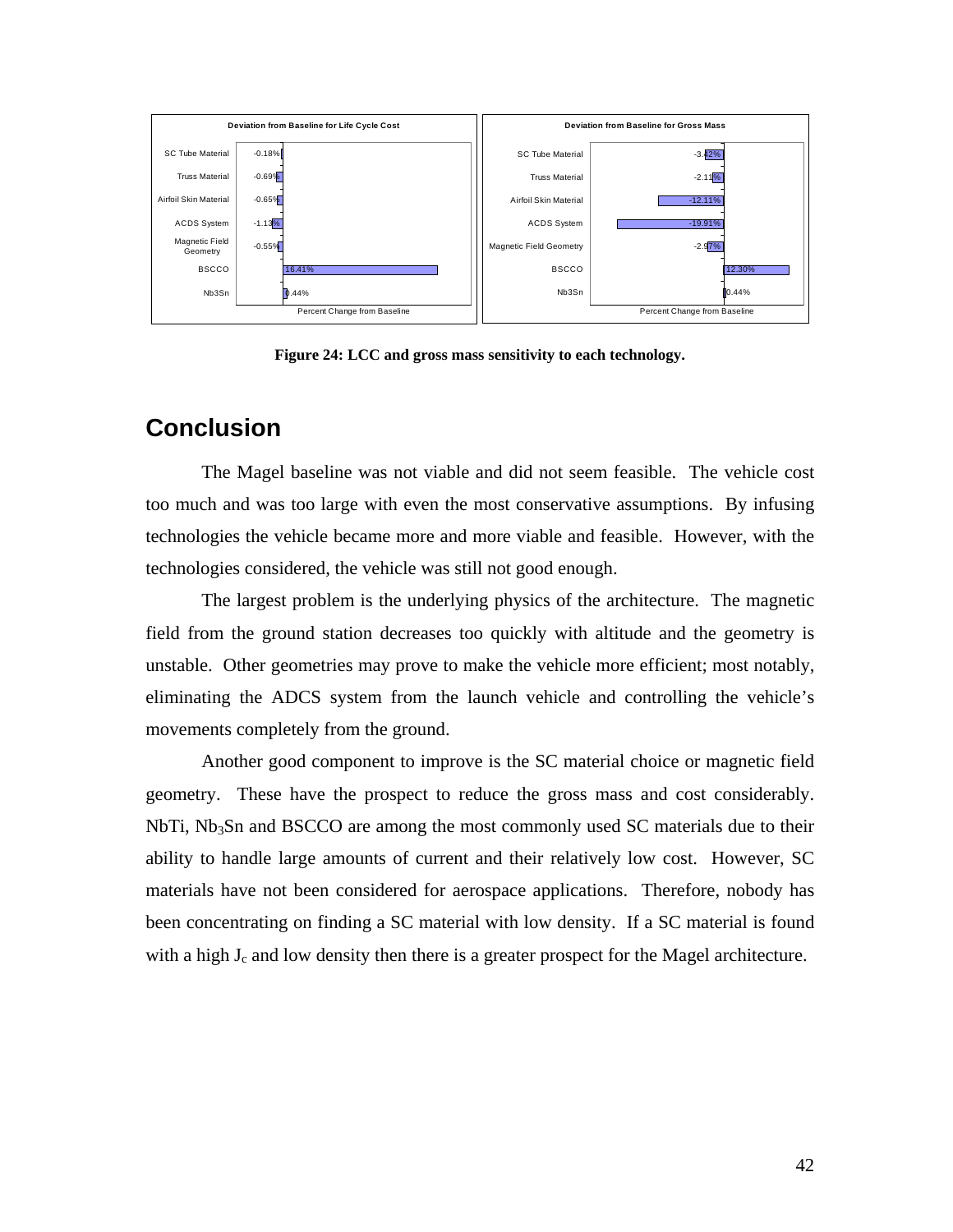**Deviation from Baseline for Life Cycle Cost**

| Technology | Percent Change from Baseline |
|---|---|
| SC Tube Material | -0.18% |
| Truss Material | -0.69% |
| Airfoil Skin Material | -0.65% |
| ACDS System | -1.13% |
| Magnetic Field Geometry | -0.55% |
| BSCCO | 16.41% |
| Nb3Sn | 0.44% |

**Deviation from Baseline for Gross Mass**

| Technology | Percent Change from Baseline |
|---|---|
| SC Tube Material | -3.42% |
| Truss Material | -2.11% |
| Airfoil Skin Material | -12.11% |
| ACDS System | -19.91% |
| Magnetic Field Geometry | -2.97% |
| BSCCO | 12.30% |
| Nb3Sn | 0.44% |

**Figure 24: LCC and gross mass sensitivity to each technology.**

## Conclusion

The Magel baseline was not viable and did not seem feasible. The vehicle cost too much and was too large with even the most conservative assumptions. By infusing technologies the vehicle became more and more viable and feasible. However, with the technologies considered, the vehicle was still not good enough.

The largest problem is the underlying physics of the architecture. The magnetic field from the ground station decreases too quickly with altitude and the geometry is unstable. Other geometries may prove to make the vehicle more efficient; most notably, eliminating the ADCS system from the launch vehicle and controlling the vehicle's movements completely from the ground.

Another good component to improve is the SC material choice or magnetic field geometry. These have the prospect to reduce the gross mass and cost considerably. NbTi, $Nb_3Sn$ and BSCCO are among the most commonly used SC materials due to their ability to handle large amounts of current and their relatively low cost. However, SC materials have not been considered for aerospace applications. Therefore, nobody has been concentrating on finding a SC material with low density. If a SC material is found with a high $J_c$ and low density then there is a greater prospect for the Magel architecture.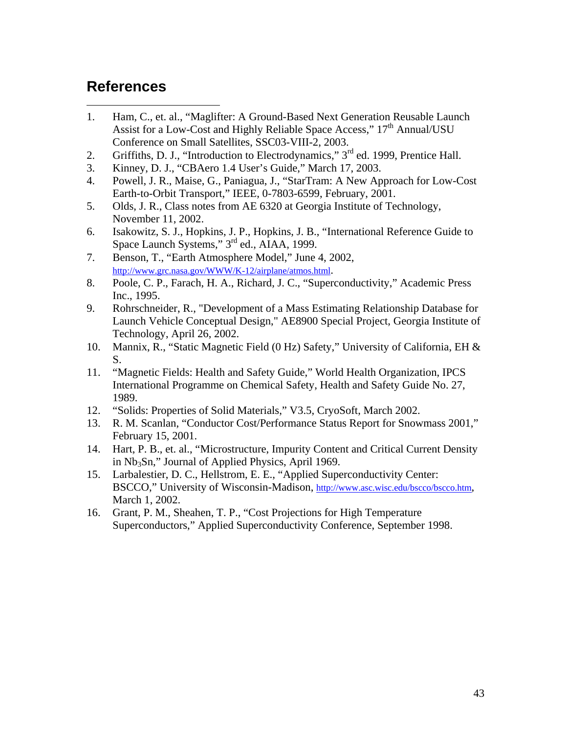## References

1. Ham, C., et. al., "Maglifter: A Ground-Based Next Generation Reusable Launch Assist for a Low-Cost and Highly Reliable Space Access," 17th Annual/USU Conference on Small Satellites, SSC03-VIII-2, 2003.
2. Griffiths, D. J., "Introduction to Electrodynamics," 3rd ed. 1999, Prentice Hall.
3. Kinney, D. J., "CBAero 1.4 User's Guide," March 17, 2003.
4. Powell, J. R., Maise, G., Paniagua, J., "StarTram: A New Approach for Low-Cost Earth-to-Orbit Transport," IEEE, 0-7803-6599, February, 2001.
5. Olds, J. R., Class notes from AE 6320 at Georgia Institute of Technology, November 11, 2002.
6. Isakowitz, S. J., Hopkins, J. P., Hopkins, J. B., "International Reference Guide to Space Launch Systems," 3rd ed., AIAA, 1999.
7. Benson, T., "Earth Atmosphere Model," June 4, 2002, http://www.grc.nasa.gov/WWW/K-12/airplane/atmos.html.
8. Poole, C. P., Farach, H. A., Richard, J. C., "Superconductivity," Academic Press Inc., 1995.
9. Rohrschneider, R., "Development of a Mass Estimating Relationship Database for Launch Vehicle Conceptual Design," AE8900 Special Project, Georgia Institute of Technology, April 26, 2002.
10. Mannix, R., "Static Magnetic Field (0 Hz) Safety," University of California, EH & S.
11. "Magnetic Fields: Health and Safety Guide," World Health Organization, IPCS International Programme on Chemical Safety, Health and Safety Guide No. 27, 1989.
12. "Solids: Properties of Solid Materials," V3.5, CryoSoft, March 2002.
13. R. M. Scanlan, "Conductor Cost/Performance Status Report for Snowmass 2001," February 15, 2001.
14. Hart, P. B., et. al., "Microstructure, Impurity Content and Critical Current Density in $Nb_3Sn$," Journal of Applied Physics, April 1969.
15. Larbalestier, D. C., Hellstrom, E. E., "Applied Superconductivity Center: BSCCO," University of Wisconsin-Madison, http://www.asc.wisc.edu/bscco/bscco.htm, March 1, 2002.
16. Grant, P. M., Sheahen, T. P., "Cost Projections for High Temperature Superconductors," Applied Superconductivity Conference, September 1998.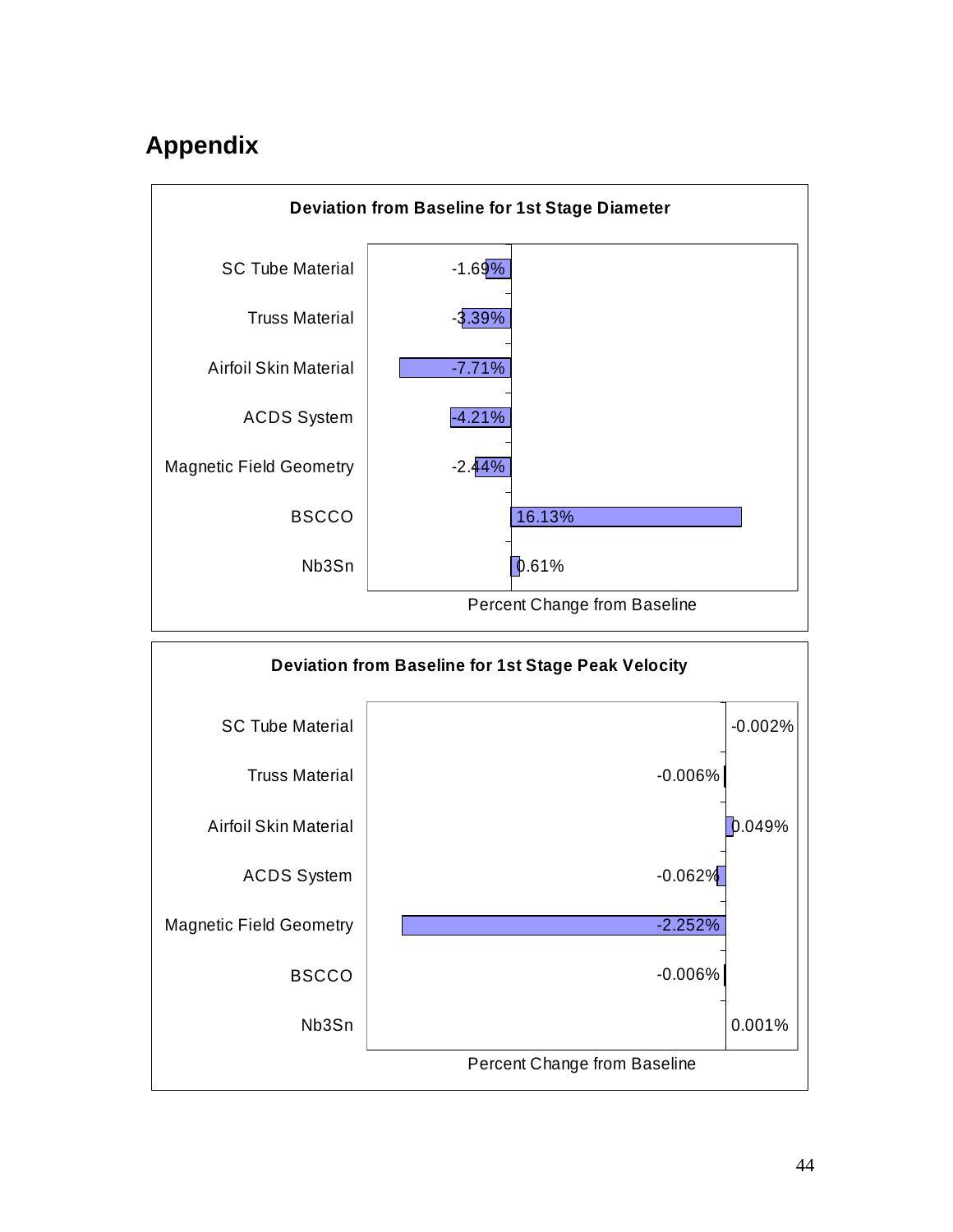## Appendix

**Deviation from Baseline for 1st Stage Diameter**

| | Percent Change from Baseline |
|---|---|
| SC Tube Material | -1.69% |
| Truss Material | -3.39% |
| Airfoil Skin Material | -7.71% |
| ACDS System | -4.21% |
| Magnetic Field Geometry | -2.44% |
| BSCCO | 16.13% |
| Nb3Sn | 0.61% |

**Deviation from Baseline for 1st Stage Peak Velocity**

| | Percent Change from Baseline |
|---|---|
| SC Tube Material | -0.002% |
| Truss Material | -0.006% |
| Airfoil Skin Material | 0.049% |
| ACDS System | -0.062% |
| Magnetic Field Geometry | -2.252% |
| BSCCO | -0.006% |
| Nb3Sn | 0.001% |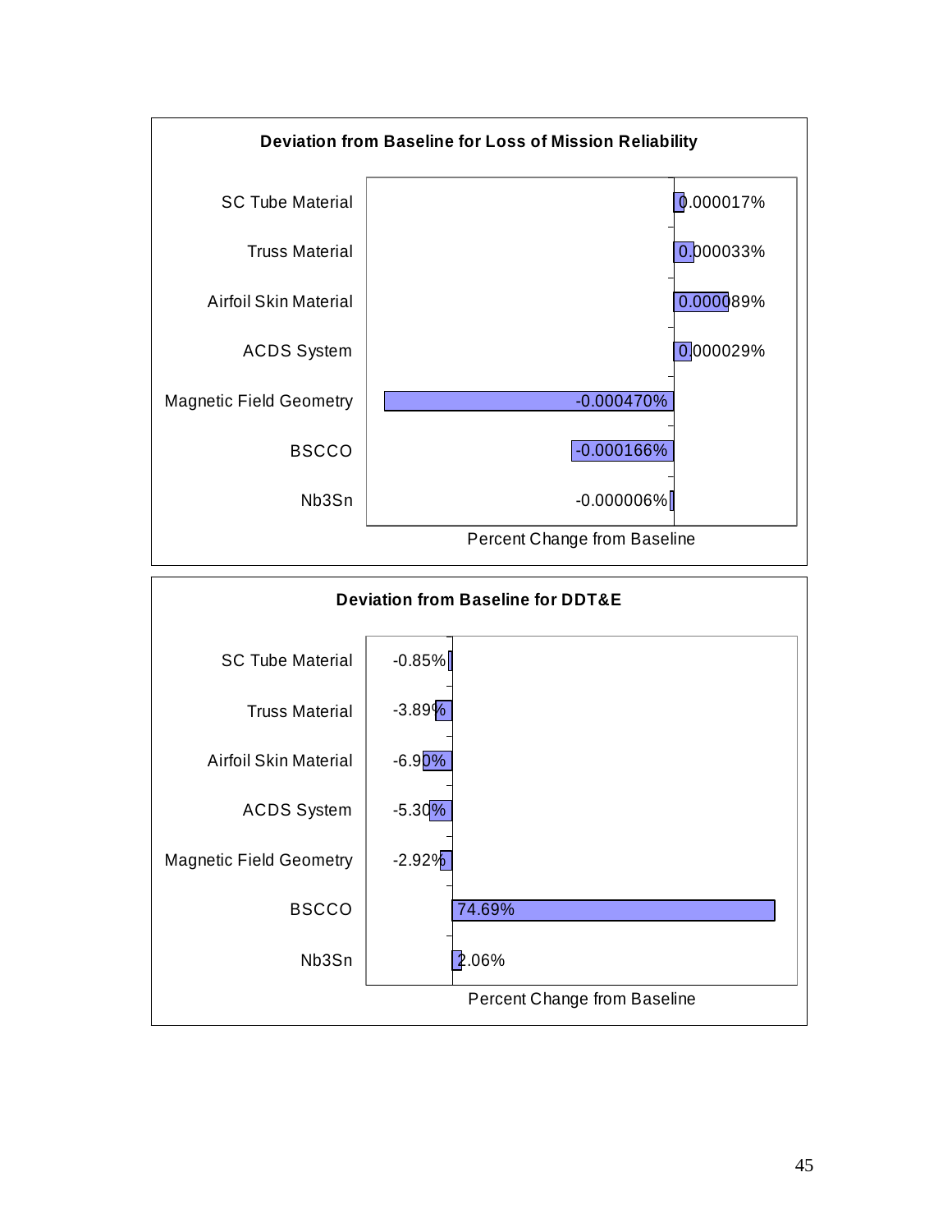**Deviation from Baseline for Loss of Mission Reliability**

| Category | Percent Change from Baseline |
|---|---|
| SC Tube Material | 0.000017% |
| Truss Material | 0.000033% |
| Airfoil Skin Material | 0.000089% |
| ACDS System | 0.000029% |
| Magnetic Field Geometry | -0.000470% |
| BSCCO | -0.000166% |
| Nb3Sn | -0.000006% |

**Deviation from Baseline for DDT&E**

| Category | Percent Change from Baseline |
|---|---|
| SC Tube Material | -0.85% |
| Truss Material | -3.89% |
| Airfoil Skin Material | -6.90% |
| ACDS System | -5.30% |
| Magnetic Field Geometry | -2.92% |
| BSCCO | 74.69% |
| Nb3Sn | 2.06% |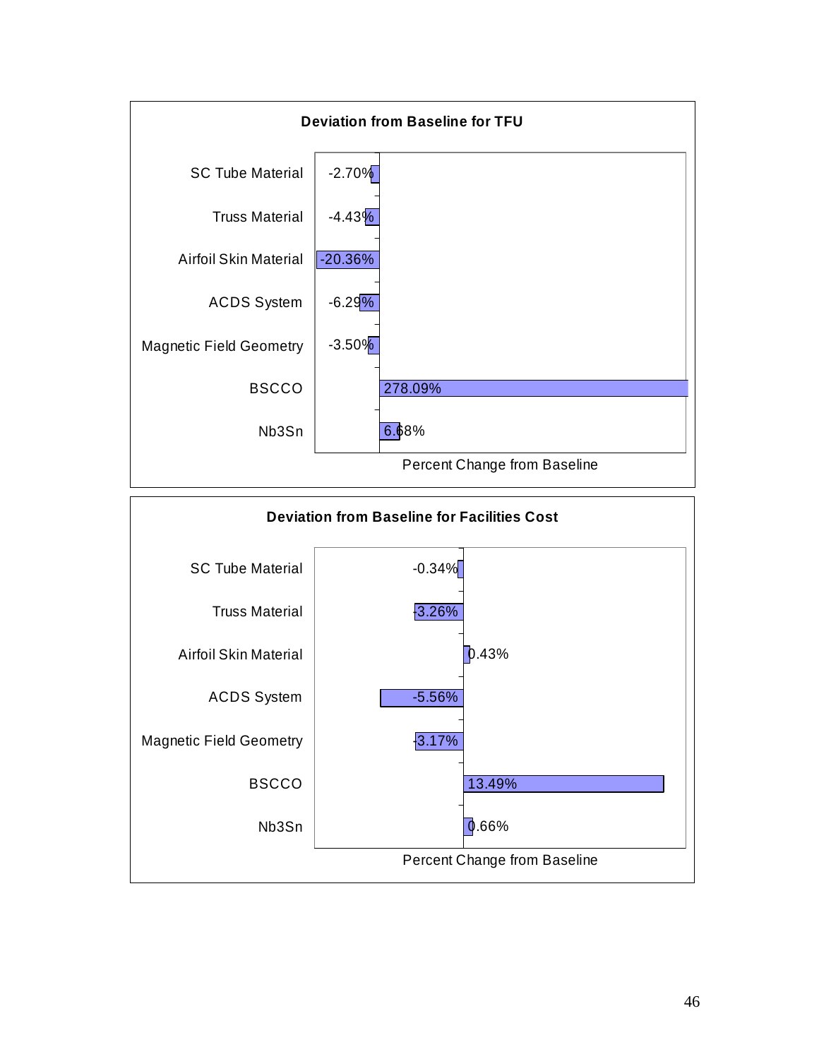**Deviation from Baseline for TFU**

| Parameter | Percent Change from Baseline |
|---|---|
| SC Tube Material | -2.70% |
| Truss Material | -4.43% |
| Airfoil Skin Material | -20.36% |
| ACDS System | -6.29% |
| Magnetic Field Geometry | -3.50% |
| BSCCO | 278.09% |
| Nb3Sn | 6.68% |

**Deviation from Baseline for Facilities Cost**

| Parameter | Percent Change from Baseline |
|---|---|
| SC Tube Material | -0.34% |
| Truss Material | -3.26% |
| Airfoil Skin Material | 0.43% |
| ACDS System | -5.56% |
| Magnetic Field Geometry | -3.17% |
| BSCCO | 13.49% |
| Nb3Sn | 0.66% |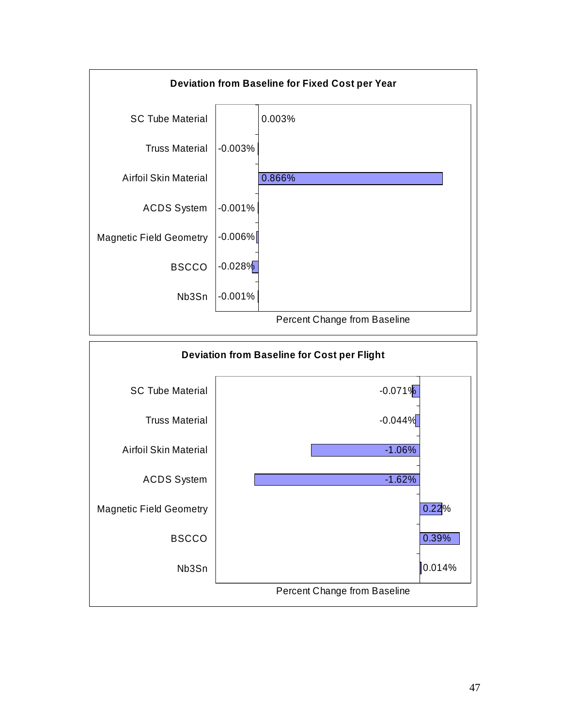**Deviation from Baseline for Fixed Cost per Year**

SC Tube Material 0.003%

Truss Material -0.003%

Airfoil Skin Material 0.866%

ACDS System -0.001%

Magnetic Field Geometry -0.006%

BSCCO -0.028%

Nb3Sn -0.001%

Percent Change from Baseline

**Deviation from Baseline for Cost per Flight**

SC Tube Material -0.071%

Truss Material -0.044%

Airfoil Skin Material -1.06%

ACDS System -1.62%

Magnetic Field Geometry 0.22%

BSCCO 0.39%

Nb3Sn 0.014%

Percent Change from Baseline